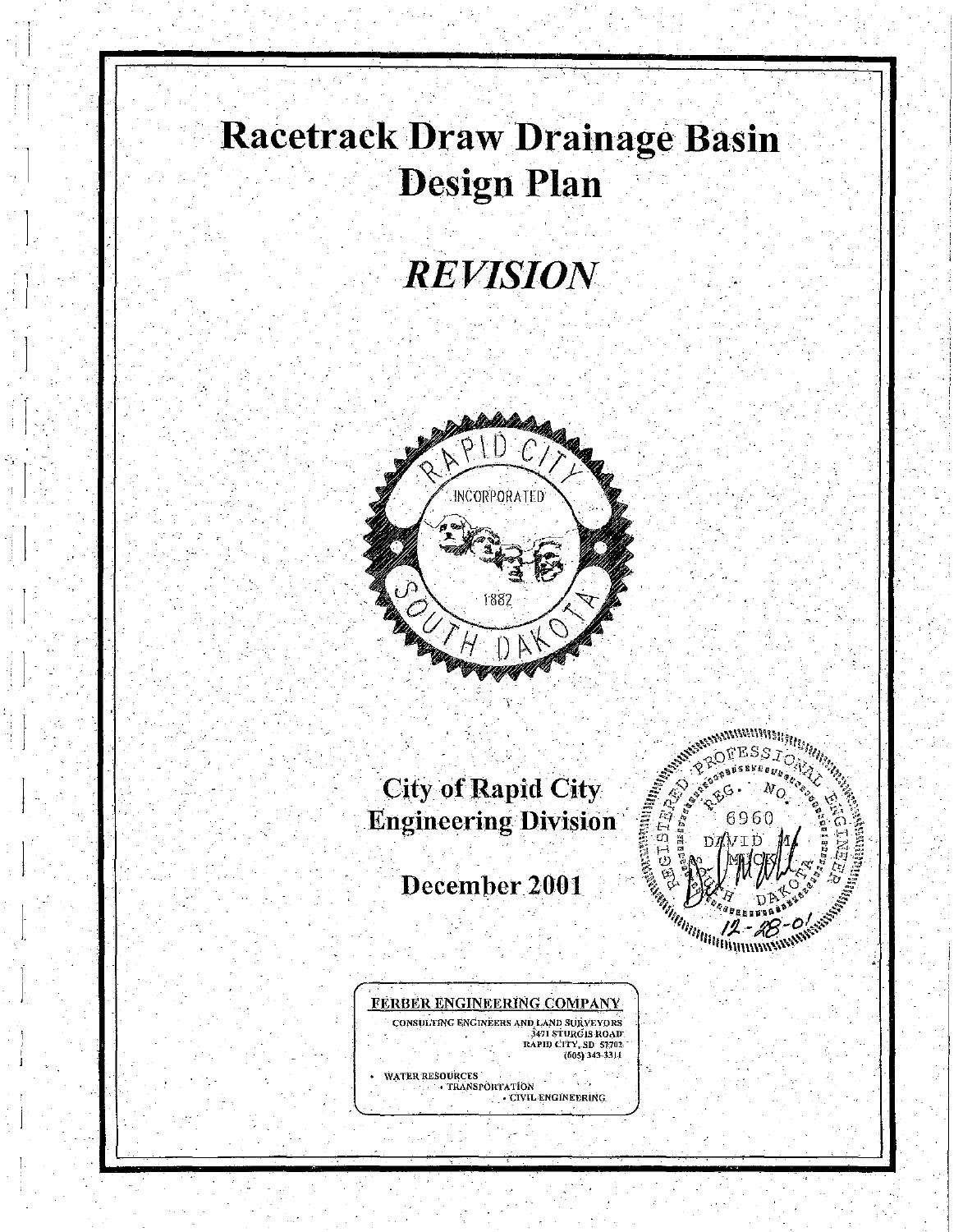# Racetrack Draw Drainage Basin Design Plan

## *REVISION*

## City of Rapid City Engineering Division

## December 2001

**FERBER ENGINEERING COMPANY**

CONSULTING ENGINEERS AND LAND SURVEYORS
3471 STURGIS ROAD
RAPID CITY, SD 57702
(605) 343-3311

- WATER RESOURCES
- TRANSPORTATION
- CIVIL ENGINEERING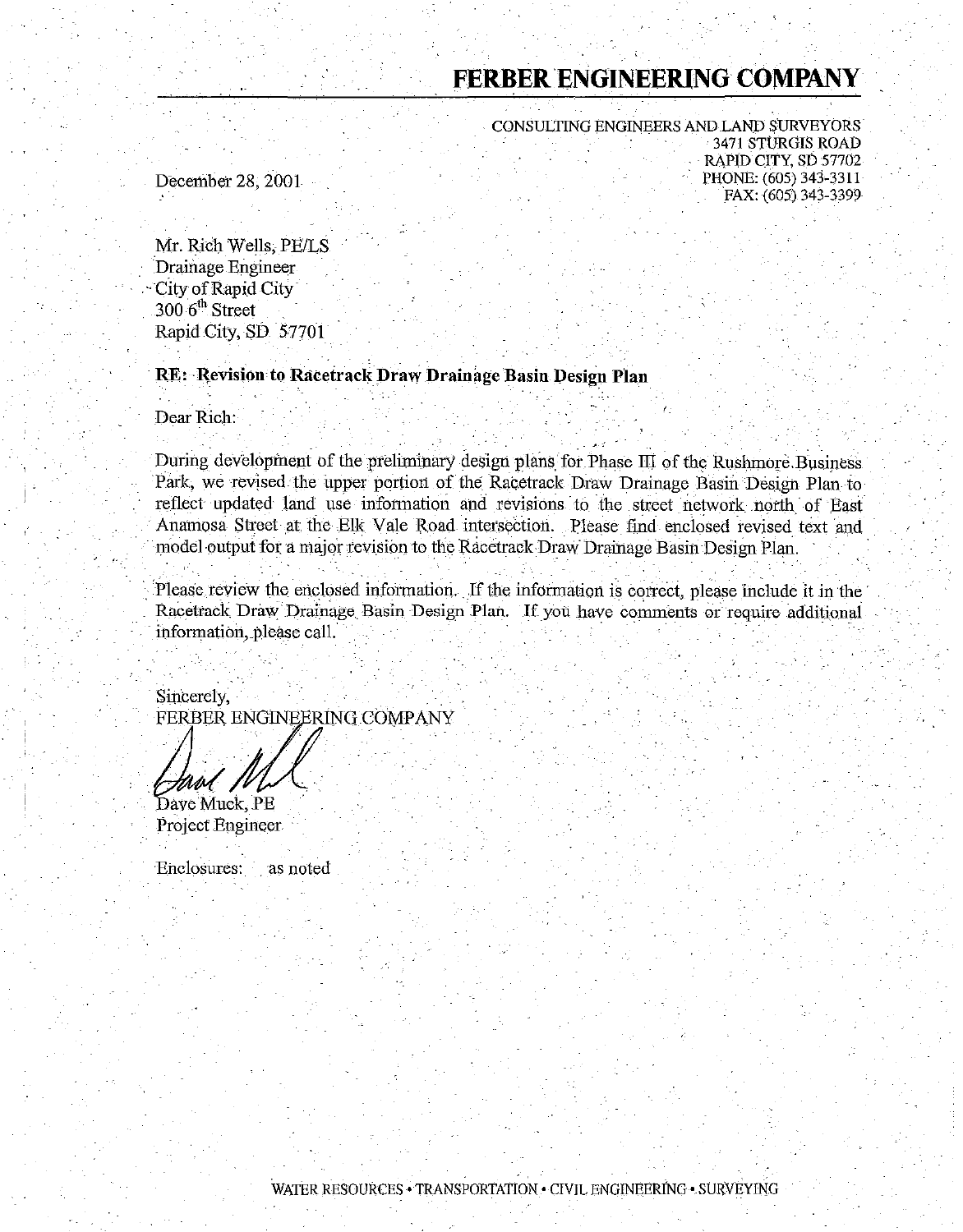# FERBER ENGINEERING COMPANY

CONSULTING ENGINEERS AND LAND SURVEYORS
3471 STURGIS ROAD
RAPID CITY, SD 57702
PHONE: (605) 343-3311
FAX: (605) 343-3399

December 28, 2001

Mr. Rich Wells, PE/LS
Drainage Engineer
City of Rapid City
300 6th Street
Rapid City, SD 57701

**RE: Revision to Racetrack Draw Drainage Basin Design Plan**

Dear Rich:

During development of the preliminary design plans for Phase III of the Rushmore Business Park, we revised the upper portion of the Racetrack Draw Drainage Basin Design Plan to reflect updated land use information and revisions to the street network north of East Anamosa Street at the Elk Vale Road intersection. Please find enclosed revised text and model output for a major revision to the Racetrack Draw Drainage Basin Design Plan.

Please review the enclosed information. If the information is correct, please include it in the Racetrack Draw Drainage Basin Design Plan. If you have comments or require additional information, please call.

Sincerely,
FERBER ENGINEERING COMPANY

Dave Muck, PE
Project Engineer

Enclosures: as noted

WATER RESOURCES • TRANSPORTATION • CIVIL ENGINEERING • SURVEYING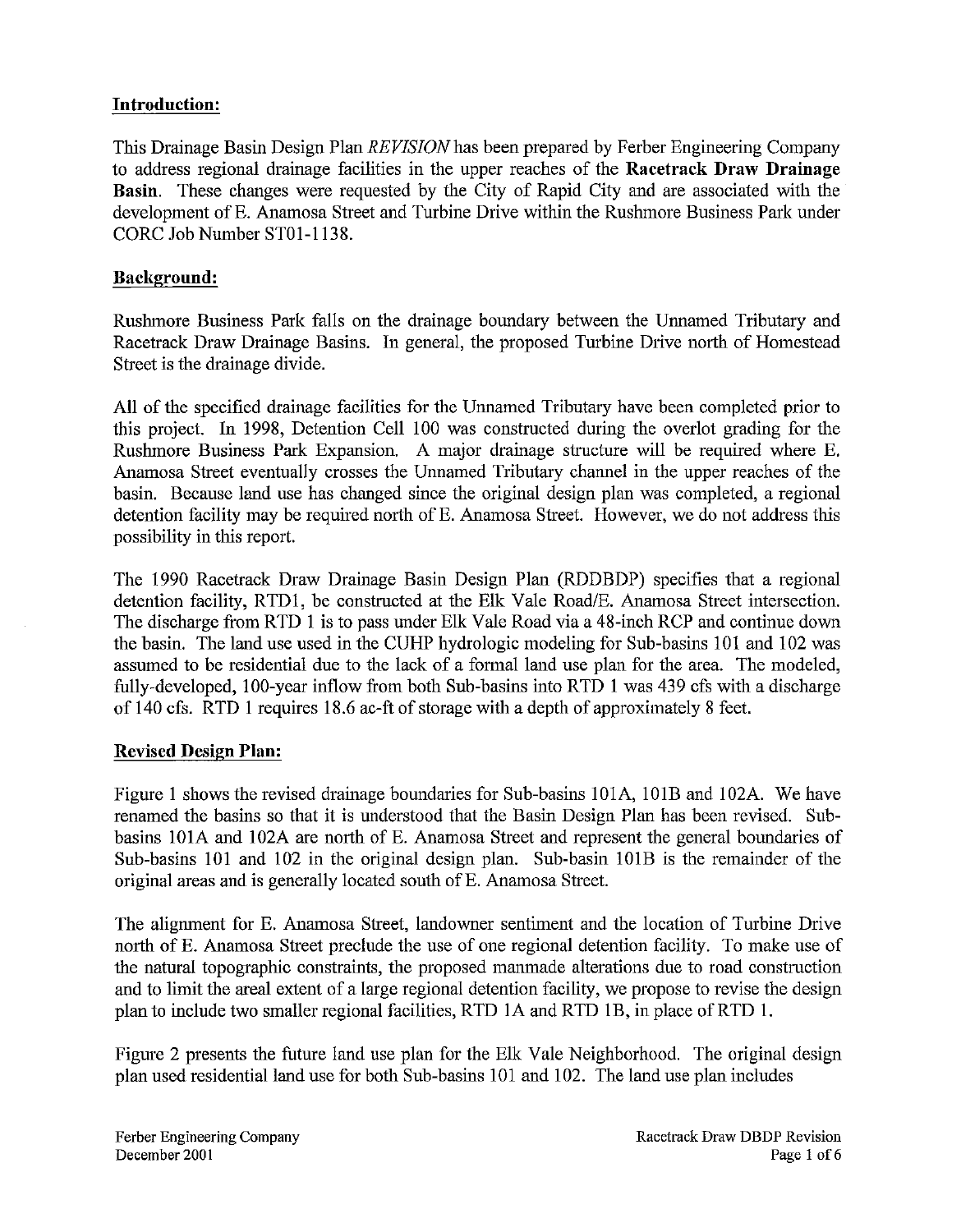## Introduction:

This Drainage Basin Design Plan *REVISION* has been prepared by Ferber Engineering Company to address regional drainage facilities in the upper reaches of the **Racetrack Draw Drainage Basin**. These changes were requested by the City of Rapid City and are associated with the development of E. Anamosa Street and Turbine Drive within the Rushmore Business Park under CORC Job Number ST01-1138.

## Background:

Rushmore Business Park falls on the drainage boundary between the Unnamed Tributary and Racetrack Draw Drainage Basins. In general, the proposed Turbine Drive north of Homestead Street is the drainage divide.

All of the specified drainage facilities for the Unnamed Tributary have been completed prior to this project. In 1998, Detention Cell 100 was constructed during the overlot grading for the Rushmore Business Park Expansion. A major drainage structure will be required where E. Anamosa Street eventually crosses the Unnamed Tributary channel in the upper reaches of the basin. Because land use has changed since the original design plan was completed, a regional detention facility may be required north of E. Anamosa Street. However, we do not address this possibility in this report.

The 1990 Racetrack Draw Drainage Basin Design Plan (RDDBDP) specifies that a regional detention facility, RTD1, be constructed at the Elk Vale Road/E. Anamosa Street intersection. The discharge from RTD 1 is to pass under Elk Vale Road via a 48-inch RCP and continue down the basin. The land use used in the CUHP hydrologic modeling for Sub-basins 101 and 102 was assumed to be residential due to the lack of a formal land use plan for the area. The modeled, fully-developed, 100-year inflow from both Sub-basins into RTD 1 was 439 cfs with a discharge of 140 cfs. RTD 1 requires 18.6 ac-ft of storage with a depth of approximately 8 feet.

## Revised Design Plan:

Figure 1 shows the revised drainage boundaries for Sub-basins 101A, 101B and 102A. We have renamed the basins so that it is understood that the Basin Design Plan has been revised. Sub-basins 101A and 102A are north of E. Anamosa Street and represent the general boundaries of Sub-basins 101 and 102 in the original design plan. Sub-basin 101B is the remainder of the original areas and is generally located south of E. Anamosa Street.

The alignment for E. Anamosa Street, landowner sentiment and the location of Turbine Drive north of E. Anamosa Street preclude the use of one regional detention facility. To make use of the natural topographic constraints, the proposed manmade alterations due to road construction and to limit the areal extent of a large regional detention facility, we propose to revise the design plan to include two smaller regional facilities, RTD 1A and RTD 1B, in place of RTD 1.

Figure 2 presents the future land use plan for the Elk Vale Neighborhood. The original design plan used residential land use for both Sub-basins 101 and 102. The land use plan includes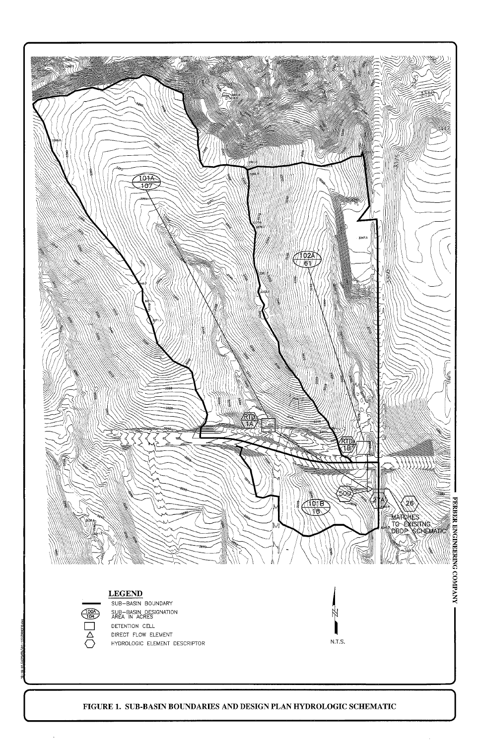101A
107

102A
61

RTD
1A

RTD
1B

509

101B
18

27A

26

MATCHES TO EXISITNG DBDP SCHEMATIC

**LEGEND**

SUB-BASIN BOUNDARY

100A / 104 — SUB-BASIN DESIGNATION / AREA IN ACRES

DETENTION CELL

DIRECT FLOW ELEMENT

HYDROLOGIC ELEMENT DESCRIPTOR

N

N.T.S.

FERBER ENGINEERING COMPANY

**FIGURE 1. SUB-BASIN BOUNDARIES AND DESIGN PLAN HYDROLOGIC SCHEMATIC**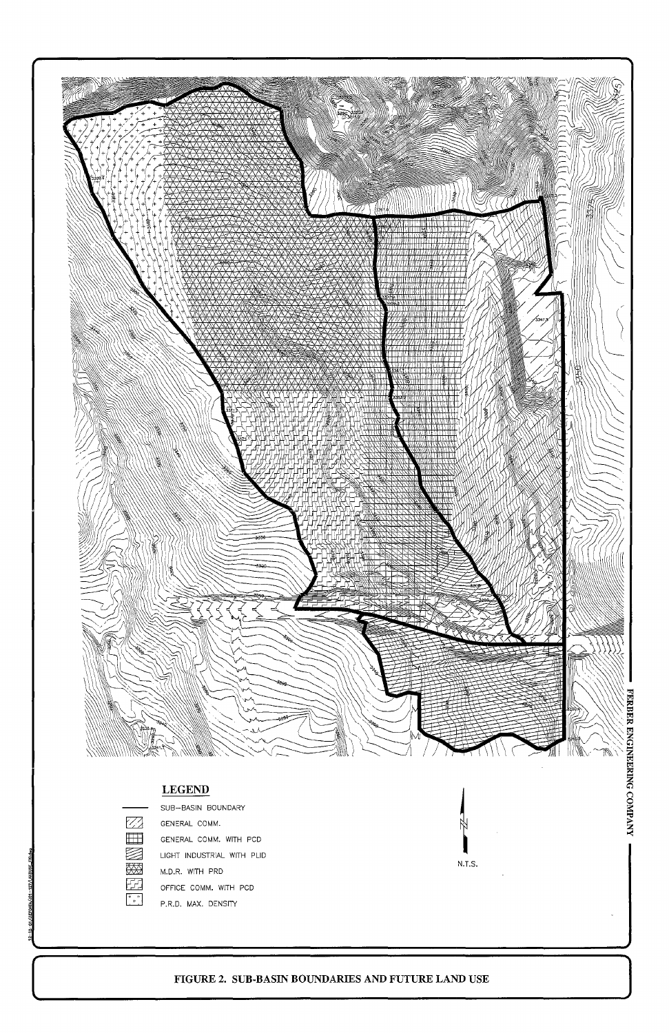## LEGEND

- SUB-BASIN BOUNDARY
- GENERAL COMM.
- GENERAL COMM. WITH PCD
- LIGHT INDUSTRIAL WITH PLID
- M.D.R. WITH PRD
- OFFICE COMM. WITH PCD
- P.R.D. MAX. DENSITY

N.T.S.

FERBER ENGINEERING COMPANY

**FIGURE 2. SUB-BASIN BOUNDARIES AND FUTURE LAND USE**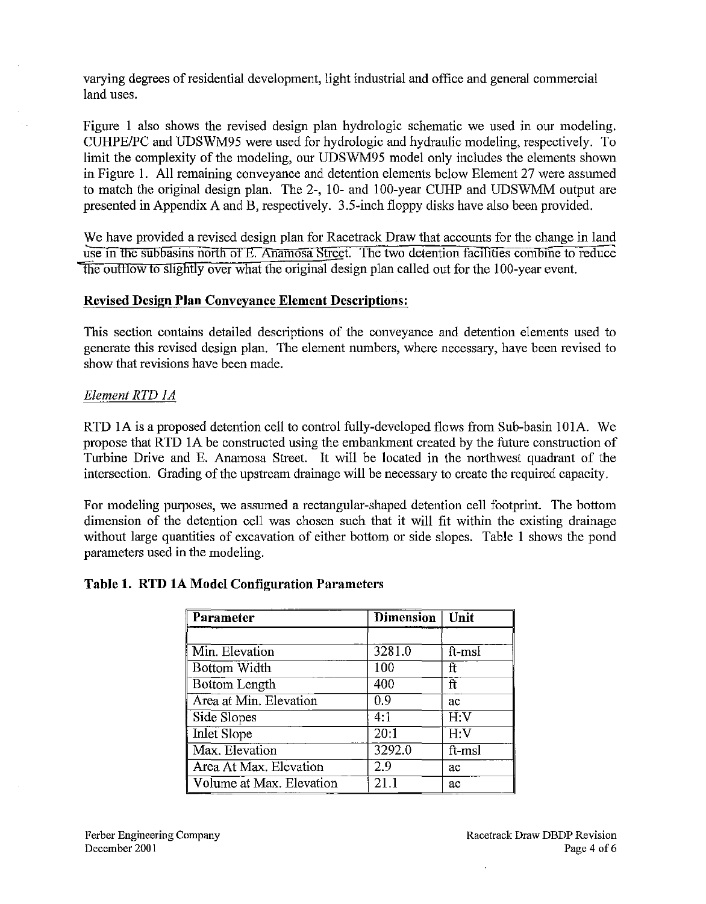varying degrees of residential development, light industrial and office and general commercial land uses.

Figure 1 also shows the revised design plan hydrologic schematic we used in our modeling. CUHPE/PC and UDSWM95 were used for hydrologic and hydraulic modeling, respectively. To limit the complexity of the modeling, our UDSWM95 model only includes the elements shown in Figure 1. All remaining conveyance and detention elements below Element 27 were assumed to match the original design plan. The 2-, 10- and 100-year CUHP and UDSWMM output are presented in Appendix A and B, respectively. 3.5-inch floppy disks have also been provided.

We have provided a revised design plan for Racetrack Draw that accounts for the change in land use in the subbasins north of E. Anamosa Street. The two detention facilities combine to reduce the outflow to slightly over what the original design plan called out for the 100-year event.

**Revised Design Plan Conveyance Element Descriptions:**

This section contains detailed descriptions of the conveyance and detention elements used to generate this revised design plan. The element numbers, where necessary, have been revised to show that revisions have been made.

*Element RTD 1A*

RTD 1A is a proposed detention cell to control fully-developed flows from Sub-basin 101A. We propose that RTD 1A be constructed using the embankment created by the future construction of Turbine Drive and E. Anamosa Street. It will be located in the northwest quadrant of the intersection. Grading of the upstream drainage will be necessary to create the required capacity.

For modeling purposes, we assumed a rectangular-shaped detention cell footprint. The bottom dimension of the detention cell was chosen such that it will fit within the existing drainage without large quantities of excavation of either bottom or side slopes. Table 1 shows the pond parameters used in the modeling.

**Table 1. RTD 1A Model Configuration Parameters**

| Parameter | Dimension | Unit |
|---|---|---|
| | | |
| Min. Elevation | 3281.0 | ft-msl |
| Bottom Width | 100 | ft |
| Bottom Length | 400 | ft |
| Area at Min. Elevation | 0.9 | ac |
| Side Slopes | 4:1 | H:V |
| Inlet Slope | 20:1 | H:V |
| Max. Elevation | 3292.0 | ft-msl |
| Area At Max. Elevation | 2.9 | ac |
| Volume at Max. Elevation | 21.1 | ac |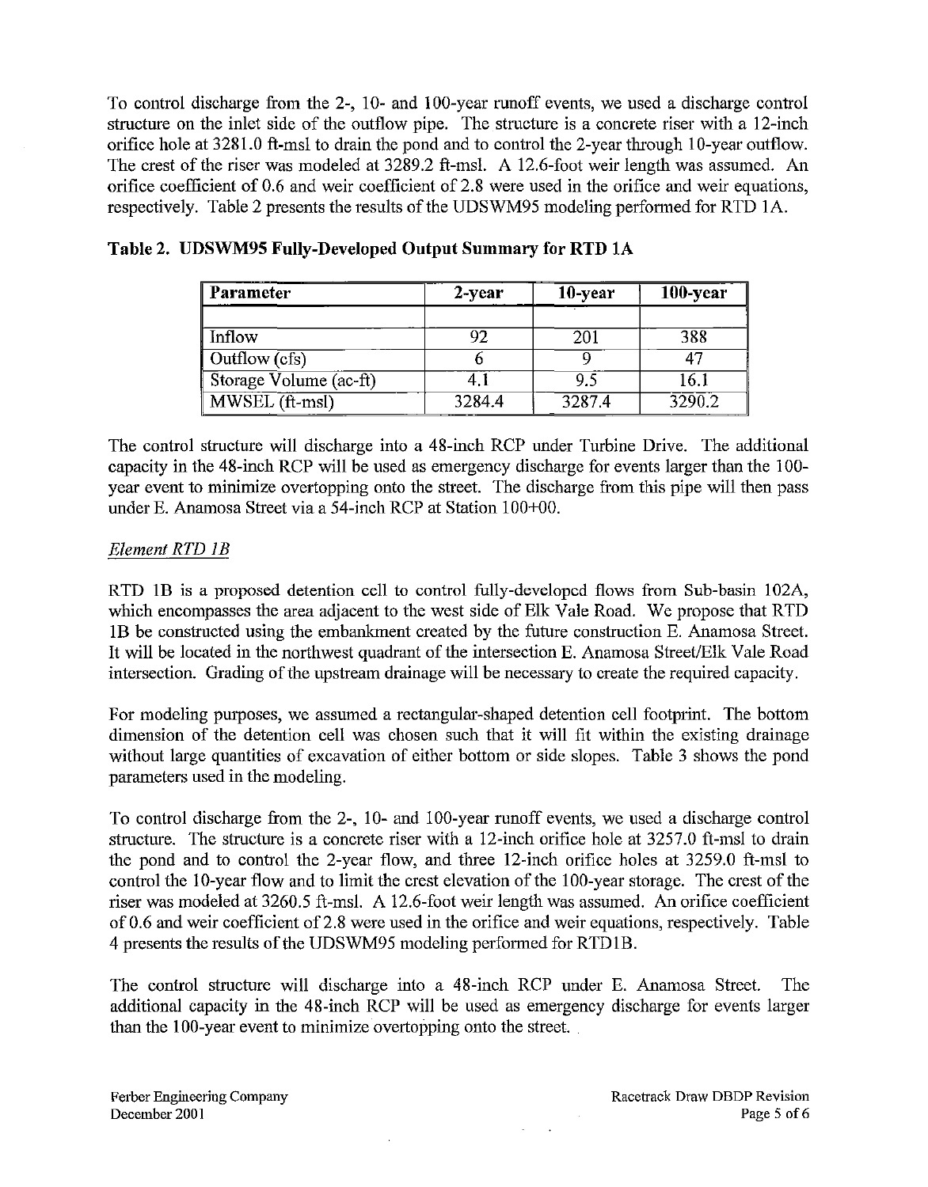To control discharge from the 2-, 10- and 100-year runoff events, we used a discharge control structure on the inlet side of the outflow pipe. The structure is a concrete riser with a 12-inch orifice hole at 3281.0 ft-msl to drain the pond and to control the 2-year through 10-year outflow. The crest of the riser was modeled at 3289.2 ft-msl. A 12.6-foot weir length was assumed. An orifice coefficient of 0.6 and weir coefficient of 2.8 were used in the orifice and weir equations, respectively. Table 2 presents the results of the UDSWM95 modeling performed for RTD 1A.

**Table 2. UDSWM95 Fully-Developed Output Summary for RTD 1A**

| Parameter | 2-year | 10-year | 100-year |
|---|---|---|---|
| | | | |
| Inflow | 92 | 201 | 388 |
| Outflow (cfs) | 6 | 9 | 47 |
| Storage Volume (ac-ft) | 4.1 | 9.5 | 16.1 |
| MWSEL (ft-msl) | 3284.4 | 3287.4 | 3290.2 |

The control structure will discharge into a 48-inch RCP under Turbine Drive. The additional capacity in the 48-inch RCP will be used as emergency discharge for events larger than the 100-year event to minimize overtopping onto the street. The discharge from this pipe will then pass under E. Anamosa Street via a 54-inch RCP at Station 100+00.

*Element RTD 1B*

RTD 1B is a proposed detention cell to control fully-developed flows from Sub-basin 102A, which encompasses the area adjacent to the west side of Elk Vale Road. We propose that RTD 1B be constructed using the embankment created by the future construction E. Anamosa Street. It will be located in the northwest quadrant of the intersection E. Anamosa Street/Elk Vale Road intersection. Grading of the upstream drainage will be necessary to create the required capacity.

For modeling purposes, we assumed a rectangular-shaped detention cell footprint. The bottom dimension of the detention cell was chosen such that it will fit within the existing drainage without large quantities of excavation of either bottom or side slopes. Table 3 shows the pond parameters used in the modeling.

To control discharge from the 2-, 10- and 100-year runoff events, we used a discharge control structure. The structure is a concrete riser with a 12-inch orifice hole at 3257.0 ft-msl to drain the pond and to control the 2-year flow, and three 12-inch orifice holes at 3259.0 ft-msl to control the 10-year flow and to limit the crest elevation of the 100-year storage. The crest of the riser was modeled at 3260.5 ft-msl. A 12.6-foot weir length was assumed. An orifice coefficient of 0.6 and weir coefficient of 2.8 were used in the orifice and weir equations, respectively. Table 4 presents the results of the UDSWM95 modeling performed for RTD1B.

The control structure will discharge into a 48-inch RCP under E. Anamosa Street. The additional capacity in the 48-inch RCP will be used as emergency discharge for events larger than the 100-year event to minimize overtopping onto the street.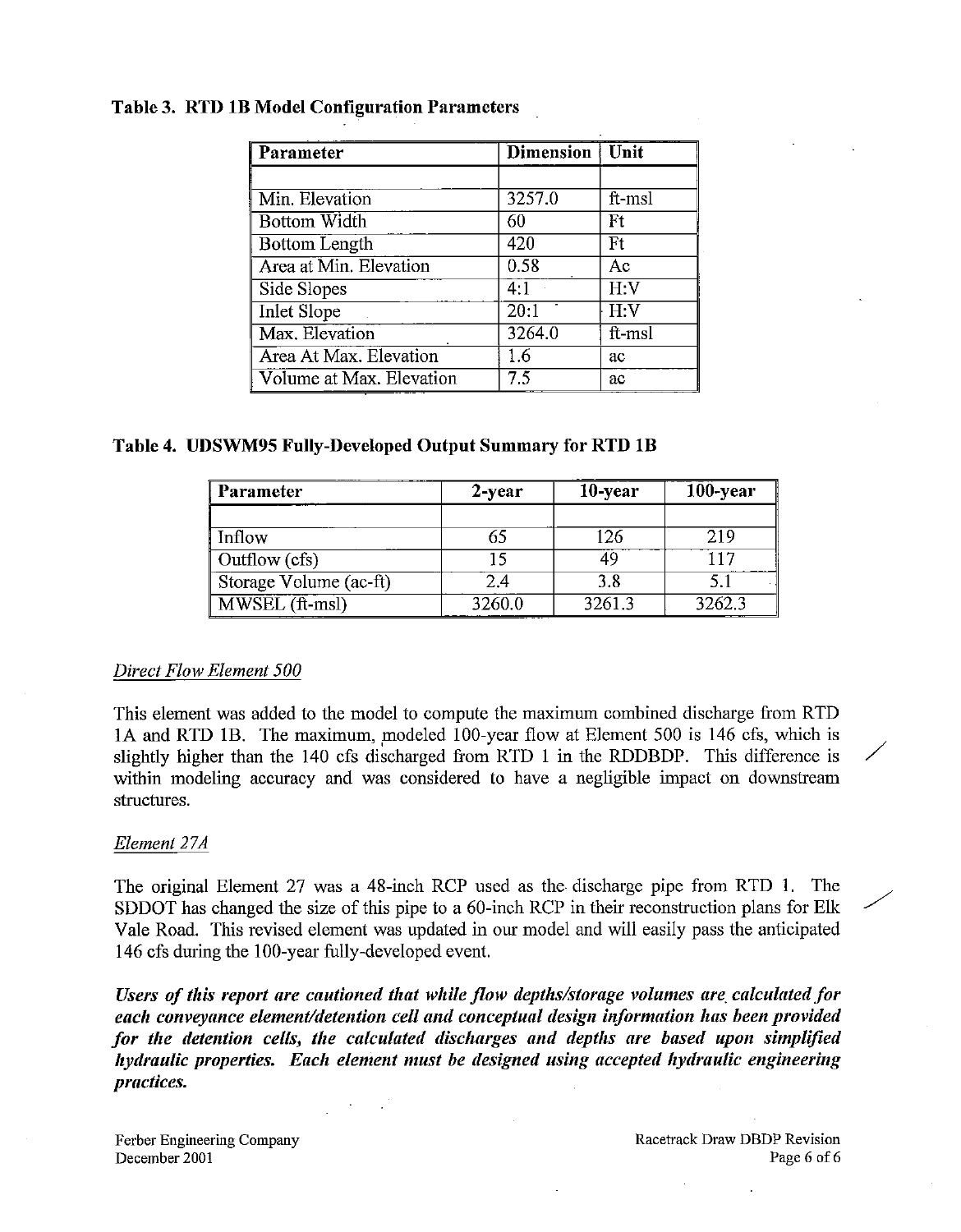**Table 3. RTD 1B Model Configuration Parameters**

| Parameter | Dimension | Unit |
|---|---|---|
| | | |
| Min. Elevation | 3257.0 | ft-msl |
| Bottom Width | 60 | Ft |
| Bottom Length | 420 | Ft |
| Area at Min. Elevation | 0.58 | Ac |
| Side Slopes | 4:1 | H:V |
| Inlet Slope | 20:1 | H:V |
| Max. Elevation | 3264.0 | ft-msl |
| Area At Max. Elevation | 1.6 | ac |
| Volume at Max. Elevation | 7.5 | ac |

**Table 4. UDSWM95 Fully-Developed Output Summary for RTD 1B**

| Parameter | 2-year | 10-year | 100-year |
|---|---|---|---|
| | | | |
| Inflow | 65 | 126 | 219 |
| Outflow (cfs) | 15 | 49 | 117 |
| Storage Volume (ac-ft) | 2.4 | 3.8 | 5.1 |
| MWSEL (ft-msl) | 3260.0 | 3261.3 | 3262.3 |

*Direct Flow Element 500*

This element was added to the model to compute the maximum combined discharge from RTD 1A and RTD 1B. The maximum, modeled 100-year flow at Element 500 is 146 cfs, which is slightly higher than the 140 cfs discharged from RTD 1 in the RDDBDP. This difference is within modeling accuracy and was considered to have a negligible impact on downstream structures.

*Element 27A*

The original Element 27 was a 48-inch RCP used as the discharge pipe from RTD 1. The SDDOT has changed the size of this pipe to a 60-inch RCP in their reconstruction plans for Elk Vale Road. This revised element was updated in our model and will easily pass the anticipated 146 cfs during the 100-year fully-developed event.

***Users of this report are cautioned that while flow depths/storage volumes are calculated for each conveyance element/detention cell and conceptual design information has been provided for the detention cells, the calculated discharges and depths are based upon simplified hydraulic properties. Each element must be designed using accepted hydraulic engineering practices.***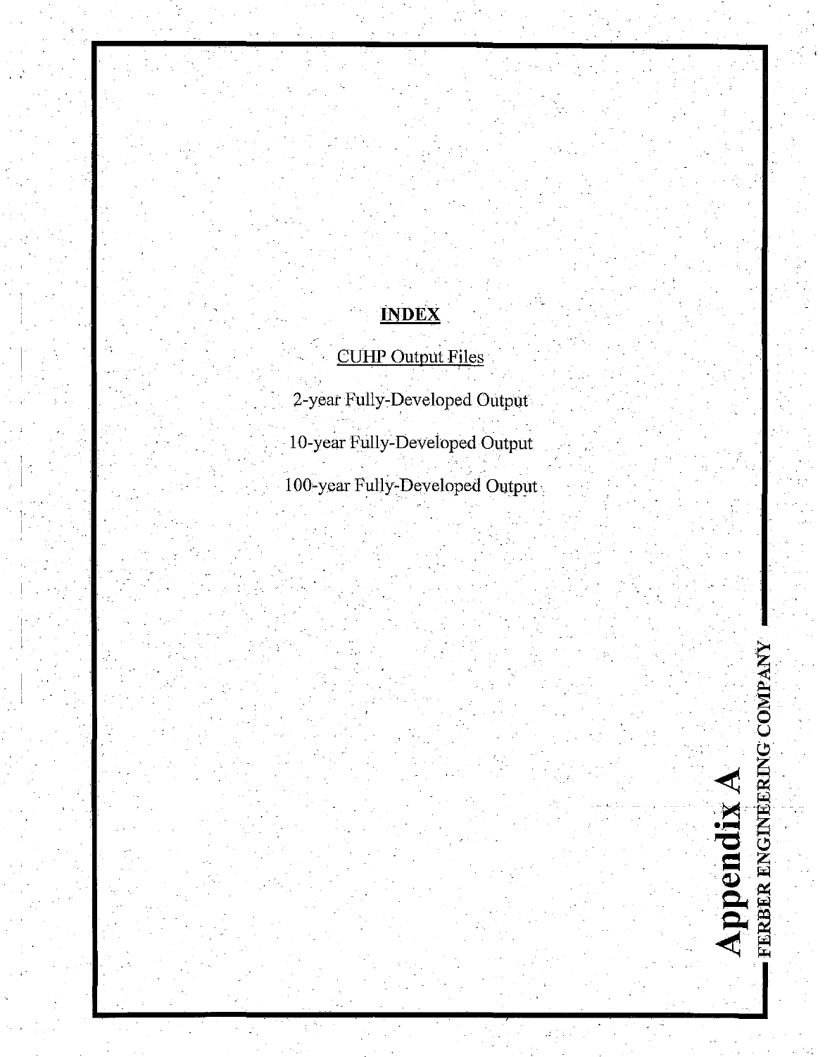## INDEX

CUHP Output Files

2-year Fully-Developed Output

10-year Fully-Developed Output

100-year Fully-Developed Output

# Appendix A

FERBER ENGINEERING COMPANY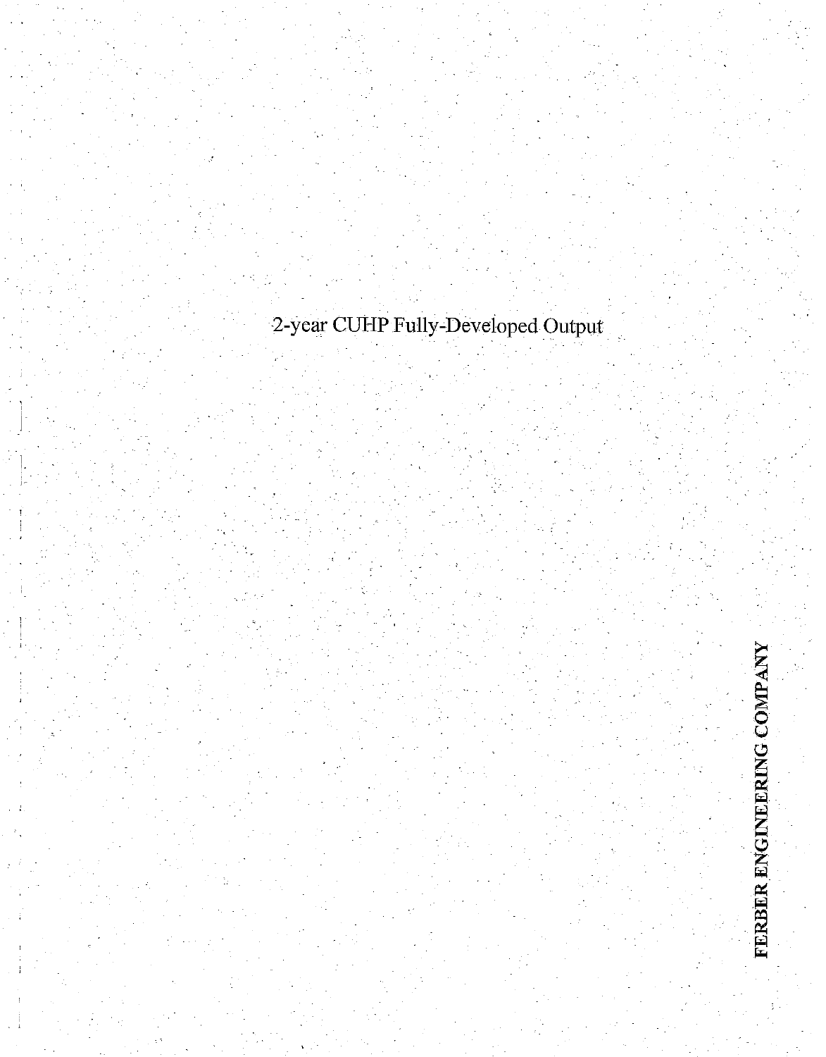2-year CUHP Fully-Developed Output

FERBER ENGINEERING COMPANY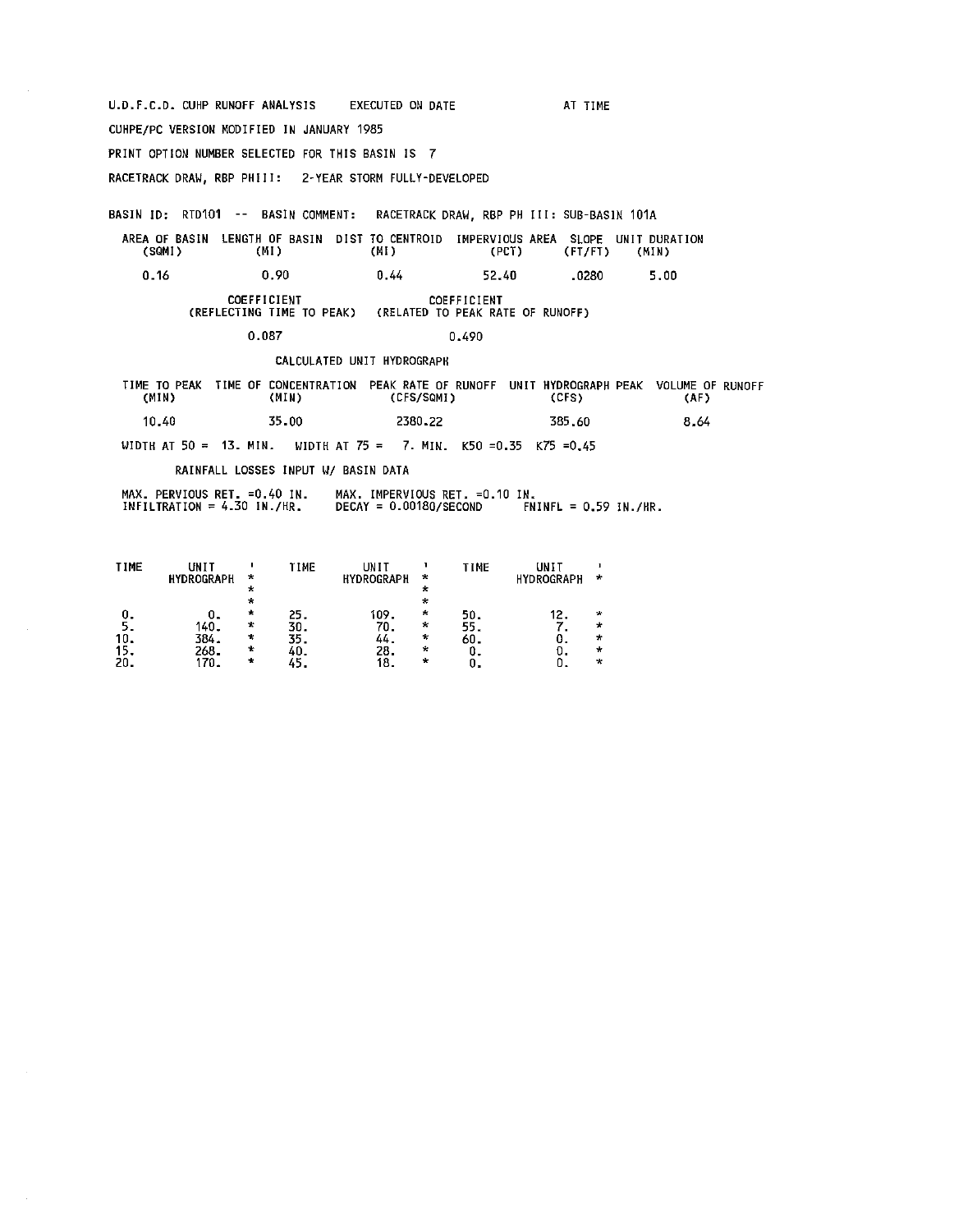U.D.F.C.D. CUHP RUNOFF ANALYSIS EXECUTED ON DATE AT TIME

CUHPE/PC VERSION MODIFIED IN JANUARY 1985

PRINT OPTION NUMBER SELECTED FOR THIS BASIN IS 7

RACETRACK DRAW, RBP PHIII: 2-YEAR STORM FULLY-DEVELOPED

BASIN ID: RTD101 -- BASIN COMMENT: RACETRACK DRAW, RBP PH III: SUB-BASIN 101A

| AREA OF BASIN (SQMI) | LENGTH OF BASIN (MI) | DIST TO CENTROID (MI) | IMPERVIOUS AREA (PCT) | SLOPE (FT/FT) | UNIT DURATION (MIN) |
|---|---|---|---|---|---|
| 0.16 | 0.90 | 0.44 | 52.40 | .0280 | 5.00 |

| COEFFICIENT (REFLECTING TIME TO PEAK) | COEFFICIENT (RELATED TO PEAK RATE OF RUNOFF) |
|---|---|
| 0.087 | 0.490 |

CALCULATED UNIT HYDROGRAPH

| TIME TO PEAK (MIN) | TIME OF CONCENTRATION (MIN) | PEAK RATE OF RUNOFF (CFS/SQMI) | UNIT HYDROGRAPH PEAK (CFS) | VOLUME OF RUNOFF (AF) |
|---|---|---|---|---|
| 10.40 | 35.00 | 2380.22 | 385.60 | 8.64 |

WIDTH AT 50 = 13. MIN. WIDTH AT 75 = 7. MIN. K50 =0.35 K75 =0.45

RAINFALL LOSSES INPUT W/ BASIN DATA

MAX. PERVIOUS RET. =0.40 IN. MAX. IMPERVIOUS RET. =0.10 IN.
INFILTRATION = 4.30 IN./HR. DECAY = 0.00180/SECOND FNINFL = 0.59 IN./HR.

| TIME | UNIT HYDROGRAPH | TIME | UNIT HYDROGRAPH | TIME | UNIT HYDROGRAPH |
|---|---|---|---|---|---|
| 0. | 0. | 25. | 109. | 50. | 12. |
| 5. | 140. | 30. | 70. | 55. | 7. |
| 10. | 384. | 35. | 44. | 60. | 0. |
| 15. | 268. | 40. | 28. | 0. | 0. |
| 20. | 170. | 45. | 18. | 0. | 0. |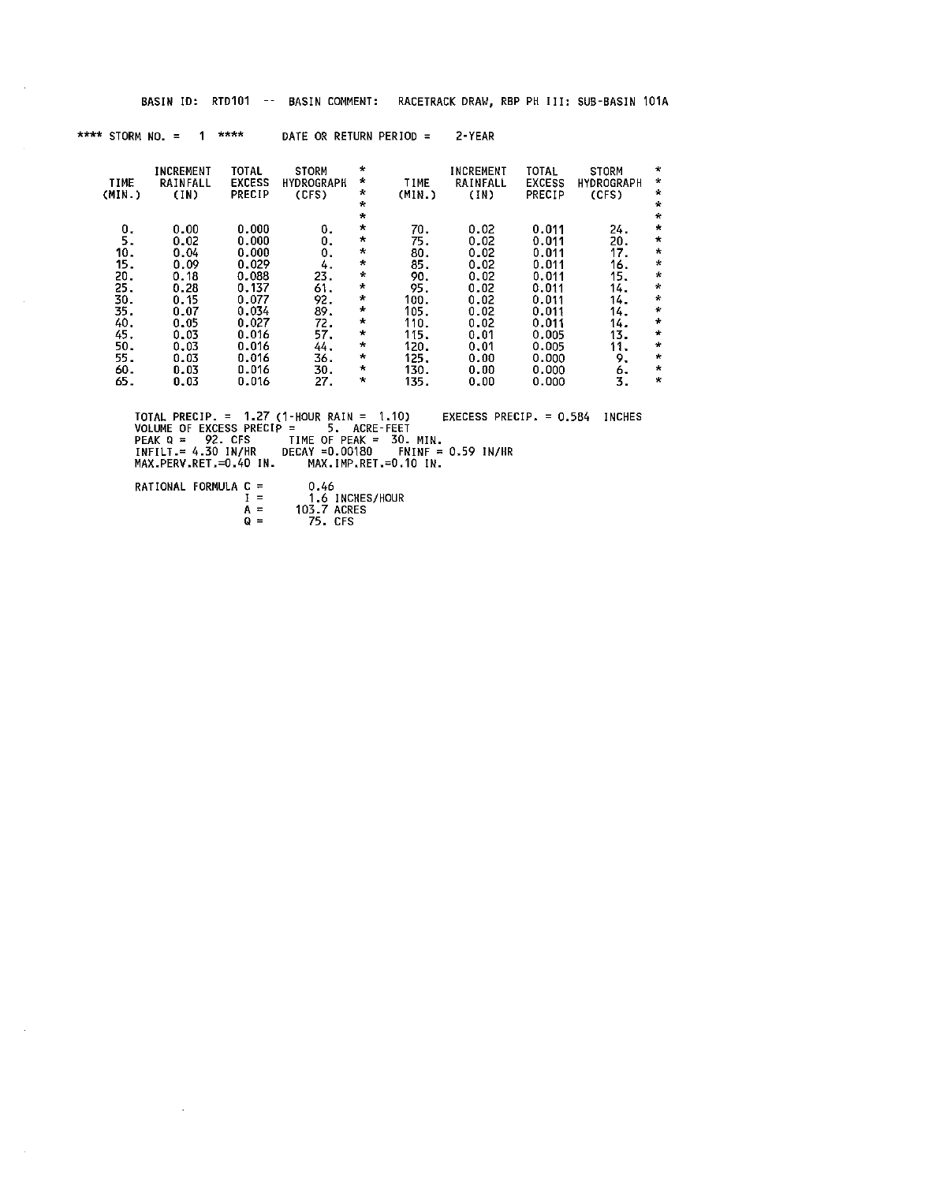BASIN ID: RTD101 -- BASIN COMMENT: RACETRACK DRAW, RBP PH III: SUB-BASIN 101A

**** STORM NO. = 1 **** DATE OR RETURN PERIOD = 2-YEAR

| TIME (MIN.) | INCREMENT RAINFALL (IN) | TOTAL EXCESS PRECIP | STORM HYDROGRAPH (CFS) | * | TIME (MIN.) | INCREMENT RAINFALL (IN) | TOTAL EXCESS PRECIP | STORM HYDROGRAPH (CFS) | * |
|---|---|---|---|---|---|---|---|---|---|
| 0. | 0.00 | 0.000 | 0. | * | 70. | 0.02 | 0.011 | 24. | * |
| 5. | 0.02 | 0.000 | 0. | * | 75. | 0.02 | 0.011 | 20. | * |
| 10. | 0.04 | 0.000 | 0. | * | 80. | 0.02 | 0.011 | 17. | * |
| 15. | 0.09 | 0.029 | 4. | * | 85. | 0.02 | 0.011 | 16. | * |
| 20. | 0.18 | 0.088 | 23. | * | 90. | 0.02 | 0.011 | 15. | * |
| 25. | 0.28 | 0.137 | 61. | * | 95. | 0.02 | 0.011 | 14. | * |
| 30. | 0.15 | 0.077 | 92. | * | 100. | 0.02 | 0.011 | 14. | * |
| 35. | 0.07 | 0.034 | 89. | * | 105. | 0.02 | 0.011 | 14. | * |
| 40. | 0.05 | 0.027 | 72. | * | 110. | 0.02 | 0.011 | 14. | * |
| 45. | 0.03 | 0.016 | 57. | * | 115. | 0.01 | 0.005 | 13. | * |
| 50. | 0.03 | 0.016 | 44. | * | 120. | 0.01 | 0.005 | 11. | * |
| 55. | 0.03 | 0.016 | 36. | * | 125. | 0.00 | 0.000 | 9. | * |
| 60. | 0.03 | 0.016 | 30. | * | 130. | 0.00 | 0.000 | 6. | * |
| 65. | 0.03 | 0.016 | 27. | * | 135. | 0.00 | 0.000 | 3. | * |

TOTAL PRECIP. = 1.27 (1-HOUR RAIN = 1.10) EXECESS PRECIP. = 0.584 INCHES
VOLUME OF EXCESS PRECIP = 5. ACRE-FEET
PEAK Q = 92. CFS TIME OF PEAK = 30. MIN.
INFILT.= 4.30 IN/HR DECAY =0.00180 FNINF = 0.59 IN/HR
MAX.PERV.RET.=0.40 IN. MAX.IMP.RET.=0.10 IN.

RATIONAL FORMULA C = 0.46
I = 1.6 INCHES/HOUR
A = 103.7 ACRES
Q = 75. CFS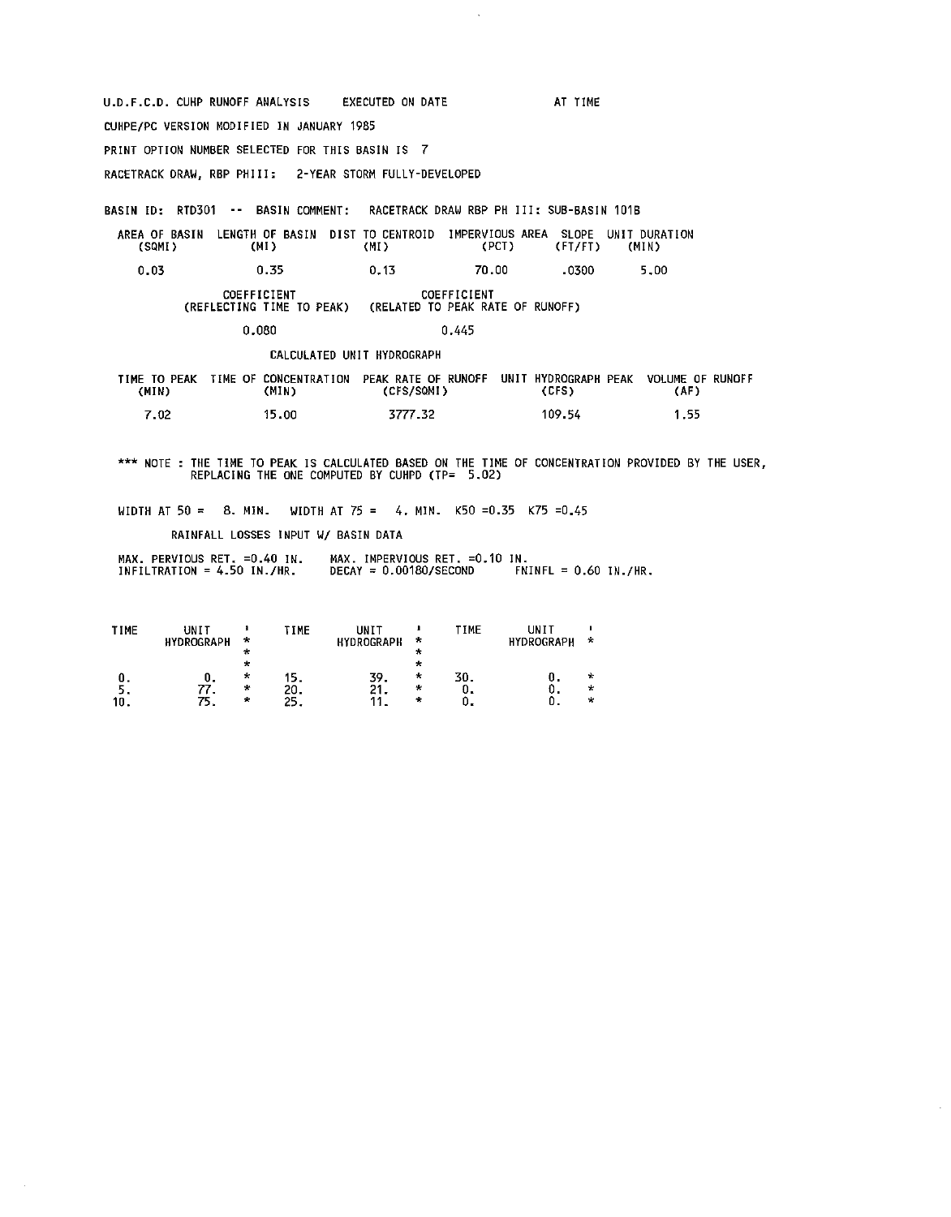U.D.F.C.D. CUHP RUNOFF ANALYSIS EXECUTED ON DATE AT TIME

CUHPE/PC VERSION MODIFIED IN JANUARY 1985

PRINT OPTION NUMBER SELECTED FOR THIS BASIN IS 7

RACETRACK DRAW, RBP PHIII: 2-YEAR STORM FULLY-DEVELOPED

BASIN ID: RTD301 -- BASIN COMMENT: RACETRACK DRAW RBP PH III: SUB-BASIN 101B

| AREA OF BASIN (SQMI) | LENGTH OF BASIN (MI) | DIST TO CENTROID (MI) | IMPERVIOUS AREA (PCT) | SLOPE (FT/FT) | UNIT DURATION (MIN) |
|---|---|---|---|---|---|
| 0.03 | 0.35 | 0.13 | 70.00 | .0300 | 5.00 |

| COEFFICIENT (REFLECTING TIME TO PEAK) | COEFFICIENT (RELATED TO PEAK RATE OF RUNOFF) |
|---|---|
| 0.080 | 0.445 |

CALCULATED UNIT HYDROGRAPH

| TIME TO PEAK (MIN) | TIME OF CONCENTRATION (MIN) | PEAK RATE OF RUNOFF (CFS/SQMI) | UNIT HYDROGRAPH PEAK (CFS) | VOLUME OF RUNOFF (AF) |
|---|---|---|---|---|
| 7.02 | 15.00 | 3777.32 | 109.54 | 1.55 |

*** NOTE : THE TIME TO PEAK IS CALCULATED BASED ON THE TIME OF CONCENTRATION PROVIDED BY THE USER, REPLACING THE ONE COMPUTED BY CUHPD (TP= 5.02)

WIDTH AT 50 = 8. MIN. WIDTH AT 75 = 4. MIN. K50 =0.35 K75 =0.45

RAINFALL LOSSES INPUT W/ BASIN DATA

MAX. PERVIOUS RET. =0.40 IN. MAX. IMPERVIOUS RET. =0.10 IN.
INFILTRATION = 4.50 IN./HR. DECAY = 0.00180/SECOND FNINFL = 0.60 IN./HR.

| TIME | UNIT HYDROGRAPH | TIME | UNIT HYDROGRAPH | TIME | UNIT HYDROGRAPH |
|---|---|---|---|---|---|
| 0. | 0. | 15. | 39. | 30. | 0. |
| 5. | 77. | 20. | 21. | 0. | 0. |
| 10. | 75. | 25. | 11. | 0. | 0. |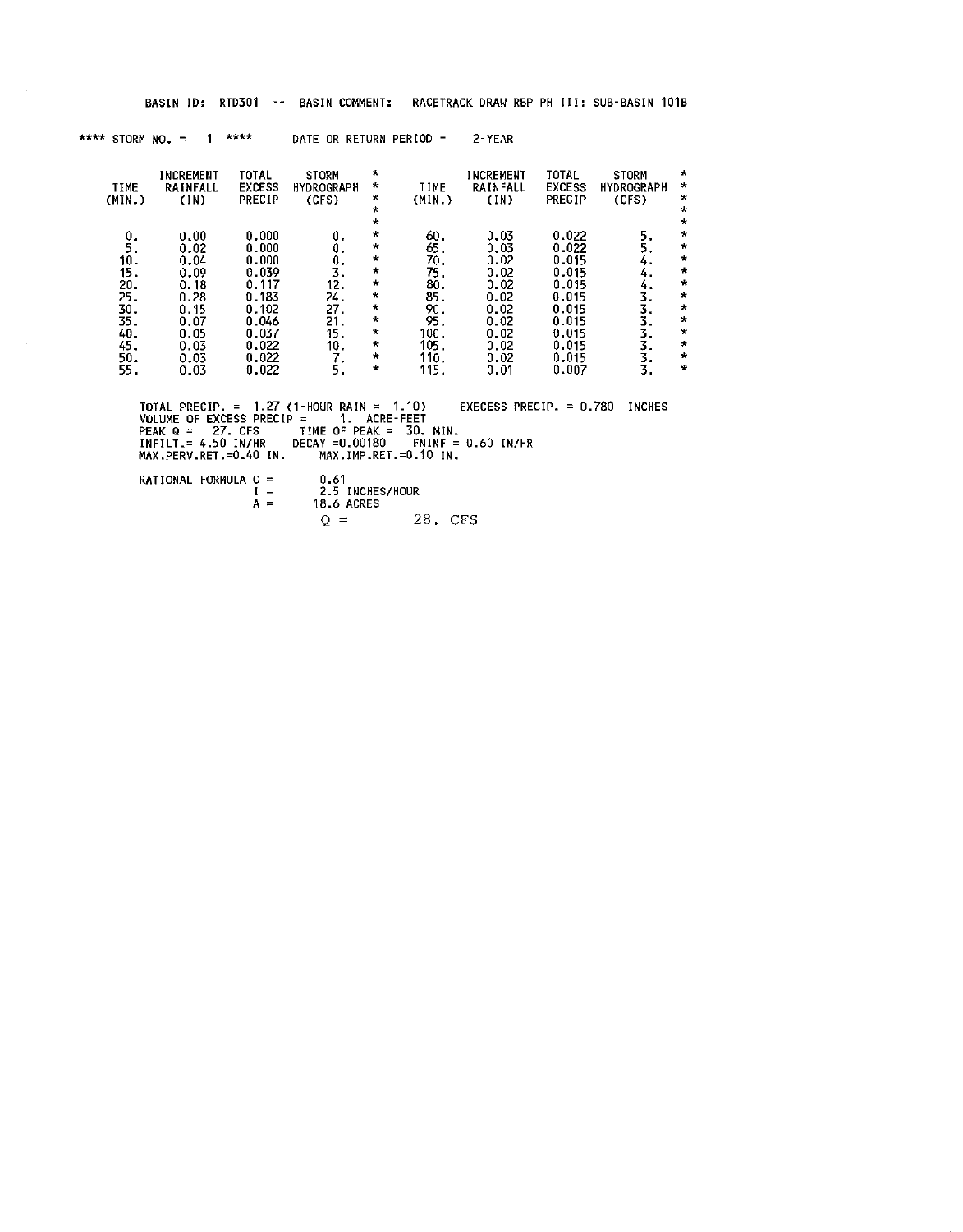BASIN ID: RTD301 -- BASIN COMMENT: RACETRACK DRAW RBP PH III: SUB-BASIN 101B

**** STORM NO. = 1 **** DATE OR RETURN PERIOD = 2-YEAR

| TIME (MIN.) | INCREMENT RAINFALL (IN) | TOTAL EXCESS PRECIP | STORM HYDROGRAPH (CFS) | * | TIME (MIN.) | INCREMENT RAINFALL (IN) | TOTAL EXCESS PRECIP | STORM HYDROGRAPH (CFS) | * |
|---|---|---|---|---|---|---|---|---|---|
| 0. | 0.00 | 0.000 | 0. | * | 60. | 0.03 | 0.022 | 5. | * |
| 5. | 0.02 | 0.000 | 0. | * | 65. | 0.03 | 0.022 | 5. | * |
| 10. | 0.04 | 0.000 | 0. | * | 70. | 0.02 | 0.015 | 4. | * |
| 15. | 0.09 | 0.039 | 3. | * | 75. | 0.02 | 0.015 | 4. | * |
| 20. | 0.18 | 0.117 | 12. | * | 80. | 0.02 | 0.015 | 4. | * |
| 25. | 0.28 | 0.183 | 24. | * | 85. | 0.02 | 0.015 | 3. | * |
| 30. | 0.15 | 0.102 | 27. | * | 90. | 0.02 | 0.015 | 3. | * |
| 35. | 0.07 | 0.046 | 21. | * | 95. | 0.02 | 0.015 | 3. | * |
| 40. | 0.05 | 0.037 | 15. | * | 100. | 0.02 | 0.015 | 3. | * |
| 45. | 0.03 | 0.022 | 10. | * | 105. | 0.02 | 0.015 | 3. | * |
| 50. | 0.03 | 0.022 | 7. | * | 110. | 0.02 | 0.015 | 3. | * |
| 55. | 0.03 | 0.022 | 5. | * | 115. | 0.01 | 0.007 | 3. | * |

TOTAL PRECIP. = 1.27 (1-HOUR RAIN = 1.10) EXECESS PRECIP. = 0.780 INCHES
VOLUME OF EXCESS PRECIP = 1. ACRE-FEET
PEAK Q = 27. CFS TIME OF PEAK = 30. MIN.
INFILT.= 4.50 IN/HR DECAY =0.00180 FNINF = 0.60 IN/HR
MAX.PERV.RET.=0.40 IN. MAX.IMP.RET.=0.10 IN.

RATIONAL FORMULA C = 0.61
I = 2.5 INCHES/HOUR
A = 18.6 ACRES
Q = 28. CFS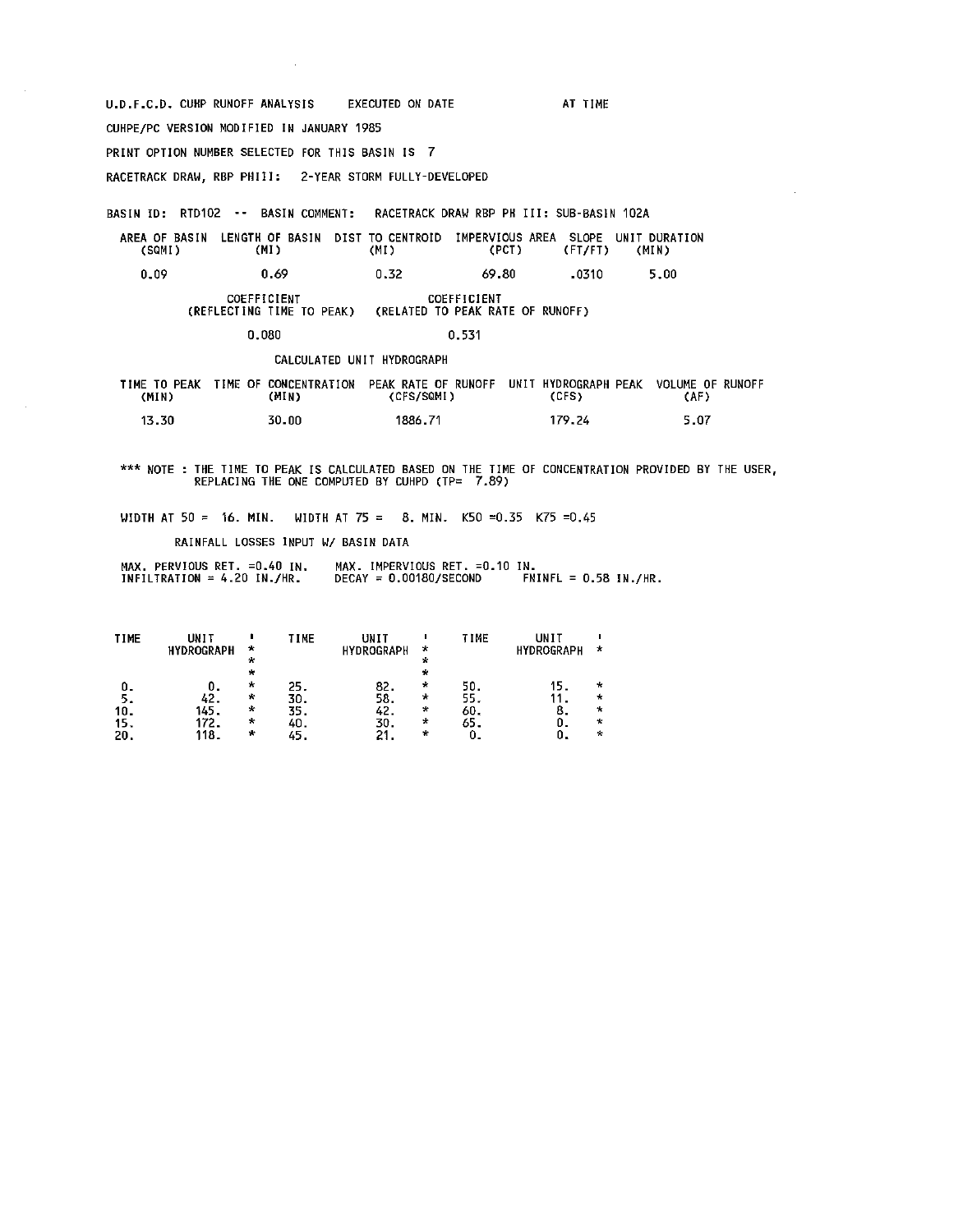U.D.F.C.D. CUHP RUNOFF ANALYSIS     EXECUTED ON DATE                    AT TIME

CUHPE/PC VERSION MODIFIED IN JANUARY 1985

PRINT OPTION NUMBER SELECTED FOR THIS BASIN IS 7

RACETRACK DRAW, RBP PHIII:   2-YEAR STORM FULLY-DEVELOPED

BASIN ID: RTD102  --  BASIN COMMENT:   RACETRACK DRAW RBP PH III: SUB-BASIN 102A

| AREA OF BASIN (SQMI) | LENGTH OF BASIN (MI) | DIST TO CENTROID (MI) | IMPERVIOUS AREA (PCT) | SLOPE (FT/FT) | UNIT DURATION (MIN) |
|---|---|---|---|---|---|
| 0.09 | 0.69 | 0.32 | 69.80 | .0310 | 5.00 |

| COEFFICIENT (REFLECTING TIME TO PEAK) | COEFFICIENT (RELATED TO PEAK RATE OF RUNOFF) |
|---|---|
| 0.080 | 0.531 |

CALCULATED UNIT HYDROGRAPH

| TIME TO PEAK (MIN) | TIME OF CONCENTRATION (MIN) | PEAK RATE OF RUNOFF (CFS/SQMI) | UNIT HYDROGRAPH PEAK (CFS) | VOLUME OF RUNOFF (AF) |
|---|---|---|---|---|
| 13.30 | 30.00 | 1886.71 | 179.24 | 5.07 |

*** NOTE : THE TIME TO PEAK IS CALCULATED BASED ON THE TIME OF CONCENTRATION PROVIDED BY THE USER, REPLACING THE ONE COMPUTED BY CUHPD (TP= 7.89)

WIDTH AT 50 =  16. MIN.   WIDTH AT 75 =   8. MIN.   K50 =0.35  K75 =0.45

RAINFALL LOSSES INPUT W/ BASIN DATA

MAX. PERVIOUS RET. =0.40 IN.     MAX. IMPERVIOUS RET. =0.10 IN.
INFILTRATION = 4.20 IN./HR.     DECAY = 0.00180/SECOND     FNINFL = 0.58 IN./HR.

| TIME | UNIT HYDROGRAPH | * | TIME | UNIT HYDROGRAPH | * | TIME | UNIT HYDROGRAPH | * |
|---|---|---|---|---|---|---|---|---|
| 0. | 0. | * | 25. | 82. | * | 50. | 15. | * |
| 5. | 42. | * | 30. | 58. | * | 55. | 11. | * |
| 10. | 145. | * | 35. | 42. | * | 60. | 8. | * |
| 15. | 172. | * | 40. | 30. | * | 65. | 0. | * |
| 20. | 118. | * | 45. | 21. | * | 0. | 0. | * |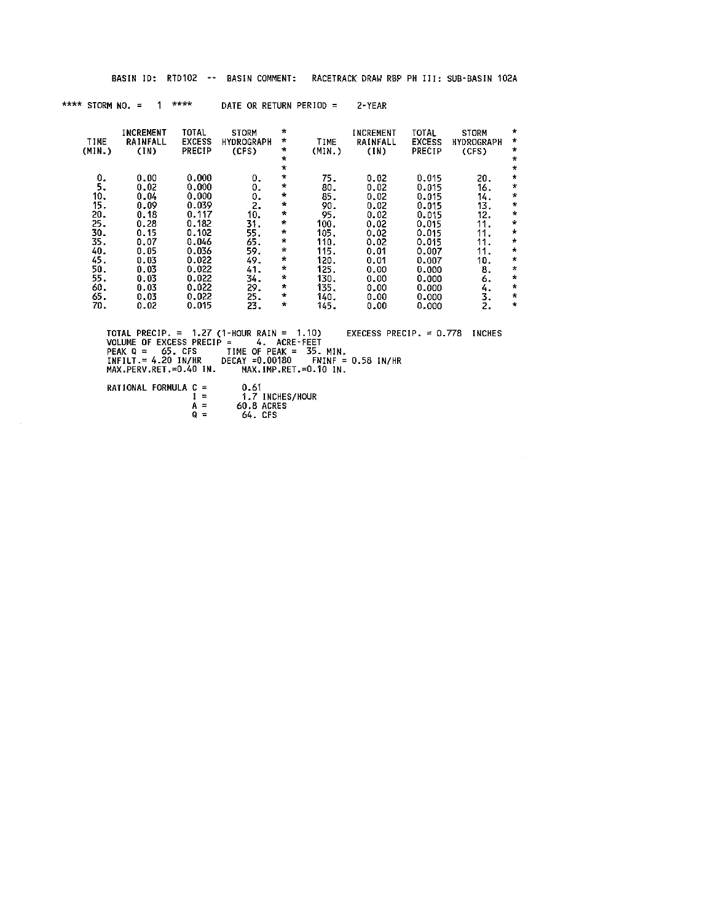BASIN ID: RTD102 -- BASIN COMMENT: RACETRACK DRAW RBP PH III: SUB-BASIN 102A

**** STORM NO. = 1 **** DATE OR RETURN PERIOD = 2-YEAR

| TIME (MIN.) | INCREMENT RAINFALL (IN) | TOTAL EXCESS PRECIP | STORM HYDROGRAPH (CFS) | * | TIME (MIN.) | INCREMENT RAINFALL (IN) | TOTAL EXCESS PRECIP | STORM HYDROGRAPH (CFS) | * |
|---|---|---|---|---|---|---|---|---|---|
| 0. | 0.00 | 0.000 | 0. | * | 75. | 0.02 | 0.015 | 20. | * |
| 5. | 0.02 | 0.000 | 0. | * | 80. | 0.02 | 0.015 | 16. | * |
| 10. | 0.04 | 0.000 | 0. | * | 85. | 0.02 | 0.015 | 14. | * |
| 15. | 0.09 | 0.039 | 2. | * | 90. | 0.02 | 0.015 | 13. | * |
| 20. | 0.18 | 0.117 | 10. | * | 95. | 0.02 | 0.015 | 12. | * |
| 25. | 0.28 | 0.182 | 31. | * | 100. | 0.02 | 0.015 | 11. | * |
| 30. | 0.15 | 0.102 | 55. | * | 105. | 0.02 | 0.015 | 11. | * |
| 35. | 0.07 | 0.046 | 65. | * | 110. | 0.02 | 0.015 | 11. | * |
| 40. | 0.05 | 0.036 | 59. | * | 115. | 0.01 | 0.007 | 11. | * |
| 45. | 0.03 | 0.022 | 49. | * | 120. | 0.01 | 0.007 | 10. | * |
| 50. | 0.03 | 0.022 | 41. | * | 125. | 0.00 | 0.000 | 8. | * |
| 55. | 0.03 | 0.022 | 34. | * | 130. | 0.00 | 0.000 | 6. | * |
| 60. | 0.03 | 0.022 | 29. | * | 135. | 0.00 | 0.000 | 4. | * |
| 65. | 0.03 | 0.022 | 25. | * | 140. | 0.00 | 0.000 | 3. | * |
| 70. | 0.02 | 0.015 | 23. | * | 145. | 0.00 | 0.000 | 2. | * |

TOTAL PRECIP. = 1.27 (1-HOUR RAIN = 1.10) EXECESS PRECIP. = 0.778 INCHES
VOLUME OF EXCESS PRECIP = 4. ACRE-FEET
PEAK Q = 65. CFS TIME OF PEAK = 35. MIN.
INFILT.= 4.20 IN/HR DECAY =0.00180 FNINF = 0.58 IN/HR
MAX.PERV.RET.=0.40 IN. MAX.IMP.RET.=0.10 IN.

RATIONAL FORMULA C = 0.61
I = 1.7 INCHES/HOUR
A = 60.8 ACRES
Q = 64. CFS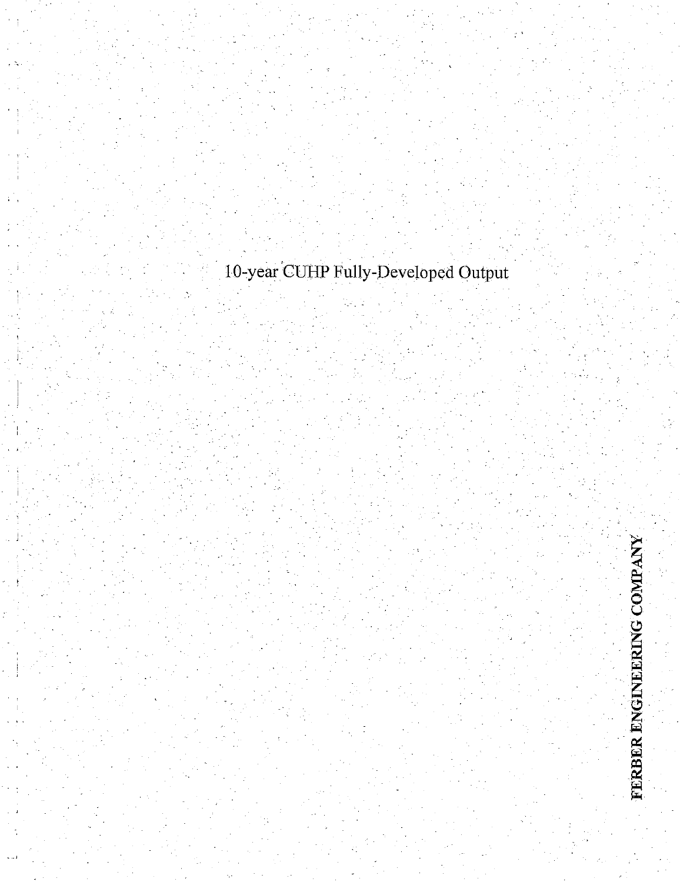# 10-year CUHP Fully-Developed Output

FERBER ENGINEERING COMPANY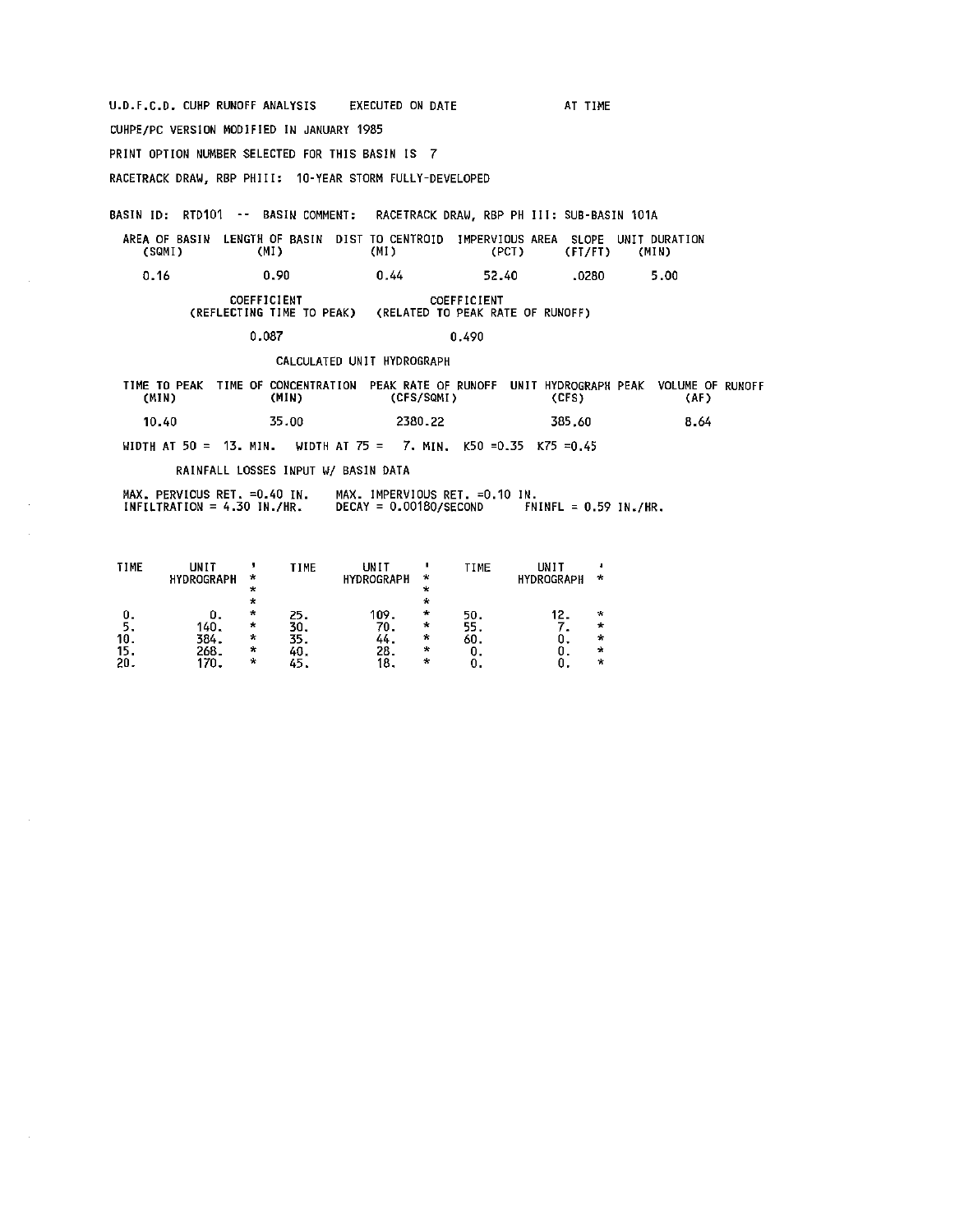U.D.F.C.D. CUHP RUNOFF ANALYSIS EXECUTED ON DATE AT TIME

CUHPE/PC VERSION MODIFIED IN JANUARY 1985

PRINT OPTION NUMBER SELECTED FOR THIS BASIN IS 7

RACETRACK DRAW, RBP PHIII: 10-YEAR STORM FULLY-DEVELOPED

BASIN ID: RTD101 -- BASIN COMMENT: RACETRACK DRAW, RBP PH III: SUB-BASIN 101A

| AREA OF BASIN (SQMI) | LENGTH OF BASIN (MI) | DIST TO CENTROID (MI) | IMPERVIOUS AREA (PCT) | SLOPE (FT/FT) | UNIT DURATION (MIN) |
|---|---|---|---|---|---|
| 0.16 | 0.90 | 0.44 | 52.40 | .0280 | 5.00 |

| COEFFICIENT (REFLECTING TIME TO PEAK) | COEFFICIENT (RELATED TO PEAK RATE OF RUNOFF) |
|---|---|
| 0.087 | 0.490 |

CALCULATED UNIT HYDROGRAPH

| TIME TO PEAK (MIN) | TIME OF CONCENTRATION (MIN) | PEAK RATE OF RUNOFF (CFS/SQMI) | UNIT HYDROGRAPH PEAK (CFS) | VOLUME OF RUNOFF (AF) |
|---|---|---|---|---|
| 10.40 | 35.00 | 2380.22 | 385.60 | 8.64 |

WIDTH AT 50 = 13. MIN. WIDTH AT 75 = 7. MIN. K50 =0.35 K75 =0.45

RAINFALL LOSSES INPUT W/ BASIN DATA

MAX. PERVICUS RET. =0.40 IN. MAX. IMPERVIOUS RET. =0.10 IN.
INFILTRATION = 4.30 IN./HR. DECAY = 0.00180/SECOND FNINFL = 0.59 IN./HR.

| TIME | UNIT HYDROGRAPH | * | TIME | UNIT HYDROGRAPH | * | TIME | UNIT HYDROGRAPH | * |
|---|---|---|---|---|---|---|---|---|
| 0. | 0. | * | 25. | 109. | * | 50. | 12. | * |
| 5. | 140. | * | 30. | 70. | * | 55. | 7. | * |
| 10. | 384. | * | 35. | 44. | * | 60. | 0. | * |
| 15. | 268. | * | 40. | 28. | * | 0. | 0. | * |
| 20. | 170. | * | 45. | 18. | * | 0. | 0. | * |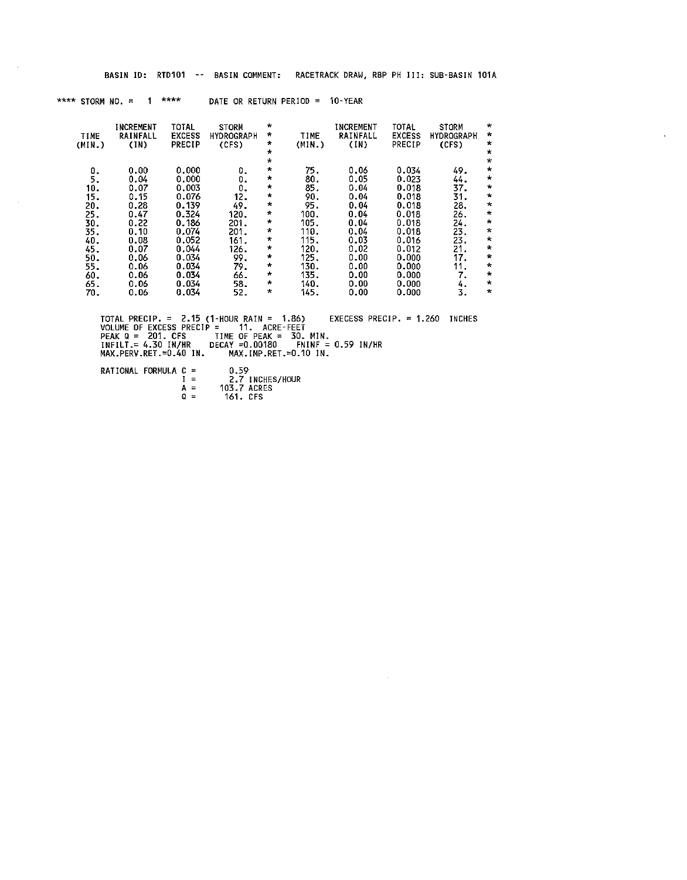BASIN ID: RTD101 -- BASIN COMMENT: RACETRACK DRAW, RBP PH III: SUB-BASIN 101A

**** STORM NO. = 1 **** DATE OR RETURN PERIOD = 10-YEAR

| TIME (MIN.) | INCREMENT RAINFALL (IN) | TOTAL EXCESS PRECIP | STORM HYDROGRAPH (CFS) | * | TIME (MIN.) | INCREMENT RAINFALL (IN) | TOTAL EXCESS PRECIP | STORM HYDROGRAPH (CFS) | * |
|---|---|---|---|---|---|---|---|---|---|
| 0. | 0.00 | 0.000 | 0. | * | 75. | 0.06 | 0.034 | 49. | * |
| 5. | 0.04 | 0.000 | 0. | * | 80. | 0.05 | 0.023 | 44. | * |
| 10. | 0.07 | 0.003 | 0. | * | 85. | 0.04 | 0.018 | 37. | * |
| 15. | 0.15 | 0.076 | 12. | * | 90. | 0.04 | 0.018 | 31. | * |
| 20. | 0.28 | 0.139 | 49. | * | 95. | 0.04 | 0.018 | 28. | * |
| 25. | 0.47 | 0.324 | 120. | * | 100. | 0.04 | 0.018 | 26. | * |
| 30. | 0.22 | 0.186 | 201. | * | 105. | 0.04 | 0.018 | 24. | * |
| 35. | 0.10 | 0.074 | 201. | * | 110. | 0.04 | 0.018 | 23. | * |
| 40. | 0.08 | 0.052 | 161. | * | 115. | 0.03 | 0.016 | 23. | * |
| 45. | 0.07 | 0.044 | 126. | * | 120. | 0.02 | 0.012 | 21. | * |
| 50. | 0.06 | 0.034 | 99. | * | 125. | 0.00 | 0.000 | 17. | * |
| 55. | 0.06 | 0.034 | 79. | * | 130. | 0.00 | 0.000 | 11. | * |
| 60. | 0.06 | 0.034 | 66. | * | 135. | 0.00 | 0.000 | 7. | * |
| 65. | 0.06 | 0.034 | 58. | * | 140. | 0.00 | 0.000 | 4. | * |
| 70. | 0.06 | 0.034 | 52. | * | 145. | 0.00 | 0.000 | 3. | * |

TOTAL PRECIP. = 2.15 (1-HOUR RAIN = 1.86) EXECESS PRECIP. = 1.260 INCHES
VOLUME OF EXCESS PRECIP = 11. ACRE-FEET
PEAK Q = 201. CFS TIME OF PEAK = 30. MIN.
INFILT.= 4.30 IN/HR DECAY =0.00180 FNINF = 0.59 IN/HR
MAX.PERV.RET.=0.40 IN. MAX.IMP.RET.=0.10 IN.

RATIONAL FORMULA C = 0.59
I = 2.7 INCHES/HOUR
A = 103.7 ACRES
Q = 161. CFS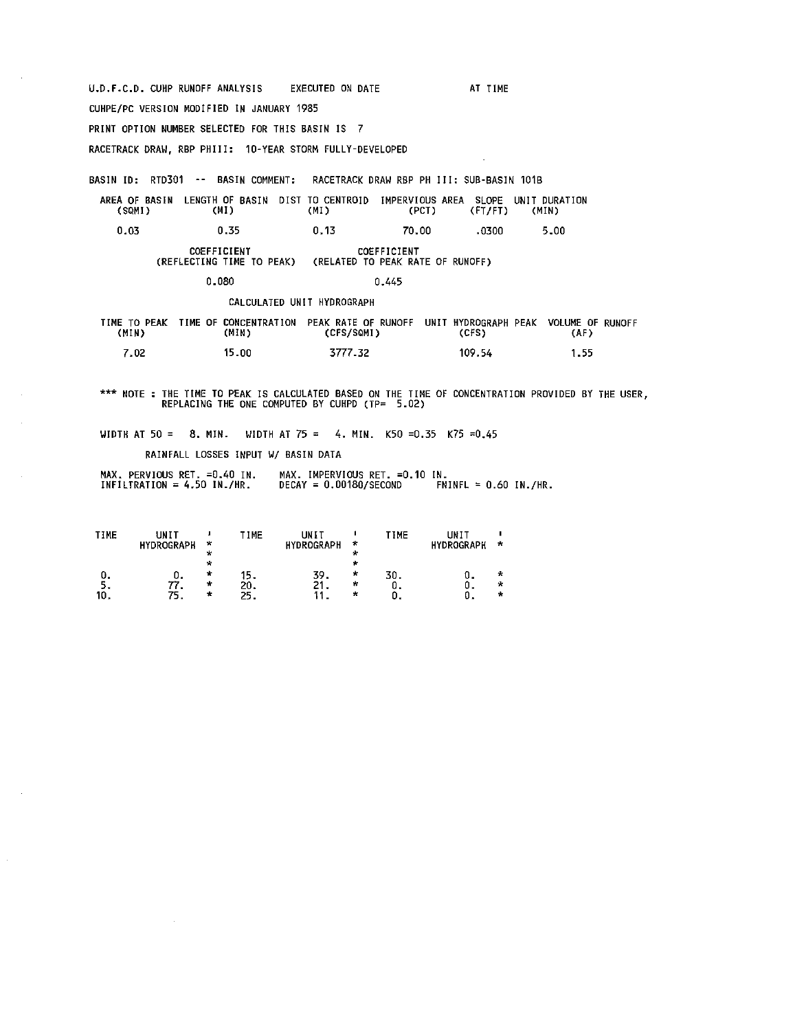U.D.F.C.D. CUHP RUNOFF ANALYSIS EXECUTED ON DATE AT TIME

CUHPE/PC VERSION MODIFIED IN JANUARY 1985

PRINT OPTION NUMBER SELECTED FOR THIS BASIN IS 7

RACETRACK DRAW, RBP PHIII: 10-YEAR STORM FULLY-DEVELOPED

BASIN ID: RTD301 -- BASIN COMMENT: RACETRACK DRAW RBP PH III: SUB-BASIN 101B

| AREA OF BASIN (SQMI) | LENGTH OF BASIN (MI) | DIST TO CENTROID (MI) | IMPERVIOUS AREA (PCT) | SLOPE (FT/FT) | UNIT DURATION (MIN) |
|---|---|---|---|---|---|
| 0.03 | 0.35 | 0.13 | 70.00 | .0300 | 5.00 |

| COEFFICIENT (REFLECTING TIME TO PEAK) | COEFFICIENT (RELATED TO PEAK RATE OF RUNOFF) |
|---|---|
| 0.080 | 0.445 |

CALCULATED UNIT HYDROGRAPH

| TIME TO PEAK (MIN) | TIME OF CONCENTRATION (MIN) | PEAK RATE OF RUNOFF (CFS/SQMI) | UNIT HYDROGRAPH PEAK (CFS) | VOLUME OF RUNOFF (AF) |
|---|---|---|---|---|
| 7.02 | 15.00 | 3777.32 | 109.54 | 1.55 |

\*\*\* NOTE : THE TIME TO PEAK IS CALCULATED BASED ON THE TIME OF CONCENTRATION PROVIDED BY THE USER, REPLACING THE ONE COMPUTED BY CUHPD (TP= 5.02)

WIDTH AT 50 = 8. MIN. WIDTH AT 75 = 4. MIN. K50 =0.35 K75 =0.45

RAINFALL LOSSES INPUT W/ BASIN DATA

MAX. PERVIOUS RET. =0.40 IN. MAX. IMPERVIOUS RET. =0.10 IN.
INFILTRATION = 4.50 IN./HR. DECAY = 0.00180/SECOND FNINFL = 0.60 IN./HR.

| TIME | UNIT HYDROGRAPH | TIME | UNIT HYDROGRAPH | TIME | UNIT HYDROGRAPH |
|---|---|---|---|---|---|
| 0. | 0. | 15. | 39. | 30. | 0. |
| 5. | 77. | 20. | 21. | 0. | 0. |
| 10. | 75. | 25. | 11. | 0. | 0. |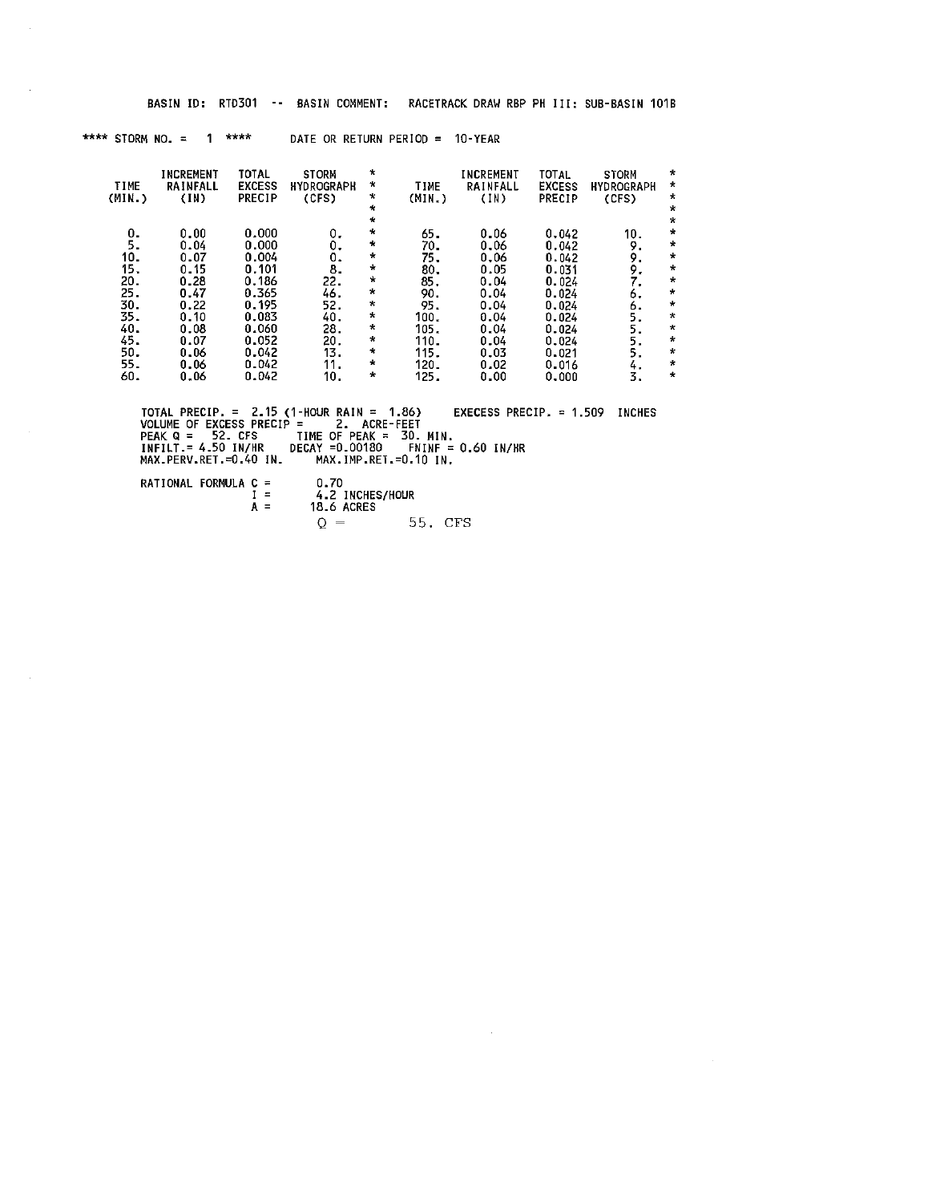BASIN ID: RTD301 -- BASIN COMMENT: RACETRACK DRAW RBP PH III: SUB-BASIN 101B

**** STORM NO. = 1 **** DATE OR RETURN PERIOD = 10-YEAR

| TIME (MIN.) | INCREMENT RAINFALL (IN) | TOTAL EXCESS PRECIP | STORM HYDROGRAPH (CFS) | * | TIME (MIN.) | INCREMENT RAINFALL (IN) | TOTAL EXCESS PRECIP | STORM HYDROGRAPH (CFS) | * |
|---|---|---|---|---|---|---|---|---|---|
| 0. | 0.00 | 0.000 | 0. | * | 65. | 0.06 | 0.042 | 10. | * |
| 5. | 0.04 | 0.000 | 0. | * | 70. | 0.06 | 0.042 | 9. | * |
| 10. | 0.07 | 0.004 | 0. | * | 75. | 0.06 | 0.042 | 9. | * |
| 15. | 0.15 | 0.101 | 8. | * | 80. | 0.05 | 0.031 | 9. | * |
| 20. | 0.28 | 0.186 | 22. | * | 85. | 0.04 | 0.024 | 7. | * |
| 25. | 0.47 | 0.365 | 46. | * | 90. | 0.04 | 0.024 | 6. | * |
| 30. | 0.22 | 0.195 | 52. | * | 95. | 0.04 | 0.024 | 6. | * |
| 35. | 0.10 | 0.083 | 40. | * | 100. | 0.04 | 0.024 | 5. | * |
| 40. | 0.08 | 0.060 | 28. | * | 105. | 0.04 | 0.024 | 5. | * |
| 45. | 0.07 | 0.052 | 20. | * | 110. | 0.04 | 0.024 | 5. | * |
| 50. | 0.06 | 0.042 | 13. | * | 115. | 0.03 | 0.021 | 5. | * |
| 55. | 0.06 | 0.042 | 11. | * | 120. | 0.02 | 0.016 | 4. | * |
| 60. | 0.06 | 0.042 | 10. | * | 125. | 0.00 | 0.000 | 3. | * |

TOTAL PRECIP. = 2.15 (1-HOUR RAIN = 1.86) EXECESS PRECIP. = 1.509 INCHES
VOLUME OF EXCESS PRECIP = 2. ACRE-FEET
PEAK Q = 52. CFS TIME OF PEAK = 30. MIN.
INFILT.= 4.50 IN/HR DECAY =0.00180 FNINF = 0.60 IN/HR
MAX.PERV.RET.=0.40 IN. MAX.IMP.RET.=0.10 IN.

RATIONAL FORMULA C = 0.70
I = 4.2 INCHES/HOUR
A = 18.6 ACRES
Q = 55. CFS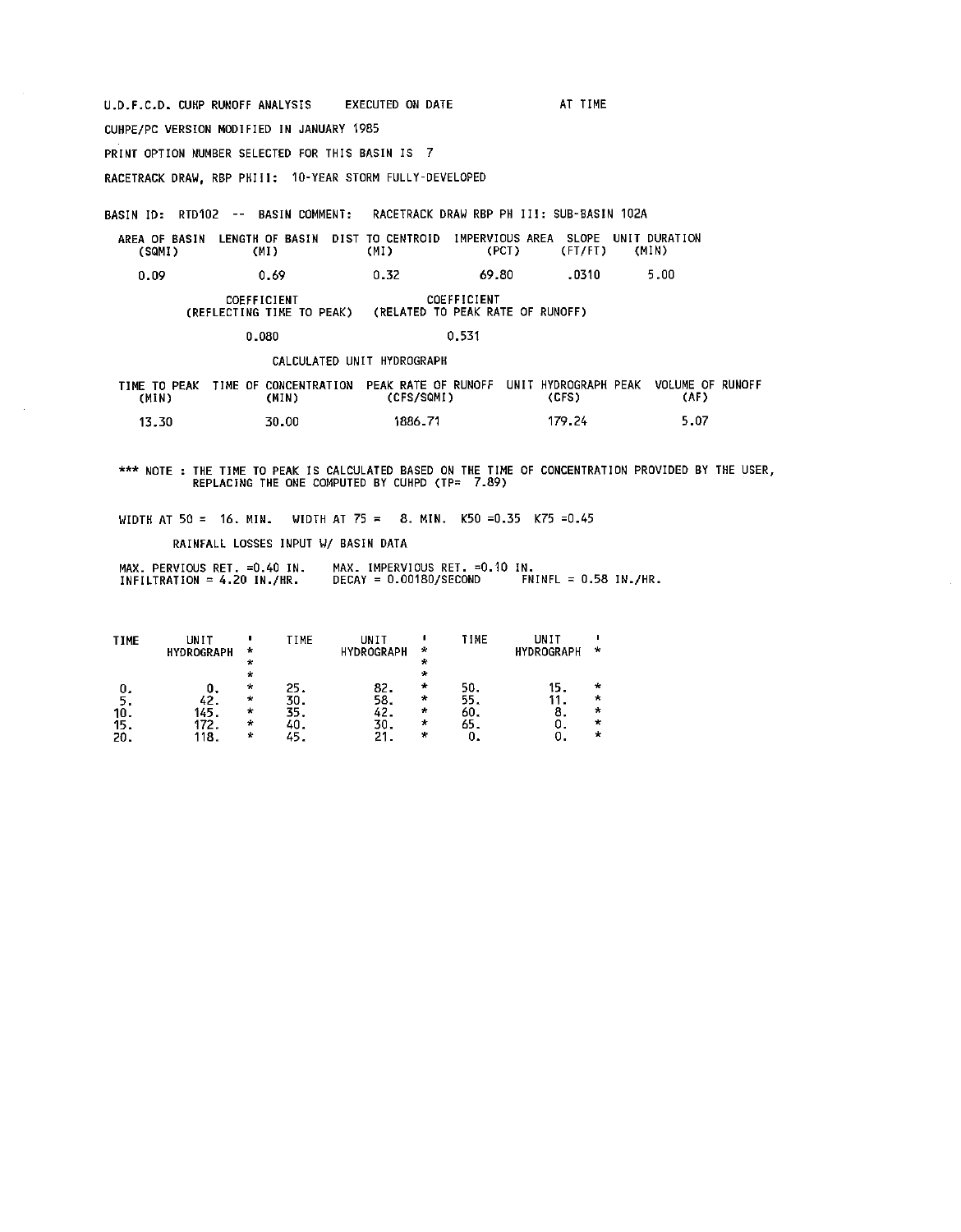U.D.F.C.D. CUHP RUNOFF ANALYSIS EXECUTED ON DATE AT TIME

CUHPE/PC VERSION MODIFIED IN JANUARY 1985

PRINT OPTION NUMBER SELECTED FOR THIS BASIN IS 7

RACETRACK DRAW, RBP PHIII: 10-YEAR STORM FULLY-DEVELOPED

BASIN ID: RTD102 -- BASIN COMMENT: RACETRACK DRAW RBP PH III: SUB-BASIN 102A

| AREA OF BASIN (SQMI) | LENGTH OF BASIN (MI) | DIST TO CENTROID (MI) | IMPERVIOUS AREA (PCT) | SLOPE (FT/FT) | UNIT DURATION (MIN) |
|---|---|---|---|---|---|
| 0.09 | 0.69 | 0.32 | 69.80 | .0310 | 5.00 |

| COEFFICIENT (REFLECTING TIME TO PEAK) | COEFFICIENT (RELATED TO PEAK RATE OF RUNOFF) |
|---|---|
| 0.080 | 0.531 |

CALCULATED UNIT HYDROGRAPH

| TIME TO PEAK (MIN) | TIME OF CONCENTRATION (MIN) | PEAK RATE OF RUNOFF (CFS/SQMI) | UNIT HYDROGRAPH PEAK (CFS) | VOLUME OF RUNOFF (AF) |
|---|---|---|---|---|
| 13.30 | 30.00 | 1886.71 | 179.24 | 5.07 |

*** NOTE : THE TIME TO PEAK IS CALCULATED BASED ON THE TIME OF CONCENTRATION PROVIDED BY THE USER, REPLACING THE ONE COMPUTED BY CUHPD (TP= 7.89)

WIDTH AT 50 = 16. MIN. WIDTH AT 75 = 8. MIN. K50 =0.35 K75 =0.45

RAINFALL LOSSES INPUT W/ BASIN DATA

MAX. PERVIOUS RET. =0.40 IN. MAX. IMPERVIOUS RET. =0.10 IN.
INFILTRATION = 4.20 IN./HR. DECAY = 0.00180/SECOND FNINFL = 0.58 IN./HR.

| TIME | UNIT HYDROGRAPH | TIME | UNIT HYDROGRAPH | TIME | UNIT HYDROGRAPH |
|---|---|---|---|---|---|
| 0. | 0. | 25. | 82. | 50. | 15. |
| 5. | 42. | 30. | 58. | 55. | 11. |
| 10. | 145. | 35. | 42. | 60. | 8. |
| 15. | 172. | 40. | 30. | 65. | 0. |
| 20. | 118. | 45. | 21. | 0. | 0. |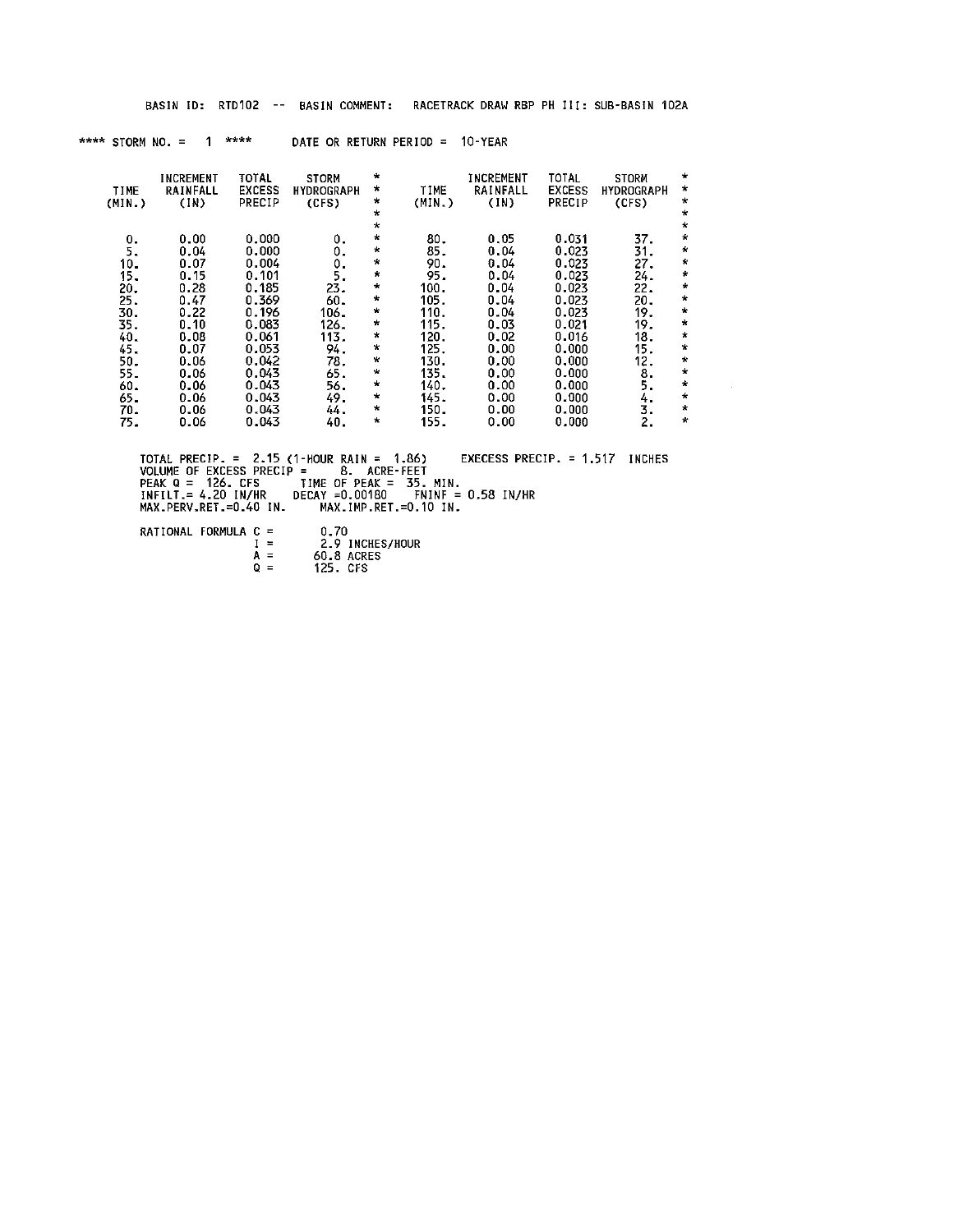BASIN ID: RTD102 -- BASIN COMMENT: RACETRACK DRAW RBP PH III: SUB-BASIN 102A

**** STORM NO. = 1 **** DATE OR RETURN PERIOD = 10-YEAR

| TIME (MIN.) | INCREMENT RAINFALL (IN) | TOTAL EXCESS PRECIP | STORM HYDROGRAPH (CFS) | * | TIME (MIN.) | INCREMENT RAINFALL (IN) | TOTAL EXCESS PRECIP | STORM HYDROGRAPH (CFS) | * |
|---|---|---|---|---|---|---|---|---|---|
| 0. | 0.00 | 0.000 | 0. | * | 80. | 0.05 | 0.031 | 37. | * |
| 5. | 0.04 | 0.000 | 0. | * | 85. | 0.04 | 0.023 | 31. | * |
| 10. | 0.07 | 0.004 | 0. | * | 90. | 0.04 | 0.023 | 27. | * |
| 15. | 0.15 | 0.101 | 5. | * | 95. | 0.04 | 0.023 | 24. | * |
| 20. | 0.28 | 0.185 | 23. | * | 100. | 0.04 | 0.023 | 22. | * |
| 25. | 0.47 | 0.369 | 60. | * | 105. | 0.04 | 0.023 | 20. | * |
| 30. | 0.22 | 0.196 | 106. | * | 110. | 0.04 | 0.023 | 19. | * |
| 35. | 0.10 | 0.083 | 126. | * | 115. | 0.03 | 0.021 | 19. | * |
| 40. | 0.08 | 0.061 | 113. | * | 120. | 0.02 | 0.016 | 18. | * |
| 45. | 0.07 | 0.053 | 94. | * | 125. | 0.00 | 0.000 | 15. | * |
| 50. | 0.06 | 0.042 | 78. | * | 130. | 0.00 | 0.000 | 12. | * |
| 55. | 0.06 | 0.043 | 65. | * | 135. | 0.00 | 0.000 | 8. | * |
| 60. | 0.06 | 0.043 | 56. | * | 140. | 0.00 | 0.000 | 5. | * |
| 65. | 0.06 | 0.043 | 49. | * | 145. | 0.00 | 0.000 | 4. | * |
| 70. | 0.06 | 0.043 | 44. | * | 150. | 0.00 | 0.000 | 3. | * |
| 75. | 0.06 | 0.043 | 40. | * | 155. | 0.00 | 0.000 | 2. | * |

TOTAL PRECIP. = 2.15 (1-HOUR RAIN = 1.86) EXECESS PRECIP. = 1.517 INCHES
VOLUME OF EXCESS PRECIP = 8. ACRE-FEET
PEAK Q = 126. CFS TIME OF PEAK = 35. MIN.
INFILT.= 4.20 IN/HR DECAY =0.00180 FNINF = 0.58 IN/HR
MAX.PERV.RET.=0.40 IN. MAX.IMP.RET.=0.10 IN.

RATIONAL FORMULA C = 0.70
I = 2.9 INCHES/HOUR
A = 60.8 ACRES
Q = 125. CFS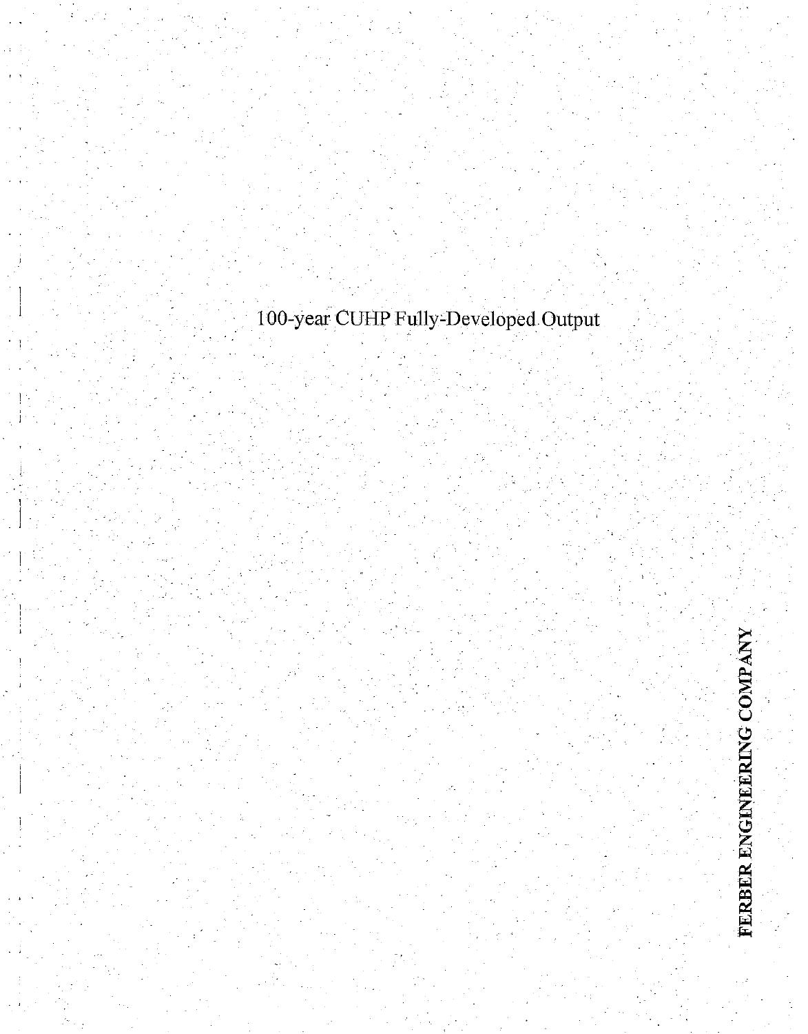# 100-year CUHP Fully-Developed Output

FERBER ENGINEERING COMPANY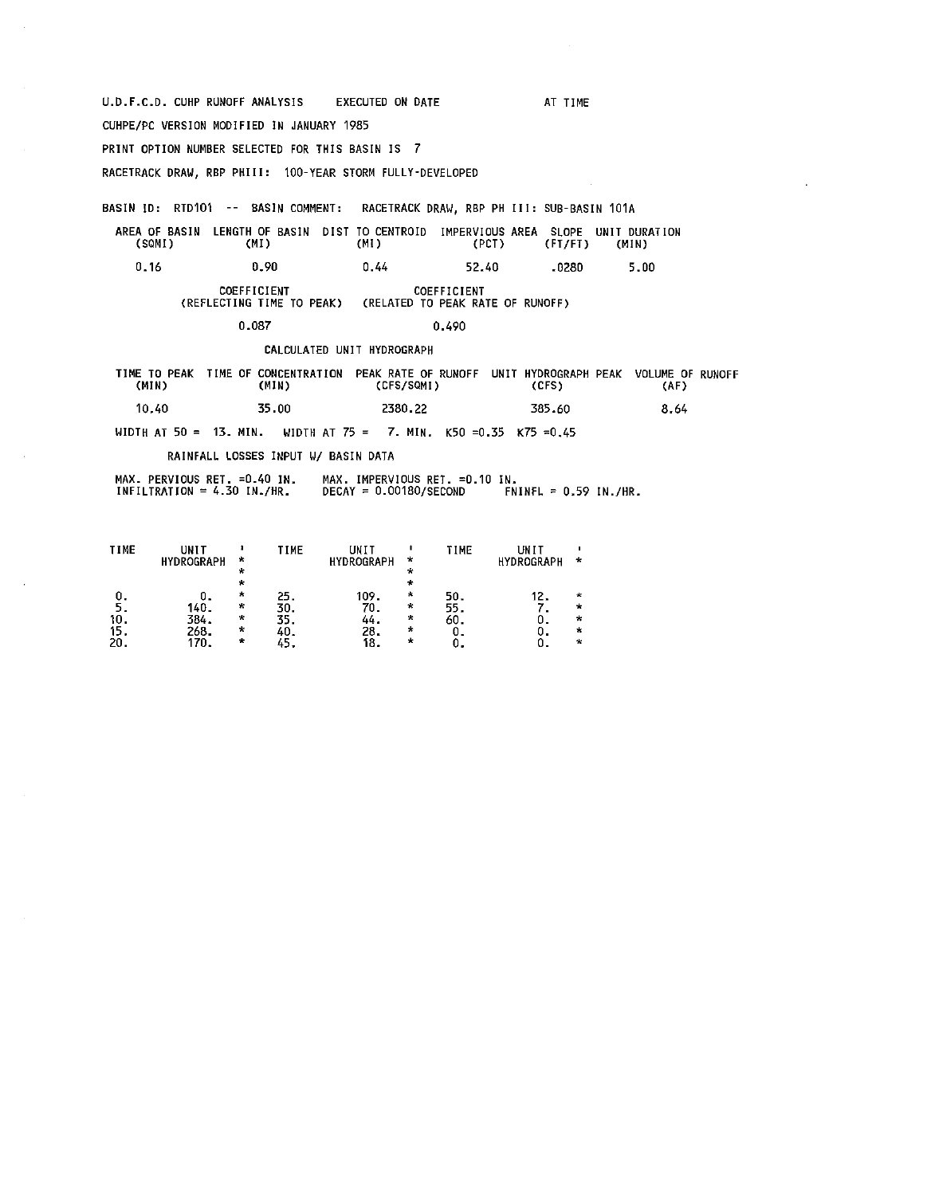U.D.F.C.D. CUHP RUNOFF ANALYSIS EXECUTED ON DATE AT TIME

CUHPE/PC VERSION MODIFIED IN JANUARY 1985

PRINT OPTION NUMBER SELECTED FOR THIS BASIN IS 7

RACETRACK DRAW, RBP PHIII: 100-YEAR STORM FULLY-DEVELOPED

BASIN ID: RTD101 -- BASIN COMMENT: RACETRACK DRAW, RBP PH III: SUB-BASIN 101A

| AREA OF BASIN (SQMI) | LENGTH OF BASIN (MI) | DIST TO CENTROID (MI) | IMPERVIOUS AREA (PCT) | SLOPE (FT/FT) | UNIT DURATION (MIN) |
|---|---|---|---|---|---|
| 0.16 | 0.90 | 0.44 | 52.40 | .0280 | 5.00 |

| COEFFICIENT (REFLECTING TIME TO PEAK) | COEFFICIENT (RELATED TO PEAK RATE OF RUNOFF) |
|---|---|
| 0.087 | 0.490 |

CALCULATED UNIT HYDROGRAPH

| TIME TO PEAK (MIN) | TIME OF CONCENTRATION (MIN) | PEAK RATE OF RUNOFF (CFS/SQMI) | UNIT HYDROGRAPH PEAK (CFS) | VOLUME OF RUNOFF (AF) |
|---|---|---|---|---|
| 10.40 | 35.00 | 2380.22 | 385.60 | 8.64 |

WIDTH AT 50 = 13. MIN. WIDTH AT 75 = 7. MIN. K50 =0.35 K75 =0.45

RAINFALL LOSSES INPUT W/ BASIN DATA

MAX. PERVIOUS RET. =0.40 IN. MAX. IMPERVIOUS RET. =0.10 IN.
INFILTRATION = 4.30 IN./HR. DECAY = 0.00180/SECOND FNINFL = 0.59 IN./HR.

| TIME | UNIT HYDROGRAPH | TIME | UNIT HYDROGRAPH | TIME | UNIT HYDROGRAPH |
|---|---|---|---|---|---|
| 0. | 0. | 25. | 109. | 50. | 12. |
| 5. | 140. | 30. | 70. | 55. | 7. |
| 10. | 384. | 35. | 44. | 60. | 0. |
| 15. | 268. | 40. | 28. | 0. | 0. |
| 20. | 170. | 45. | 18. | 0. | 0. |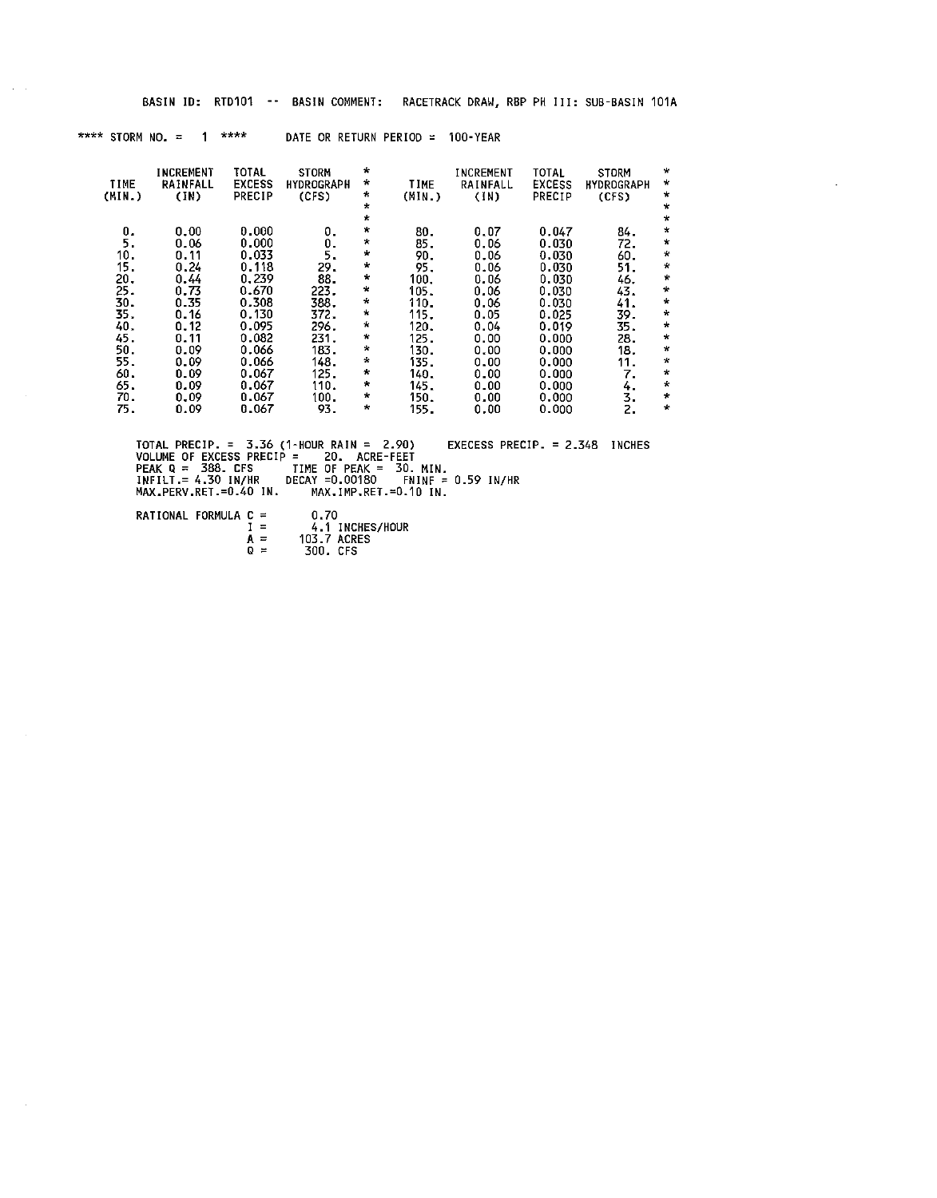BASIN ID: RTD101 -- BASIN COMMENT: RACETRACK DRAW, RBP PH III: SUB-BASIN 101A

**** STORM NO. = 1 **** DATE OR RETURN PERIOD = 100-YEAR

| TIME (MIN.) | INCREMENT RAINFALL (IN) | TOTAL EXCESS PRECIP | STORM HYDROGRAPH (CFS) | * | TIME (MIN.) | INCREMENT RAINFALL (IN) | TOTAL EXCESS PRECIP | STORM HYDROGRAPH (CFS) | * |
|---|---|---|---|---|---|---|---|---|---|
| 0. | 0.00 | 0.000 | 0. | * | 80. | 0.07 | 0.047 | 84. | * |
| 5. | 0.06 | 0.000 | 0. | * | 85. | 0.06 | 0.030 | 72. | * |
| 10. | 0.11 | 0.033 | 5. | * | 90. | 0.06 | 0.030 | 60. | * |
| 15. | 0.24 | 0.118 | 29. | * | 95. | 0.06 | 0.030 | 51. | * |
| 20. | 0.44 | 0.239 | 88. | * | 100. | 0.06 | 0.030 | 46. | * |
| 25. | 0.73 | 0.670 | 223. | * | 105. | 0.06 | 0.030 | 43. | * |
| 30. | 0.35 | 0.308 | 388. | * | 110. | 0.06 | 0.030 | 41. | * |
| 35. | 0.16 | 0.130 | 372. | * | 115. | 0.05 | 0.025 | 39. | * |
| 40. | 0.12 | 0.095 | 296. | * | 120. | 0.04 | 0.019 | 35. | * |
| 45. | 0.11 | 0.082 | 231. | * | 125. | 0.00 | 0.000 | 28. | * |
| 50. | 0.09 | 0.066 | 183. | * | 130. | 0.00 | 0.000 | 18. | * |
| 55. | 0.09 | 0.066 | 148. | * | 135. | 0.00 | 0.000 | 11. | * |
| 60. | 0.09 | 0.067 | 125. | * | 140. | 0.00 | 0.000 | 7. | * |
| 65. | 0.09 | 0.067 | 110. | * | 145. | 0.00 | 0.000 | 4. | * |
| 70. | 0.09 | 0.067 | 100. | * | 150. | 0.00 | 0.000 | 3. | * |
| 75. | 0.09 | 0.067 | 93. | * | 155. | 0.00 | 0.000 | 2. | * |

TOTAL PRECIP. = 3.36 (1-HOUR RAIN = 2.90) EXECESS PRECIP. = 2.348 INCHES
VOLUME OF EXCESS PRECIP = 20. ACRE-FEET
PEAK Q = 388. CFS TIME OF PEAK = 30. MIN.
INFILT.= 4.30 IN/HR DECAY =0.00180 FNINF = 0.59 IN/HR
MAX.PERV.RET.=0.40 IN. MAX.IMP.RET.=0.10 IN.

RATIONAL FORMULA C = 0.70
I = 4.1 INCHES/HOUR
A = 103.7 ACRES
Q = 300. CFS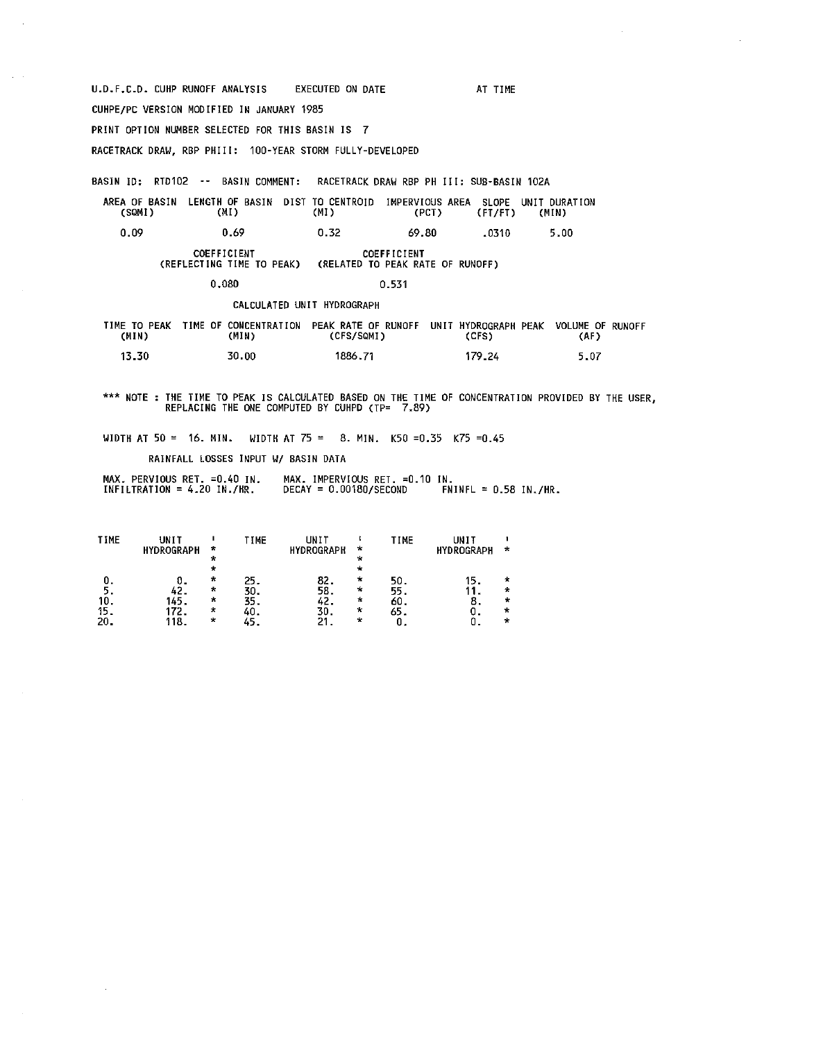U.D.F.C.D. CUHP RUNOFF ANALYSIS     EXECUTED ON DATE                AT TIME

CUHPE/PC VERSION MODIFIED IN JANUARY 1985

PRINT OPTION NUMBER SELECTED FOR THIS BASIN IS 7

RACETRACK DRAW, RBP PHIII: 100-YEAR STORM FULLY-DEVELOPED

BASIN ID: RTD102 -- BASIN COMMENT: RACETRACK DRAW RBP PH III: SUB-BASIN 102A

| AREA OF BASIN (SQMI) | LENGTH OF BASIN (MI) | DIST TO CENTROID (MI) | IMPERVIOUS AREA (PCT) | SLOPE (FT/FT) | UNIT DURATION (MIN) |
|---|---|---|---|---|---|
| 0.09 | 0.69 | 0.32 | 69.80 | .0310 | 5.00 |

| COEFFICIENT (REFLECTING TIME TO PEAK) | COEFFICIENT (RELATED TO PEAK RATE OF RUNOFF) |
|---|---|
| 0.080 | 0.531 |

CALCULATED UNIT HYDROGRAPH

| TIME TO PEAK (MIN) | TIME OF CONCENTRATION (MIN) | PEAK RATE OF RUNOFF (CFS/SQMI) | UNIT HYDROGRAPH PEAK (CFS) | VOLUME OF RUNOFF (AF) |
|---|---|---|---|---|
| 13.30 | 30.00 | 1886.71 | 179.24 | 5.07 |

*** NOTE : THE TIME TO PEAK IS CALCULATED BASED ON THE TIME OF CONCENTRATION PROVIDED BY THE USER, REPLACING THE ONE COMPUTED BY CUHPD (TP= 7.89)

WIDTH AT 50 = 16. MIN.   WIDTH AT 75 = 8. MIN.   K50 =0.35   K75 =0.45

RAINFALL LOSSES INPUT W/ BASIN DATA

MAX. PERVIOUS RET. =0.40 IN.   MAX. IMPERVIOUS RET. =0.10 IN.
INFILTRATION = 4.20 IN./HR.   DECAY = 0.00180/SECOND   FNINFL = 0.58 IN./HR.

| TIME | UNIT HYDROGRAPH | * | TIME | UNIT HYDROGRAPH | * | TIME | UNIT HYDROGRAPH | * |
|---|---|---|---|---|---|---|---|---|
| 0. | 0. | * | 25. | 82. | * | 50. | 15. | * |
| 5. | 42. | * | 30. | 58. | * | 55. | 11. | * |
| 10. | 145. | * | 35. | 42. | * | 60. | 8. | * |
| 15. | 172. | * | 40. | 30. | * | 65. | 0. | * |
| 20. | 118. | * | 45. | 21. | * | 0. | 0. | * |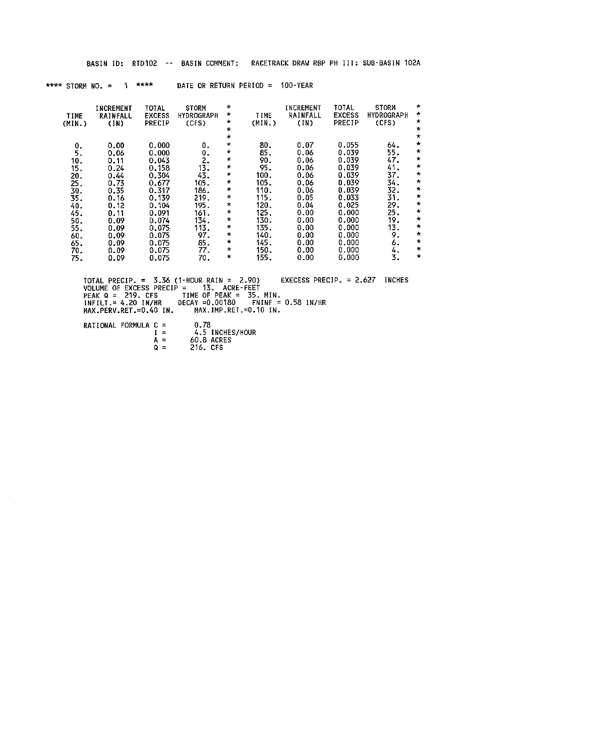BASIN ID: RTD102 -- BASIN COMMENT: RACETRACK DRAW RBP PH III: SUB-BASIN 102A

**** STORM NO. = 1 **** DATE OR RETURN PERIOD = 100-YEAR

| TIME (MIN.) | INCREMENT RAINFALL (IN) | TOTAL EXCESS PRECIP | STORM HYDROGRAPH (CFS) | * | TIME (MIN.) | INCREMENT RAINFALL (IN) | TOTAL EXCESS PRECIP | STORM HYDROGRAPH (CFS) | * |
|---|---|---|---|---|---|---|---|---|---|
| 0. | 0.00 | 0.000 | 0. | * | 80. | 0.07 | 0.055 | 64. | * |
| 5. | 0.06 | 0.000 | 0. | * | 85. | 0.06 | 0.039 | 55. | * |
| 10. | 0.11 | 0.043 | 2. | * | 90. | 0.06 | 0.039 | 47. | * |
| 15. | 0.24 | 0.158 | 13. | * | 95. | 0.06 | 0.039 | 41. | * |
| 20. | 0.44 | 0.304 | 43. | * | 100. | 0.06 | 0.039 | 37. | * |
| 25. | 0.73 | 0.677 | 105. | * | 105. | 0.06 | 0.039 | 34. | * |
| 30. | 0.35 | 0.317 | 186. | * | 110. | 0.06 | 0.039 | 32. | * |
| 35. | 0.16 | 0.139 | 219. | * | 115. | 0.05 | 0.033 | 31. | * |
| 40. | 0.12 | 0.104 | 195. | * | 120. | 0.04 | 0.025 | 29. | * |
| 45. | 0.11 | 0.091 | 161. | * | 125. | 0.00 | 0.000 | 25. | * |
| 50. | 0.09 | 0.074 | 134. | * | 130. | 0.00 | 0.000 | 19. | * |
| 55. | 0.09 | 0.075 | 113. | * | 135. | 0.00 | 0.000 | 13. | * |
| 60. | 0.09 | 0.075 | 97. | * | 140. | 0.00 | 0.000 | 9. | * |
| 65. | 0.09 | 0.075 | 85. | * | 145. | 0.00 | 0.000 | 6. | * |
| 70. | 0.09 | 0.075 | 77. | * | 150. | 0.00 | 0.000 | 4. | * |
| 75. | 0.09 | 0.075 | 70. | * | 155. | 0.00 | 0.000 | 3. | * |

TOTAL PRECIP. = 3.36 (1-HOUR RAIN = 2.90) EXECESS PRECIP. = 2.627 INCHES
VOLUME OF EXCESS PRECIP = 13. ACRE-FEET
PEAK Q = 219. CFS TIME OF PEAK = 35. MIN.
INFILT.= 4.20 IN/HR DECAY =0.00180 FNINF = 0.58 IN/HR
MAX.PERV.RET.=0.40 IN. MAX.IMP.RET.=0.10 IN.

RATIONAL FORMULA C = 0.78
I = 4.5 INCHES/HOUR
A = 60.8 ACRES
Q = 216. CFS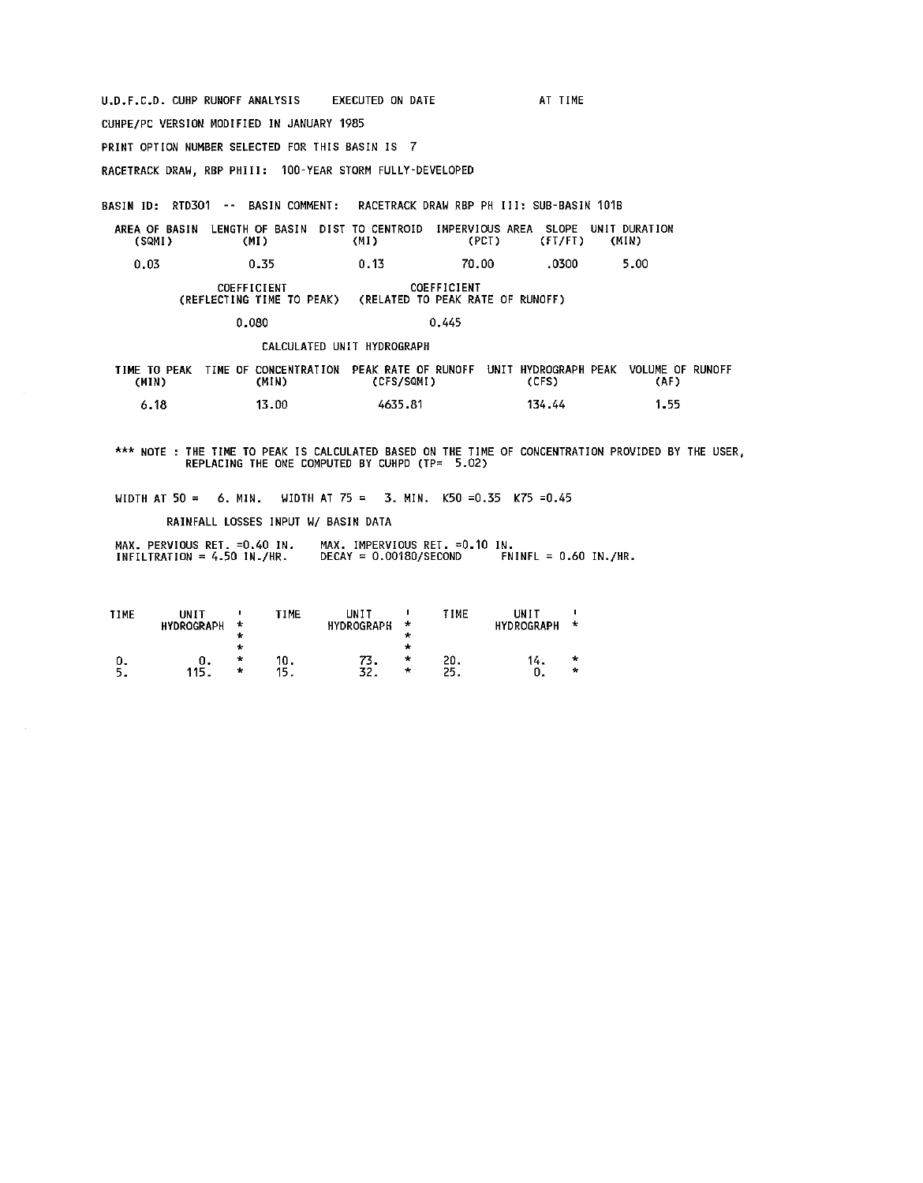U.D.F.C.D. CUHP RUNOFF ANALYSIS     EXECUTED ON DATE                    AT TIME

CUHPE/PC VERSION MODIFIED IN JANUARY 1985

PRINT OPTION NUMBER SELECTED FOR THIS BASIN IS  7

RACETRACK DRAW, RBP PHIII:  100-YEAR STORM FULLY-DEVELOPED

BASIN ID:  RTD301  --  BASIN COMMENT:   RACETRACK DRAW RBP PH III: SUB-BASIN 101B

| AREA OF BASIN (SQMI) | LENGTH OF BASIN (MI) | DIST TO CENTROID (MI) | IMPERVIOUS AREA (PCT) | SLOPE (FT/FT) | UNIT DURATION (MIN) |
|---|---|---|---|---|---|
| 0.03 | 0.35 | 0.13 | 70.00 | .0300 | 5.00 |

| COEFFICIENT (REFLECTING TIME TO PEAK) | COEFFICIENT (RELATED TO PEAK RATE OF RUNOFF) |
|---|---|
| 0.080 | 0.445 |

CALCULATED UNIT HYDROGRAPH

| TIME TO PEAK (MIN) | TIME OF CONCENTRATION (MIN) | PEAK RATE OF RUNOFF (CFS/SQMI) | UNIT HYDROGRAPH PEAK (CFS) | VOLUME OF RUNOFF (AF) |
|---|---|---|---|---|
| 6.18 | 13.00 | 4635.81 | 134.44 | 1.55 |

*** NOTE : THE TIME TO PEAK IS CALCULATED BASED ON THE TIME OF CONCENTRATION PROVIDED BY THE USER,
REPLACING THE ONE COMPUTED BY CUHPD (TP=  5.02)

WIDTH AT 50 =   6. MIN.   WIDTH AT 75 =   3. MIN.   K50 =0.35   K75 =0.45

RAINFALL LOSSES INPUT W/ BASIN DATA

MAX. PERVIOUS RET. =0.40 IN.     MAX. IMPERVIOUS RET. =0.10 IN.
INFILTRATION = 4.50 IN./HR.      DECAY = 0.00180/SECOND      FNINFL = 0.60 IN./HR.

| TIME | UNIT HYDROGRAPH | TIME | UNIT HYDROGRAPH | TIME | UNIT HYDROGRAPH |
|---|---|---|---|---|---|
| 0. | 0. | 10. | 73. | 20. | 14. |
| 5. | 115. | 15. | 32. | 25. | 0. |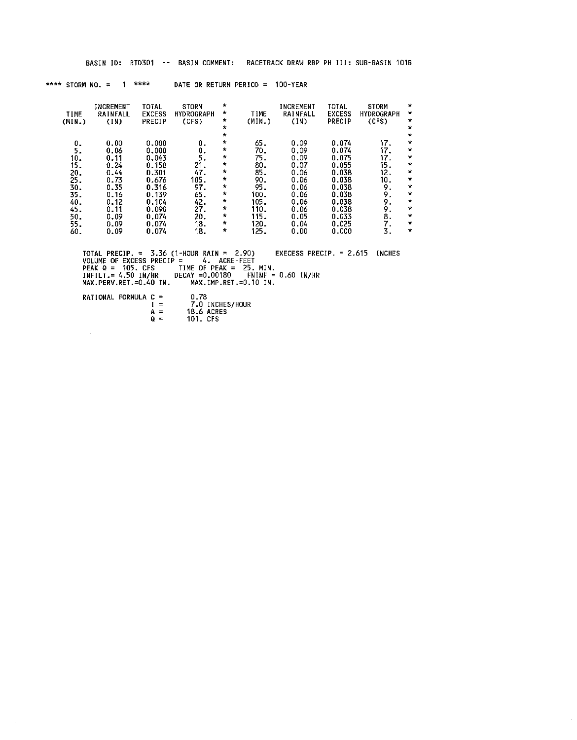BASIN ID: RTD301 -- BASIN COMMENT: RACETRACK DRAW RBP PH III: SUB-BASIN 101B

**** STORM NO. = 1 **** DATE OR RETURN PERIOD = 100-YEAR

| TIME (MIN.) | INCREMENT RAINFALL (IN) | TOTAL EXCESS PRECIP | STORM HYDROGRAPH (CFS) | * | TIME (MIN.) | INCREMENT RAINFALL (IN) | TOTAL EXCESS PRECIP | STORM HYDROGRAPH (CFS) | * |
|---|---|---|---|---|---|---|---|---|---|
| 0. | 0.00 | 0.000 | 0. | * | 65. | 0.09 | 0.074 | 17. | * |
| 5. | 0.06 | 0.000 | 0. | * | 70. | 0.09 | 0.074 | 17. | * |
| 10. | 0.11 | 0.043 | 5. | * | 75. | 0.09 | 0.075 | 17. | * |
| 15. | 0.24 | 0.158 | 21. | * | 80. | 0.07 | 0.055 | 15. | * |
| 20. | 0.44 | 0.301 | 47. | * | 85. | 0.06 | 0.038 | 12. | * |
| 25. | 0.73 | 0.676 | 105. | * | 90. | 0.06 | 0.038 | 10. | * |
| 30. | 0.35 | 0.316 | 97. | * | 95. | 0.06 | 0.038 | 9. | * |
| 35. | 0.16 | 0.139 | 65. | * | 100. | 0.06 | 0.038 | 9. | * |
| 40. | 0.12 | 0.104 | 42. | * | 105. | 0.06 | 0.038 | 9. | * |
| 45. | 0.11 | 0.090 | 27. | * | 110. | 0.06 | 0.038 | 9. | * |
| 50. | 0.09 | 0.074 | 20. | * | 115. | 0.05 | 0.033 | 8. | * |
| 55. | 0.09 | 0.074 | 18. | * | 120. | 0.04 | 0.025 | 7. | * |
| 60. | 0.09 | 0.074 | 18. | * | 125. | 0.00 | 0.000 | 3. | * |

TOTAL PRECIP. = 3.36 (1-HOUR RAIN = 2.90) EXECESS PRECIP. = 2.615 INCHES
VOLUME OF EXCESS PRECIP = 4. ACRE-FEET
PEAK Q = 105. CFS TIME OF PEAK = 25. MIN.
INFILT.= 4.50 IN/HR DECAY =0.00180 FNINF = 0.60 IN/HR
MAX.PERV.RET.=0.40 IN. MAX.IMP.RET.=0.10 IN.

RATIONAL FORMULA C = 0.78
I = 7.0 INCHES/HOUR
A = 18.6 ACRES
Q = 101. CFS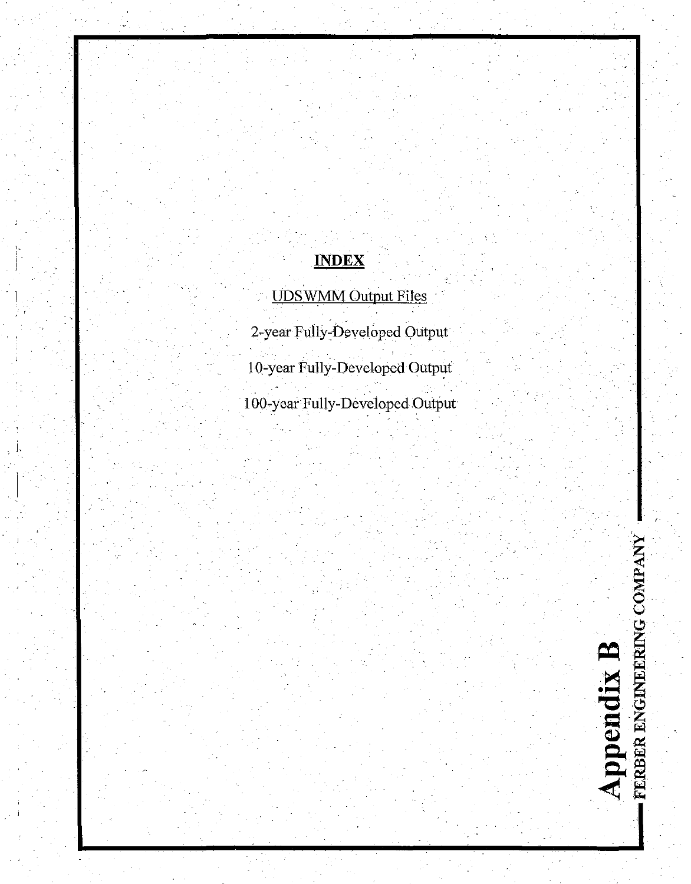**INDEX**

UDSWMM Output Files

2-year Fully-Developed Output

10-year Fully-Developed Output

100-year Fully-Developed Output

# Appendix B

**FERBER ENGINEERING COMPANY**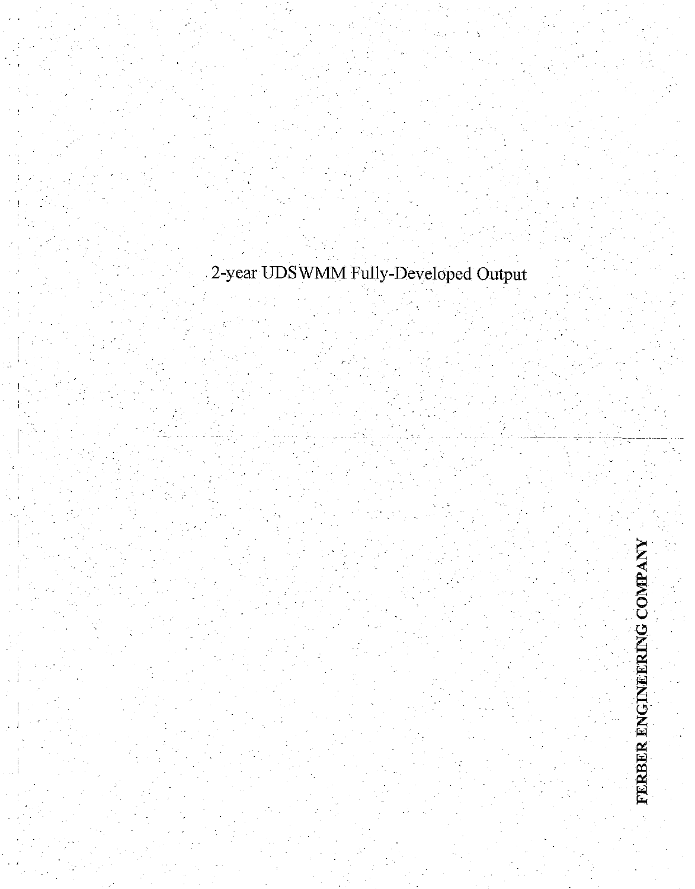# 2-year UDSWMM Fully-Developed Output

FERBER ENGINEERING COMPANY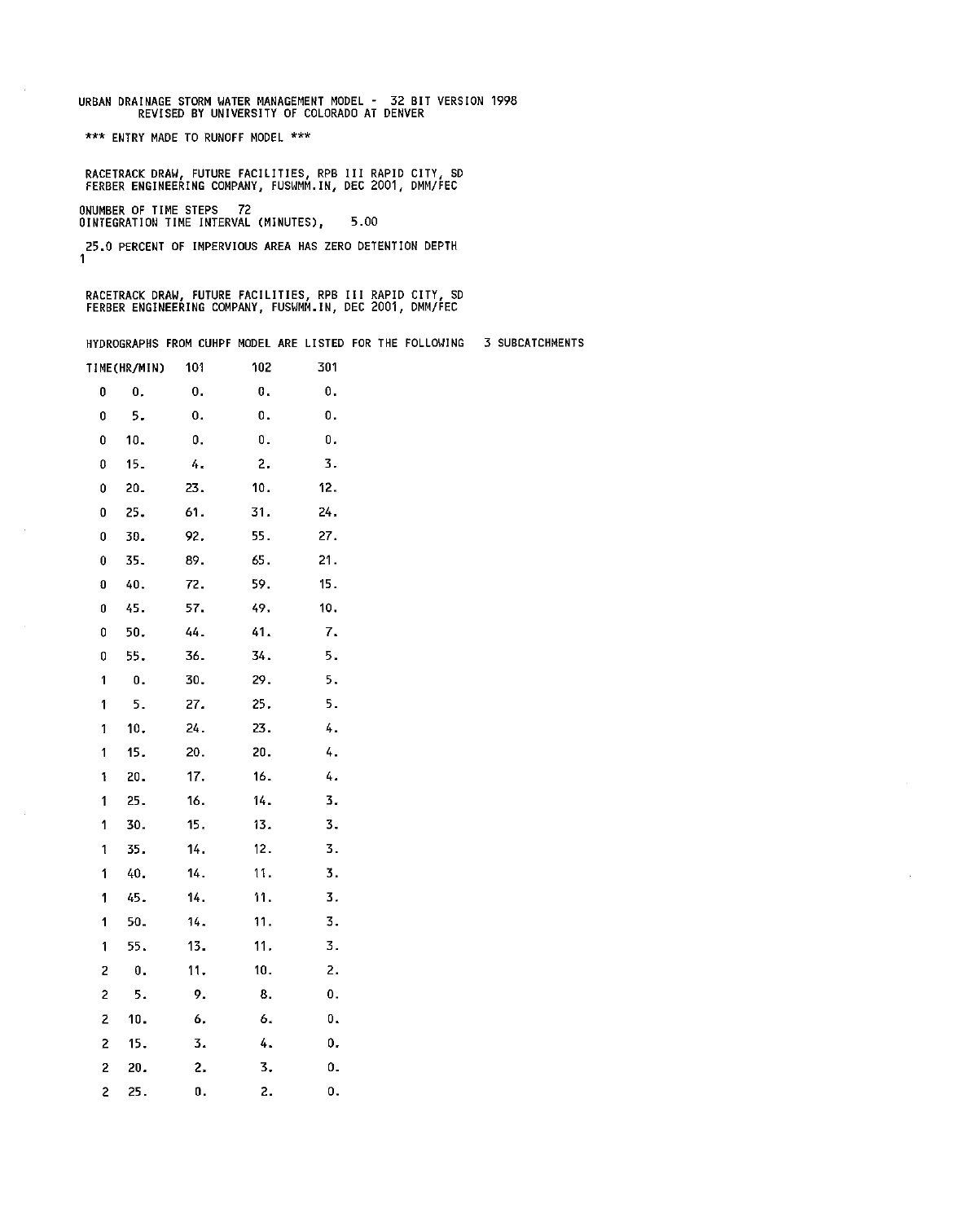URBAN DRAINAGE STORM WATER MANAGEMENT MODEL - 32 BIT VERSION 1998
REVISED BY UNIVERSITY OF COLORADO AT DENVER

*** ENTRY MADE TO RUNOFF MODEL ***

RACETRACK DRAW, FUTURE FACILITIES, RPB III RAPID CITY, SD
FERBER ENGINEERING COMPANY, FUSWMM.IN, DEC 2001, DMM/FEC

0NUMBER OF TIME STEPS 72
0INTEGRATION TIME INTERVAL (MINUTES), 5.00

25.0 PERCENT OF IMPERVIOUS AREA HAS ZERO DETENTION DEPTH
1

RACETRACK DRAW, FUTURE FACILITIES, RPB III RAPID CITY, SD
FERBER ENGINEERING COMPANY, FUSWMM.IN, DEC 2001, DMM/FEC

HYDROGRAPHS FROM CUHPF MODEL ARE LISTED FOR THE FOLLOWING 3 SUBCATCHMENTS

| TIME(HR/MIN) | | 101 | 102 | 301 |
|---|---|---|---|---|
| 0 | 0. | 0. | 0. | 0. |
| 0 | 5. | 0. | 0. | 0. |
| 0 | 10. | 0. | 0. | 0. |
| 0 | 15. | 4. | 2. | 3. |
| 0 | 20. | 23. | 10. | 12. |
| 0 | 25. | 61. | 31. | 24. |
| 0 | 30. | 92. | 55. | 27. |
| 0 | 35. | 89. | 65. | 21. |
| 0 | 40. | 72. | 59. | 15. |
| 0 | 45. | 57. | 49. | 10. |
| 0 | 50. | 44. | 41. | 7. |
| 0 | 55. | 36. | 34. | 5. |
| 1 | 0. | 30. | 29. | 5. |
| 1 | 5. | 27. | 25. | 5. |
| 1 | 10. | 24. | 23. | 4. |
| 1 | 15. | 20. | 20. | 4. |
| 1 | 20. | 17. | 16. | 4. |
| 1 | 25. | 16. | 14. | 3. |
| 1 | 30. | 15. | 13. | 3. |
| 1 | 35. | 14. | 12. | 3. |
| 1 | 40. | 14. | 11. | 3. |
| 1 | 45. | 14. | 11. | 3. |
| 1 | 50. | 14. | 11. | 3. |
| 1 | 55. | 13. | 11. | 3. |
| 2 | 0. | 11. | 10. | 2. |
| 2 | 5. | 9. | 8. | 0. |
| 2 | 10. | 6. | 6. | 0. |
| 2 | 15. | 3. | 4. | 0. |
| 2 | 20. | 2. | 3. | 0. |
| 2 | 25. | 0. | 2. | 0. |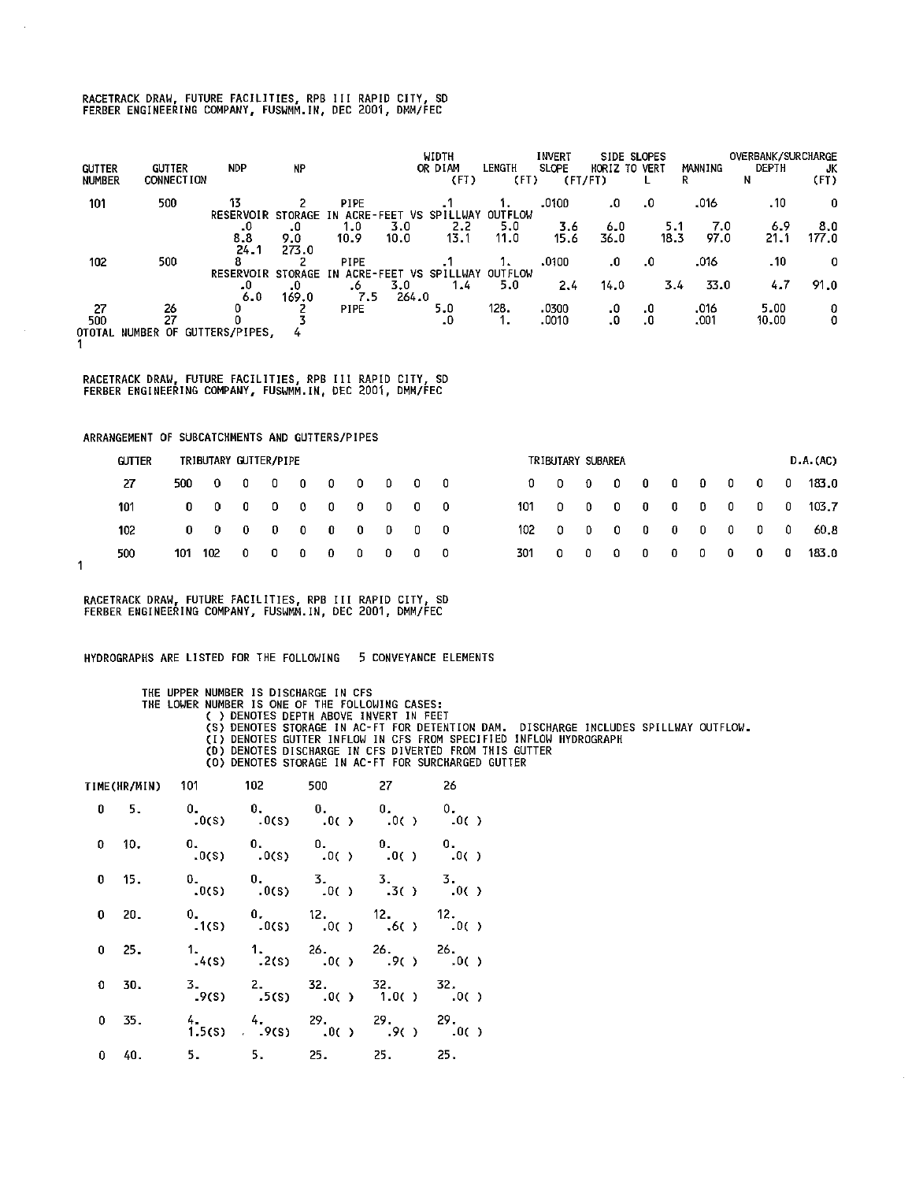RACETRACK DRAW, FUTURE FACILITIES, RPB III RAPID CITY, SD
FERBER ENGINEERING COMPANY, FUSWMM.IN, DEC 2001, DMM/FEC

| GUTTER NUMBER | GUTTER CONNECTION | NDP | NP | | WIDTH OR DIAM (FT) | LENGTH (FT) | INVERT SLOPE (FT/FT) | SIDE SLOPES HORIZ TO VERT L | R | MANNING N | OVERBANK/SURCHARGE DEPTH (FT) | JK |
|---|---|---|---|---|---|---|---|---|---|---|---|---|
| 101 | 500 | 13 | 2 | PIPE | .1 | 1. | .0100 | .0 | .0 | .016 | .10 | 0 |
| 102 | 500 | 8 | 2 | PIPE | .1 | 1. | .0100 | .0 | .0 | .016 | .10 | 0 |
| 27 | 26 | 0 | 2 | PIPE | 5.0 | 128. | .0300 | .0 | .0 | .016 | 5.00 | 0 |
| 500 | 27 | 0 | 3 | | .0 | 1. | .0010 | .0 | .0 | .001 | 10.00 | 0 |

Gutter 101 — RESERVOIR STORAGE IN ACRE-FEET VS SPILLWAY OUTFLOW

```
   .0     .0     1.0    3.0    2.2    5.0    3.6    6.0    5.1    7.0    6.9    8.0
   8.8    9.0   10.9   10.0   13.1   11.0   15.6   36.0   18.3   97.0   21.1  177.0
  24.1  273.0
```

Gutter 102 — RESERVOIR STORAGE IN ACRE-FEET VS SPILLWAY OUTFLOW

```
   .0     .0     .6    3.0    1.4    5.0    2.4   14.0    3.4   33.0    4.7   91.0
   6.0  169.0    7.5  264.0
```

OTOTAL NUMBER OF GUTTERS/PIPES, 4

RACETRACK DRAW, FUTURE FACILITIES, RPB III RAPID CITY, SD
FERBER ENGINEERING COMPANY, FUSWMM.IN, DEC 2001, DMM/FEC

ARRANGEMENT OF SUBCATCHMENTS AND GUTTERS/PIPES

| GUTTER | TRIBUTARY GUTTER/PIPE | | | | | | | | | | TRIBUTARY SUBAREA | | | | | | | | | | D.A.(AC) |
|---|---|---|---|---|---|---|---|---|---|---|---|---|---|---|---|---|---|---|---|---|---|
| 27 | 500 | 0 | 0 | 0 | 0 | 0 | 0 | 0 | 0 | 0 | 0 | 0 | 0 | 0 | 0 | 0 | 0 | 0 | 0 | 0 | 183.0 |
| 101 | 0 | 0 | 0 | 0 | 0 | 0 | 0 | 0 | 0 | 0 | 101 | 0 | 0 | 0 | 0 | 0 | 0 | 0 | 0 | 0 | 103.7 |
| 102 | 0 | 0 | 0 | 0 | 0 | 0 | 0 | 0 | 0 | 0 | 102 | 0 | 0 | 0 | 0 | 0 | 0 | 0 | 0 | 0 | 60.8 |
| 500 | 101 | 102 | 0 | 0 | 0 | 0 | 0 | 0 | 0 | 0 | 301 | 0 | 0 | 0 | 0 | 0 | 0 | 0 | 0 | 0 | 183.0 |

RACETRACK DRAW, FUTURE FACILITIES, RPB III RAPID CITY, SD
FERBER ENGINEERING COMPANY, FUSWMM.IN, DEC 2001, DMM/FEC

HYDROGRAPHS ARE LISTED FOR THE FOLLOWING 5 CONVEYANCE ELEMENTS

THE UPPER NUMBER IS DISCHARGE IN CFS
THE LOWER NUMBER IS ONE OF THE FOLLOWING CASES:
( ) DENOTES DEPTH ABOVE INVERT IN FEET
(S) DENOTES STORAGE IN AC-FT FOR DETENTION DAM. DISCHARGE INCLUDES SPILLWAY OUTFLOW.
(I) DENOTES GUTTER INFLOW IN CFS FROM SPECIFIED INFLOW HYDROGRAPH
(D) DENOTES DISCHARGE IN CFS DIVERTED FROM THIS GUTTER
(O) DENOTES STORAGE IN AC-FT FOR SURCHARGED GUTTER

| TIME(HR/MIN) | | 101 | 102 | 500 | 27 | 26 |
|---|---|---|---|---|---|---|
| 0 | 5. | 0.<br>.0(S) | 0.<br>.0(S) | 0.<br>.0( ) | 0.<br>.0( ) | 0.<br>.0( ) |
| 0 | 10. | 0.<br>.0(S) | 0.<br>.0(S) | 0.<br>.0( ) | 0.<br>.0( ) | 0.<br>.0( ) |
| 0 | 15. | 0.<br>.0(S) | 0.<br>.0(S) | 3.<br>.0( ) | 3.<br>.3( ) | 3.<br>.0( ) |
| 0 | 20. | 0.<br>.1(S) | 0.<br>.0(S) | 12.<br>.0( ) | 12.<br>.6( ) | 12.<br>.0( ) |
| 0 | 25. | 1.<br>.4(S) | 1.<br>.2(S) | 26.<br>.0( ) | 26.<br>.9( ) | 26.<br>.0( ) |
| 0 | 30. | 3.<br>.9(S) | 2.<br>.5(S) | 32.<br>.0( ) | 32.<br>1.0( ) | 32.<br>.0( ) |
| 0 | 35. | 4.<br>1.5(S) | 4.<br>.9(S) | 29.<br>.0( ) | 29.<br>.9( ) | 29.<br>.0( ) |
| 0 | 40. | 5. | 5. | 25. | 25. | 25. |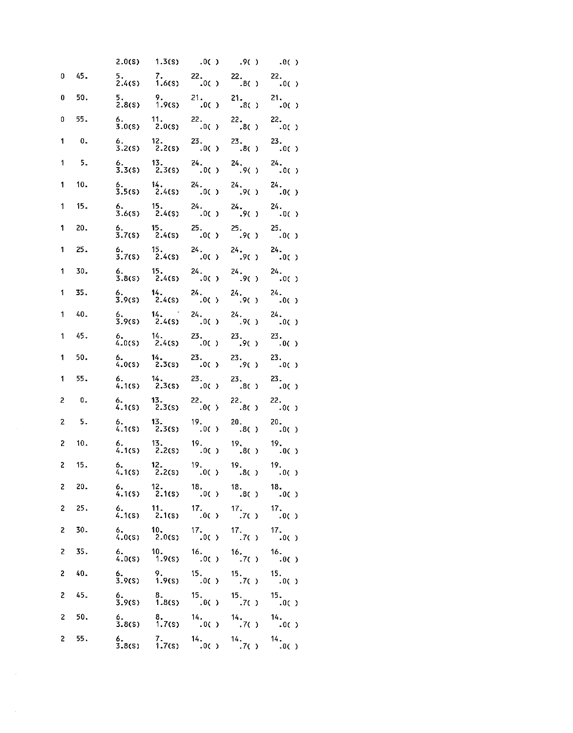| | | | | | | |
|---|---|---|---|---|---|---|
| | | 2.0(S) | 1.3(S) | .0( ) | .9( ) | .0( ) |
| 0 | 45. | 5.<br>2.4(S) | 7.<br>1.6(S) | 22.<br>.0( ) | 22.<br>.8( ) | 22.<br>.0( ) |
| 0 | 50. | 5.<br>2.8(S) | 9.<br>1.9(S) | 21.<br>.0( ) | 21.<br>.8( ) | 21.<br>.0( ) |
| 0 | 55. | 6.<br>3.0(S) | 11.<br>2.0(S) | 22.<br>.0( ) | 22.<br>.8( ) | 22.<br>.0( ) |
| 1 | 0. | 6.<br>3.2(S) | 12.<br>2.2(S) | 23.<br>.0( ) | 23.<br>.8( ) | 23.<br>.0( ) |
| 1 | 5. | 6.<br>3.3(S) | 13.<br>2.3(S) | 24.<br>.0( ) | 24.<br>.9( ) | 24.<br>.0( ) |
| 1 | 10. | 6.<br>3.5(S) | 14.<br>2.4(S) | 24.<br>.0( ) | 24.<br>.9( ) | 24.<br>.0( ) |
| 1 | 15. | 6.<br>3.6(S) | 15.<br>2.4(S) | 24.<br>.0( ) | 24.<br>.9( ) | 24.<br>.0( ) |
| 1 | 20. | 6.<br>3.7(S) | 15.<br>2.4(S) | 25.<br>.0( ) | 25.<br>.9( ) | 25.<br>.0( ) |
| 1 | 25. | 6.<br>3.7(S) | 15.<br>2.4(S) | 24.<br>.0( ) | 24.<br>.9( ) | 24.<br>.0( ) |
| 1 | 30. | 6.<br>3.8(S) | 15.<br>2.4(S) | 24.<br>.0( ) | 24.<br>.9( ) | 24.<br>.0( ) |
| 1 | 35. | 6.<br>3.9(S) | 14.<br>2.4(S) | 24.<br>.0( ) | 24.<br>.9( ) | 24.<br>.0( ) |
| 1 | 40. | 6.<br>3.9(S) | 14.<br>2.4(S) | 24.<br>.0( ) | 24.<br>.9( ) | 24.<br>.0( ) |
| 1 | 45. | 6.<br>4.0(S) | 14.<br>2.4(S) | 23.<br>.0( ) | 23.<br>.9( ) | 23.<br>.0( ) |
| 1 | 50. | 6.<br>4.0(S) | 14.<br>2.3(S) | 23.<br>.0( ) | 23.<br>.9( ) | 23.<br>.0( ) |
| 1 | 55. | 6.<br>4.1(S) | 14.<br>2.3(S) | 23.<br>.0( ) | 23.<br>.8( ) | 23.<br>.0( ) |
| 2 | 0. | 6.<br>4.1(S) | 13.<br>2.3(S) | 22.<br>.0( ) | 22.<br>.8( ) | 22.<br>.0( ) |
| 2 | 5. | 6.<br>4.1(S) | 13.<br>2.3(S) | 19.<br>.0( ) | 20.<br>.8( ) | 20.<br>.0( ) |
| 2 | 10. | 6.<br>4.1(S) | 13.<br>2.2(S) | 19.<br>.0( ) | 19.<br>.8( ) | 19.<br>.0( ) |
| 2 | 15. | 6.<br>4.1(S) | 12.<br>2.2(S) | 19.<br>.0( ) | 19.<br>.8( ) | 19.<br>.0( ) |
| 2 | 20. | 6.<br>4.1(S) | 12.<br>2.1(S) | 18.<br>.0( ) | 18.<br>.8( ) | 18.<br>.0( ) |
| 2 | 25. | 6.<br>4.1(S) | 11.<br>2.1(S) | 17.<br>.0( ) | 17.<br>.7( ) | 17.<br>.0( ) |
| 2 | 30. | 6.<br>4.0(S) | 10.<br>2.0(S) | 17.<br>.0( ) | 17.<br>.7( ) | 17.<br>.0( ) |
| 2 | 35. | 6.<br>4.0(S) | 10.<br>1.9(S) | 16.<br>.0( ) | 16.<br>.7( ) | 16.<br>.0( ) |
| 2 | 40. | 6.<br>3.9(S) | 9.<br>1.9(S) | 15.<br>.0( ) | 15.<br>.7( ) | 15.<br>.0( ) |
| 2 | 45. | 6.<br>3.9(S) | 8.<br>1.8(S) | 15.<br>.0( ) | 15.<br>.7( ) | 15.<br>.0( ) |
| 2 | 50. | 6.<br>3.8(S) | 8.<br>1.7(S) | 14.<br>.0( ) | 14.<br>.7( ) | 14.<br>.0( ) |
| 2 | 55. | 6.<br>3.8(S) | 7.<br>1.7(S) | 14.<br>.0( ) | 14.<br>.7( ) | 14.<br>.0( ) |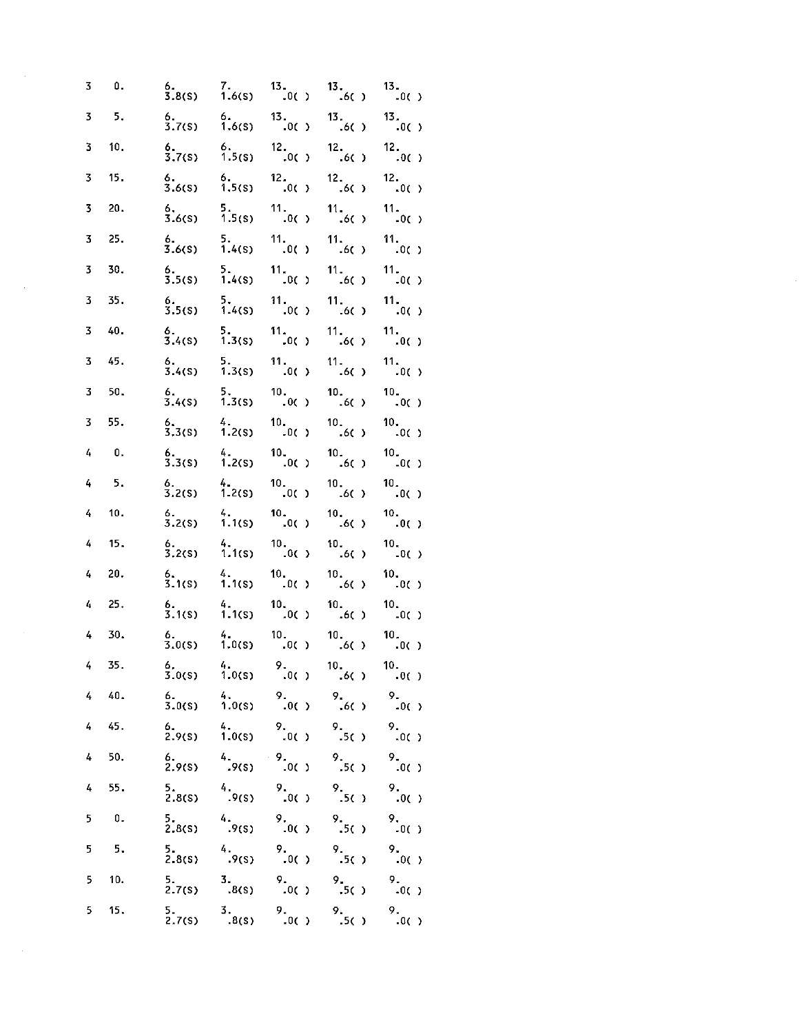| | | | | | | |
|---|---|---|---|---|---|---|
| 3 | 0. | 6.<br>3.8(S) | 7.<br>1.6(S) | 13.<br>.0( ) | 13.<br>.6( ) | 13.<br>.0( ) |
| 3 | 5. | 6.<br>3.7(S) | 6.<br>1.6(S) | 13.<br>.0( ) | 13.<br>.6( ) | 13.<br>.0( ) |
| 3 | 10. | 6.<br>3.7(S) | 6.<br>1.5(S) | 12.<br>.0( ) | 12.<br>.6( ) | 12.<br>.0( ) |
| 3 | 15. | 6.<br>3.6(S) | 6.<br>1.5(S) | 12.<br>.0( ) | 12.<br>.6( ) | 12.<br>.0( ) |
| 3 | 20. | 6.<br>3.6(S) | 5.<br>1.5(S) | 11.<br>.0( ) | 11.<br>.6( ) | 11.<br>.0( ) |
| 3 | 25. | 6.<br>3.6(S) | 5.<br>1.4(S) | 11.<br>.0( ) | 11.<br>.6( ) | 11.<br>.0( ) |
| 3 | 30. | 6.<br>3.5(S) | 5.<br>1.4(S) | 11.<br>.0( ) | 11.<br>.6( ) | 11.<br>.0( ) |
| 3 | 35. | 6.<br>3.5(S) | 5.<br>1.4(S) | 11.<br>.0( ) | 11.<br>.6( ) | 11.<br>.0( ) |
| 3 | 40. | 6.<br>3.4(S) | 5.<br>1.3(S) | 11.<br>.0( ) | 11.<br>.6( ) | 11.<br>.0( ) |
| 3 | 45. | 6.<br>3.4(S) | 5.<br>1.3(S) | 11.<br>.0( ) | 11.<br>.6( ) | 11.<br>.0( ) |
| 3 | 50. | 6.<br>3.4(S) | 5.<br>1.3(S) | 10.<br>.0( ) | 10.<br>.6( ) | 10.<br>.0( ) |
| 3 | 55. | 6.<br>3.3(S) | 4.<br>1.2(S) | 10.<br>.0( ) | 10.<br>.6( ) | 10.<br>.0( ) |
| 4 | 0. | 6.<br>3.3(S) | 4.<br>1.2(S) | 10.<br>.0( ) | 10.<br>.6( ) | 10.<br>.0( ) |
| 4 | 5. | 6.<br>3.2(S) | 4.<br>1.2(S) | 10.<br>.0( ) | 10.<br>.6( ) | 10.<br>.0( ) |
| 4 | 10. | 6.<br>3.2(S) | 4.<br>1.1(S) | 10.<br>.0( ) | 10.<br>.6( ) | 10.<br>.0( ) |
| 4 | 15. | 6.<br>3.2(S) | 4.<br>1.1(S) | 10.<br>.0( ) | 10.<br>.6( ) | 10.<br>.0( ) |
| 4 | 20. | 6.<br>3.1(S) | 4.<br>1.1(S) | 10.<br>.0( ) | 10.<br>.6( ) | 10.<br>.0( ) |
| 4 | 25. | 6.<br>3.1(S) | 4.<br>1.1(S) | 10.<br>.0( ) | 10.<br>.6( ) | 10.<br>.0( ) |
| 4 | 30. | 6.<br>3.0(S) | 4.<br>1.0(S) | 10.<br>.0( ) | 10.<br>.6( ) | 10.<br>.0( ) |
| 4 | 35. | 6.<br>3.0(S) | 4.<br>1.0(S) | 9.<br>.0( ) | 10.<br>.6( ) | 10.<br>.0( ) |
| 4 | 40. | 6.<br>3.0(S) | 4.<br>1.0(S) | 9.<br>.0( ) | 9.<br>.6( ) | 9.<br>.0( ) |
| 4 | 45. | 6.<br>2.9(S) | 4.<br>1.0(S) | 9.<br>.0( ) | 9.<br>.5( ) | 9.<br>.0( ) |
| 4 | 50. | 6.<br>2.9(S) | 4.<br>.9(S) | 9.<br>.0( ) | 9.<br>.5( ) | 9.<br>.0( ) |
| 4 | 55. | 5.<br>2.8(S) | 4.<br>.9(S) | 9.<br>.0( ) | 9.<br>.5( ) | 9.<br>.0( ) |
| 5 | 0. | 5.<br>2.8(S) | 4.<br>.9(S) | 9.<br>.0( ) | 9.<br>.5( ) | 9.<br>.0( ) |
| 5 | 5. | 5.<br>2.8(S) | 4.<br>.9(S) | 9.<br>.0( ) | 9.<br>.5( ) | 9.<br>.0( ) |
| 5 | 10. | 5.<br>2.7(S) | 3.<br>.8(S) | 9.<br>.0( ) | 9.<br>.5( ) | 9.<br>.0( ) |
| 5 | 15. | 5.<br>2.7(S) | 3.<br>.8(S) | 9.<br>.0( ) | 9.<br>.5( ) | 9.<br>.0( ) |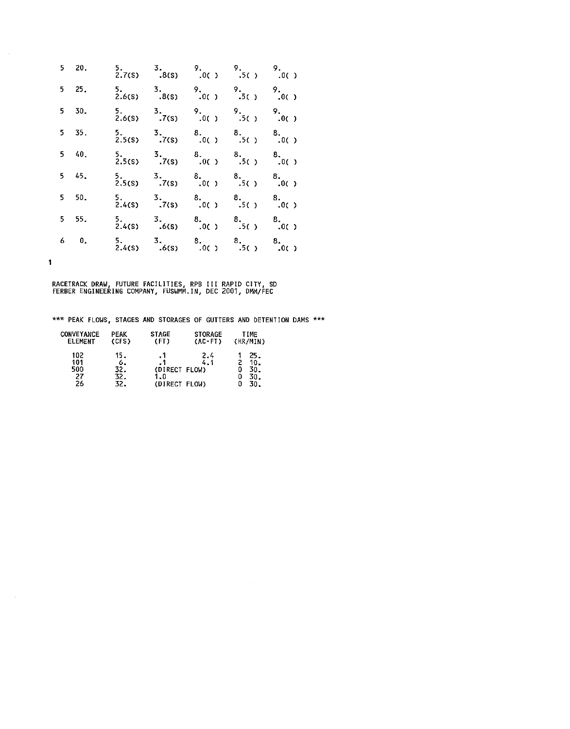| | | | | | | |
|---|---|---|---|---|---|---|
| 5 | 20. | 5.<br>2.7(S) | 3.<br>.8(S) | 9.<br>.0( ) | 9.<br>.5( ) | 9.<br>.0( ) |
| 5 | 25. | 5.<br>2.6(S) | 3.<br>.8(S) | 9.<br>.0( ) | 9.<br>.5( ) | 9.<br>.0( ) |
| 5 | 30. | 5.<br>2.6(S) | 3.<br>.7(S) | 9.<br>.0( ) | 9.<br>.5( ) | 9.<br>.0( ) |
| 5 | 35. | 5.<br>2.5(S) | 3.<br>.7(S) | 8.<br>.0( ) | 8.<br>.5( ) | 8.<br>.0( ) |
| 5 | 40. | 5.<br>2.5(S) | 3.<br>.7(S) | 8.<br>.0( ) | 8.<br>.5( ) | 8.<br>.0( ) |
| 5 | 45. | 5.<br>2.5(S) | 3.<br>.7(S) | 8.<br>.0( ) | 8.<br>.5( ) | 8.<br>.0( ) |
| 5 | 50. | 5.<br>2.4(S) | 3.<br>.7(S) | 8.<br>.0( ) | 8.<br>.5( ) | 8.<br>.0( ) |
| 5 | 55. | 5.<br>2.4(S) | 3.<br>.6(S) | 8.<br>.0( ) | 8.<br>.5( ) | 8.<br>.0( ) |
| 6 | 0. | 5.<br>2.4(S) | 3.<br>.6(S) | 8.<br>.0( ) | 8.<br>.5( ) | 8.<br>.0( ) |

1

RACETRACK DRAW, FUTURE FACILITIES, RPB III RAPID CITY, SD
FERBER ENGINEERING COMPANY, FUSWMM.IN, DEC 2001, DMM/FEC

*** PEAK FLOWS, STAGES AND STORAGES OF GUTTERS AND DETENTION DAMS ***

| CONVEYANCE ELEMENT | PEAK (CFS) | STAGE (FT) | STORAGE (AC-FT) | TIME (HR/MIN) |
|---|---|---|---|---|
| 102 | 15. | .1 | 2.4 | 1 25. |
| 101 | 6. | .1 | 4.1 | 2 10. |
| 500 | 32. | (DIRECT FLOW) | | 0 30. |
| 27 | 32. | 1.0 | | 0 30. |
| 26 | 32. | (DIRECT FLOW) | | 0 30. |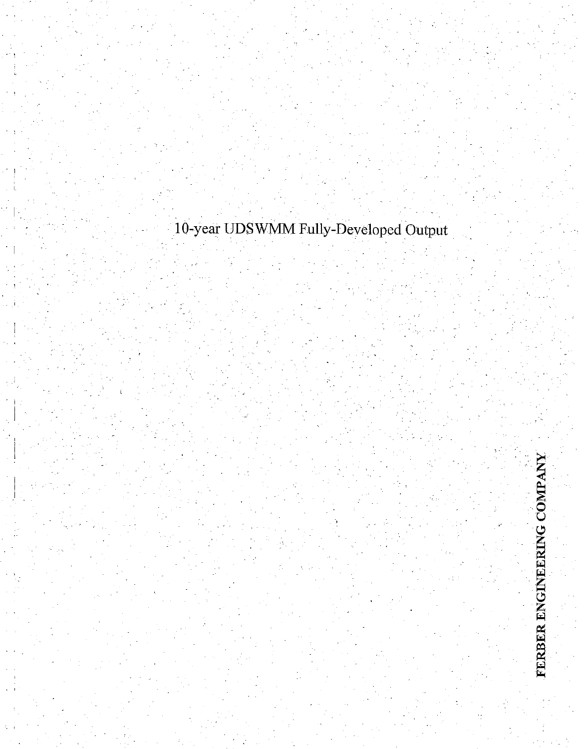# 10-year UDSWMM Fully-Developed Output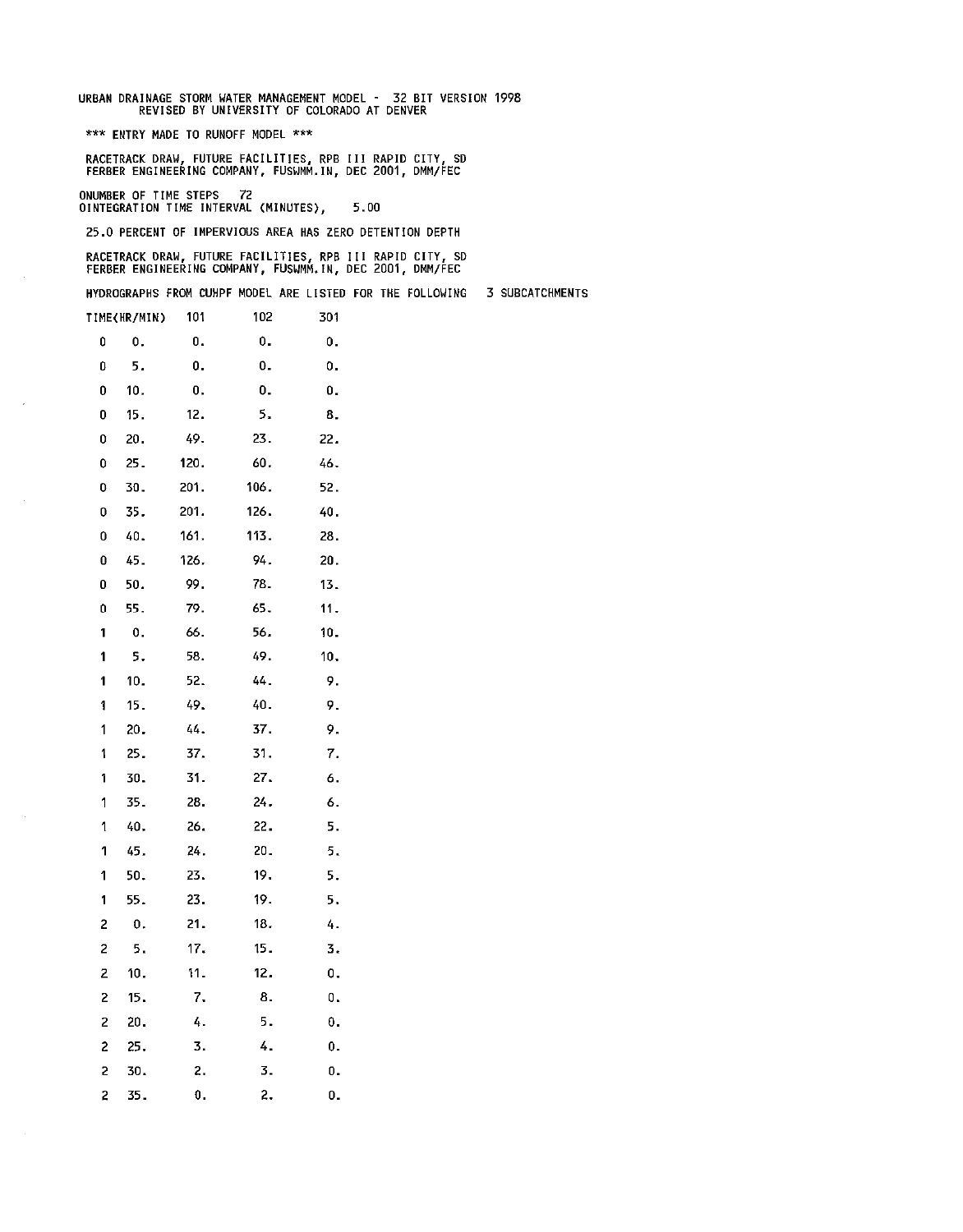URBAN DRAINAGE STORM WATER MANAGEMENT MODEL - 32 BIT VERSION 1998
REVISED BY UNIVERSITY OF COLORADO AT DENVER

*** ENTRY MADE TO RUNOFF MODEL ***

RACETRACK DRAW, FUTURE FACILITIES, RPB III RAPID CITY, SD
FERBER ENGINEERING COMPANY, FUSWMM.IN, DEC 2001, DMM/FEC

0NUMBER OF TIME STEPS 72
0INTEGRATION TIME INTERVAL (MINUTES), 5.00

25.0 PERCENT OF IMPERVIOUS AREA HAS ZERO DETENTION DEPTH

RACETRACK DRAW, FUTURE FACILITIES, RPB III RAPID CITY, SD
FERBER ENGINEERING COMPANY, FUSWMM.IN, DEC 2001, DMM/FEC

HYDROGRAPHS FROM CUHPF MODEL ARE LISTED FOR THE FOLLOWING 3 SUBCATCHMENTS

| TIME(HR/MIN) | | 101 | 102 | 301 |
|---|---|---|---|---|
| 0 | 0. | 0. | 0. | 0. |
| 0 | 5. | 0. | 0. | 0. |
| 0 | 10. | 0. | 0. | 0. |
| 0 | 15. | 12. | 5. | 8. |
| 0 | 20. | 49. | 23. | 22. |
| 0 | 25. | 120. | 60. | 46. |
| 0 | 30. | 201. | 106. | 52. |
| 0 | 35. | 201. | 126. | 40. |
| 0 | 40. | 161. | 113. | 28. |
| 0 | 45. | 126. | 94. | 20. |
| 0 | 50. | 99. | 78. | 13. |
| 0 | 55. | 79. | 65. | 11. |
| 1 | 0. | 66. | 56. | 10. |
| 1 | 5. | 58. | 49. | 10. |
| 1 | 10. | 52. | 44. | 9. |
| 1 | 15. | 49. | 40. | 9. |
| 1 | 20. | 44. | 37. | 9. |
| 1 | 25. | 37. | 31. | 7. |
| 1 | 30. | 31. | 27. | 6. |
| 1 | 35. | 28. | 24. | 6. |
| 1 | 40. | 26. | 22. | 5. |
| 1 | 45. | 24. | 20. | 5. |
| 1 | 50. | 23. | 19. | 5. |
| 1 | 55. | 23. | 19. | 5. |
| 2 | 0. | 21. | 18. | 4. |
| 2 | 5. | 17. | 15. | 3. |
| 2 | 10. | 11. | 12. | 0. |
| 2 | 15. | 7. | 8. | 0. |
| 2 | 20. | 4. | 5. | 0. |
| 2 | 25. | 3. | 4. | 0. |
| 2 | 30. | 2. | 3. | 0. |
| 2 | 35. | 0. | 2. | 0. |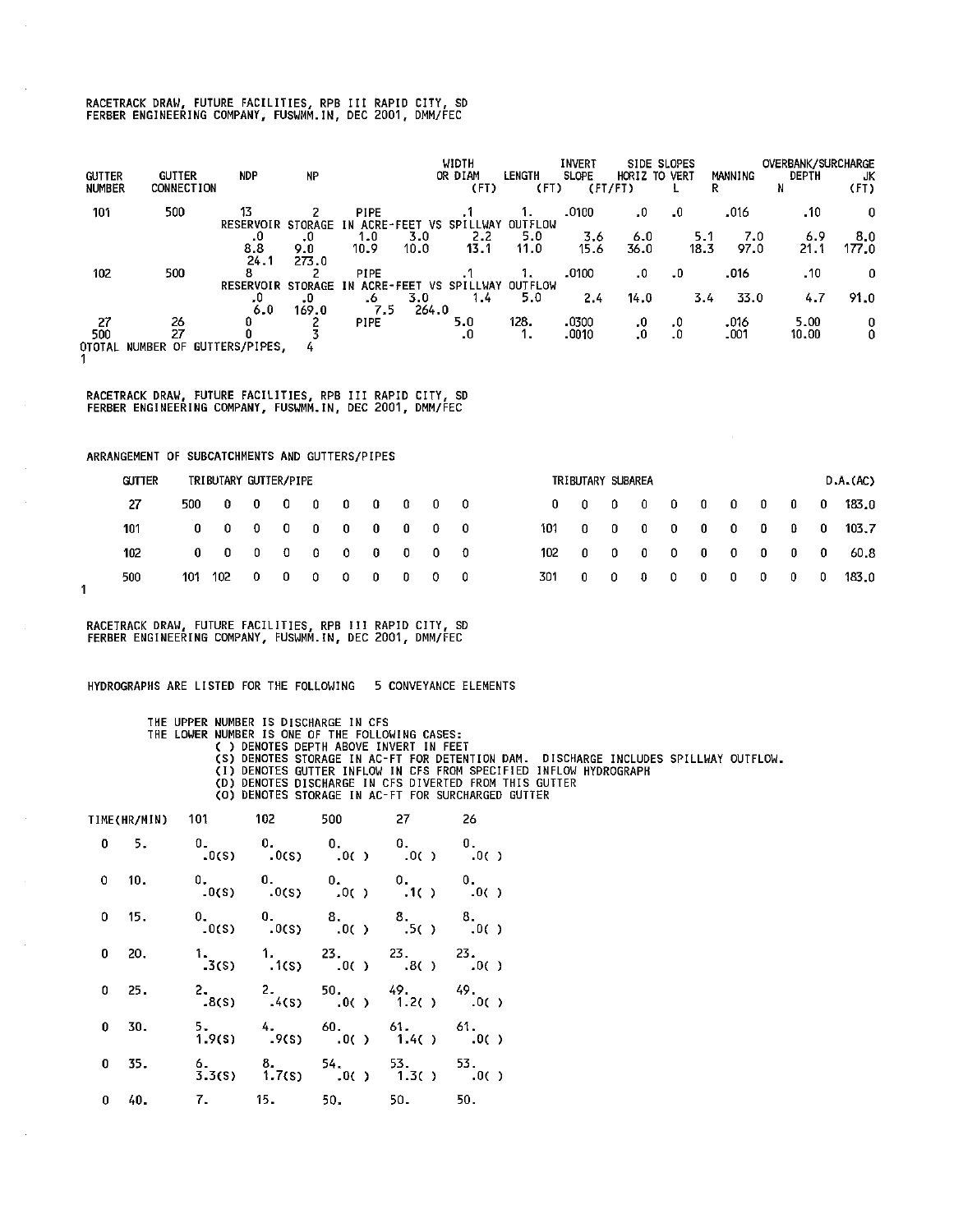RACETRACK DRAW, FUTURE FACILITIES, RPB III RAPID CITY, SD
FERBER ENGINEERING COMPANY, FUSWMM.IN, DEC 2001, DMM/FEC

```
                                                        WIDTH             INVERT     SIDE SLOPES               OVERBANK/SURCHARGE
GUTTER    GUTTER        NDP      NP                     OR DIAM   LENGTH   SLOPE    HORIZ TO VERT    MANNING      DEPTH       JK
NUMBER    CONNECTION                                      (FT)      (FT)   (FT/FT)     L      R         N          (FT)

 101       500           13       2      PIPE              .1        1.    .0100       .0    .0        .016         .10        0
                    RESERVOIR STORAGE  IN ACRE-FEET VS SPILLWAY OUTFLOW
                          .0      .0     1.0     3.0      2.2       5.0      3.6      6.0      5.1      7.0        6.9      8.0
                         8.8     9.0    10.9    10.0     13.1      11.0     15.6     36.0     18.3     97.0       21.1    177.0
                        24.1   273.0
 102       500            8       2      PIPE              .1        1.    .0100       .0    .0        .016         .10        0
                    RESERVOIR STORAGE  IN ACRE-FEET VS SPILLWAY OUTFLOW
                          .0      .0      .6     3.0      1.4       5.0      2.4     14.0      3.4     33.0        4.7     91.0
                         6.0   169.0     7.5   264.0
  27        26            0       2      PIPE             5.0      128.    .0300       .0    .0        .016        5.00        0
 500        27            0       3                        .0        1.    .0010       .0    .0        .001       10.00        0
OTOTAL NUMBER OF GUTTERS/PIPES,   4
1
```

RACETRACK DRAW, FUTURE FACILITIES, RPB III RAPID CITY, SD
FERBER ENGINEERING COMPANY, FUSWMM.IN, DEC 2001, DMM/FEC

ARRANGEMENT OF SUBCATCHMENTS AND GUTTERS/PIPES

| GUTTER | TRIBUTARY GUTTER/PIPE | | | | | | | | | | TRIBUTARY SUBAREA | | | | | | | | | | D.A.(AC) |
|---|---|---|---|---|---|---|---|---|---|---|---|---|---|---|---|---|---|---|---|---|---|
| 27 | 500 | 0 | 0 | 0 | 0 | 0 | 0 | 0 | 0 | 0 | 0 | 0 | 0 | 0 | 0 | 0 | 0 | 0 | 0 | 0 | 183.0 |
| 101 | 0 | 0 | 0 | 0 | 0 | 0 | 0 | 0 | 0 | 0 | 101 | 0 | 0 | 0 | 0 | 0 | 0 | 0 | 0 | 0 | 103.7 |
| 102 | 0 | 0 | 0 | 0 | 0 | 0 | 0 | 0 | 0 | 0 | 102 | 0 | 0 | 0 | 0 | 0 | 0 | 0 | 0 | 0 | 60.8 |
| 500 | 101 | 102 | 0 | 0 | 0 | 0 | 0 | 0 | 0 | 0 | 301 | 0 | 0 | 0 | 0 | 0 | 0 | 0 | 0 | 0 | 183.0 |

1

RACETRACK DRAW, FUTURE FACILITIES, RPB III RAPID CITY, SD
FERBER ENGINEERING COMPANY, FUSWMM.IN, DEC 2001, DMM/FEC

HYDROGRAPHS ARE LISTED FOR THE FOLLOWING 5 CONVEYANCE ELEMENTS

THE UPPER NUMBER IS DISCHARGE IN CFS
THE LOWER NUMBER IS ONE OF THE FOLLOWING CASES:
( ) DENOTES DEPTH ABOVE INVERT IN FEET
(S) DENOTES STORAGE IN AC-FT FOR DETENTION DAM. DISCHARGE INCLUDES SPILLWAY OUTFLOW.
(I) DENOTES GUTTER INFLOW IN CFS FROM SPECIFIED INFLOW HYDROGRAPH
(D) DENOTES DISCHARGE IN CFS DIVERTED FROM THIS GUTTER
(O) DENOTES STORAGE IN AC-FT FOR SURCHARGED GUTTER

```
TIME(HR/MIN)   101      102      500      27       26

 0    5.       0.       0.       0.       0.       0.
               .0(S)    .0(S)    .0( )    .0( )    .0( )

 0   10.       0.       0.       0.       0.       0.
               .0(S)    .0(S)    .0( )    .1( )    .0( )

 0   15.       0.       0.       8.       8.       8.
               .0(S)    .0(S)    .0( )    .5( )    .0( )

 0   20.       1.       1.       23.      23.      23.
               .3(S)    .1(S)    .0( )    .8( )    .0( )

 0   25.       2.       2.       50.      49.      49.
               .8(S)    .4(S)    .0( )   1.2( )    .0( )

 0   30.       5.       4.       60.      61.      61.
              1.9(S)    .9(S)    .0( )   1.4( )    .0( )

 0   35.       6.       8.       54.      53.      53.
              3.3(S)   1.7(S)    .0( )   1.3( )    .0( )

 0   40.       7.       15.      50.      50.      50.
```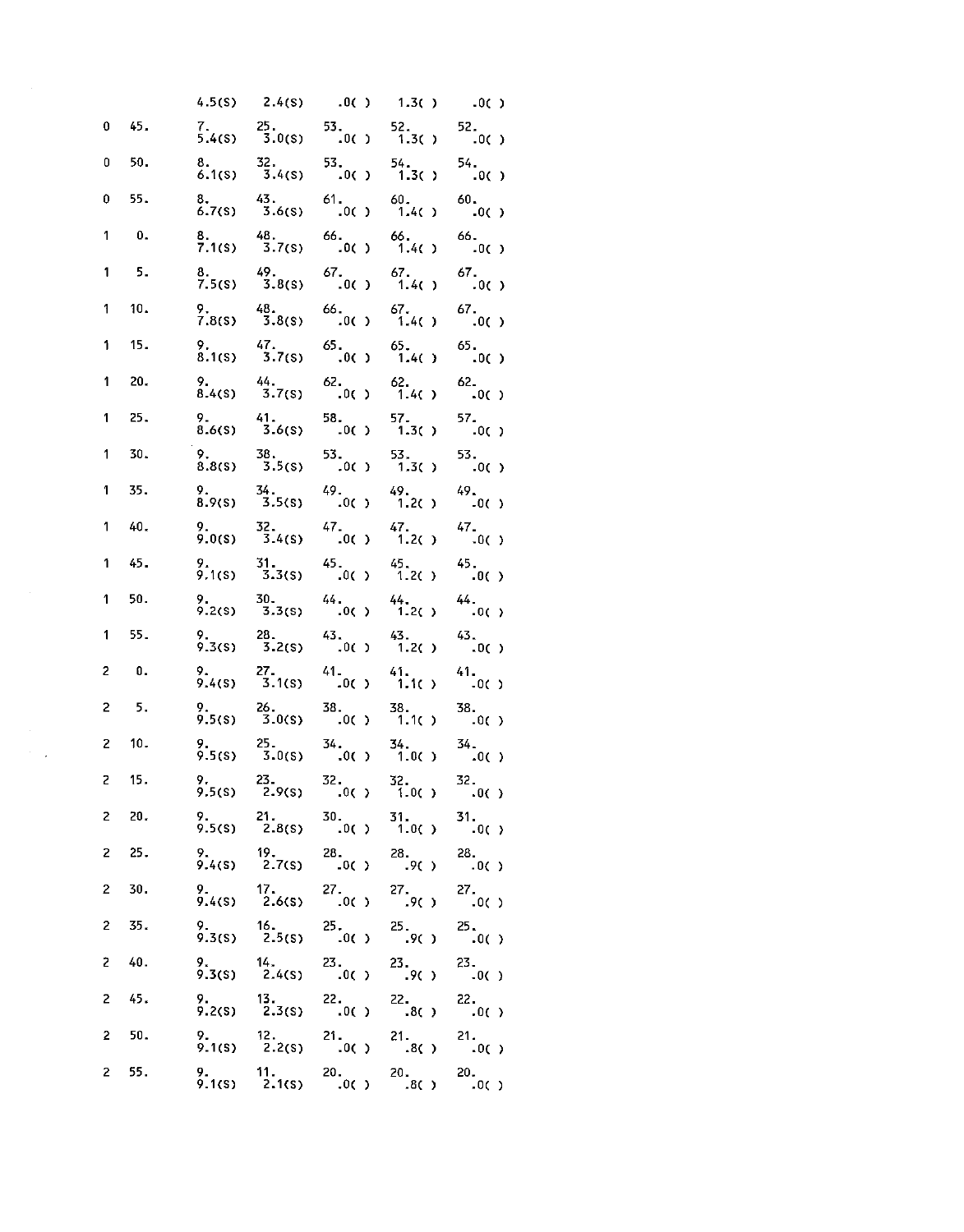| | | | | | | |
|---|---|---|---|---|---|---|
| | | 4.5(S) | 2.4(S) | .0( ) | 1.3( ) | .0( ) |
| 0 | 45. | 7.<br>5.4(S) | 25.<br>3.0(S) | 53.<br>.0( ) | 52.<br>1.3( ) | 52.<br>.0( ) |
| 0 | 50. | 8.<br>6.1(S) | 32.<br>3.4(S) | 53.<br>.0( ) | 54.<br>1.3( ) | 54.<br>.0( ) |
| 0 | 55. | 8.<br>6.7(S) | 43.<br>3.6(S) | 61.<br>.0( ) | 60.<br>1.4( ) | 60.<br>.0( ) |
| 1 | 0. | 8.<br>7.1(S) | 48.<br>3.7(S) | 66.<br>.0( ) | 66.<br>1.4( ) | 66.<br>.0( ) |
| 1 | 5. | 8.<br>7.5(S) | 49.<br>3.8(S) | 67.<br>.0( ) | 67.<br>1.4( ) | 67.<br>.0( ) |
| 1 | 10. | 9.<br>7.8(S) | 48.<br>3.8(S) | 66.<br>.0( ) | 67.<br>1.4( ) | 67.<br>.0( ) |
| 1 | 15. | 9.<br>8.1(S) | 47.<br>3.7(S) | 65.<br>.0( ) | 65.<br>1.4( ) | 65.<br>.0( ) |
| 1 | 20. | 9.<br>8.4(S) | 44.<br>3.7(S) | 62.<br>.0( ) | 62.<br>1.4( ) | 62.<br>.0( ) |
| 1 | 25. | 9.<br>8.6(S) | 41.<br>3.6(S) | 58.<br>.0( ) | 57.<br>1.3( ) | 57.<br>.0( ) |
| 1 | 30. | 9.<br>8.8(S) | 38.<br>3.5(S) | 53.<br>.0( ) | 53.<br>1.3( ) | 53.<br>.0( ) |
| 1 | 35. | 9.<br>8.9(S) | 34.<br>3.5(S) | 49.<br>.0( ) | 49.<br>1.2( ) | 49.<br>.0( ) |
| 1 | 40. | 9.<br>9.0(S) | 32.<br>3.4(S) | 47.<br>.0( ) | 47.<br>1.2( ) | 47.<br>.0( ) |
| 1 | 45. | 9.<br>9.1(S) | 31.<br>3.3(S) | 45.<br>.0( ) | 45.<br>1.2( ) | 45.<br>.0( ) |
| 1 | 50. | 9.<br>9.2(S) | 30.<br>3.3(S) | 44.<br>.0( ) | 44.<br>1.2( ) | 44.<br>.0( ) |
| 1 | 55. | 9.<br>9.3(S) | 28.<br>3.2(S) | 43.<br>.0( ) | 43.<br>1.2( ) | 43.<br>.0( ) |
| 2 | 0. | 9.<br>9.4(S) | 27.<br>3.1(S) | 41.<br>.0( ) | 41.<br>1.1( ) | 41.<br>.0( ) |
| 2 | 5. | 9.<br>9.5(S) | 26.<br>3.0(S) | 38.<br>.0( ) | 38.<br>1.1( ) | 38.<br>.0( ) |
| 2 | 10. | 9.<br>9.5(S) | 25.<br>3.0(S) | 34.<br>.0( ) | 34.<br>1.0( ) | 34.<br>.0( ) |
| 2 | 15. | 9.<br>9.5(S) | 23.<br>2.9(S) | 32.<br>.0( ) | 32.<br>1.0( ) | 32.<br>.0( ) |
| 2 | 20. | 9.<br>9.5(S) | 21.<br>2.8(S) | 30.<br>.0( ) | 31.<br>1.0( ) | 31.<br>.0( ) |
| 2 | 25. | 9.<br>9.4(S) | 19.<br>2.7(S) | 28.<br>.0( ) | 28.<br>.9( ) | 28.<br>.0( ) |
| 2 | 30. | 9.<br>9.4(S) | 17.<br>2.6(S) | 27.<br>.0( ) | 27.<br>.9( ) | 27.<br>.0( ) |
| 2 | 35. | 9.<br>9.3(S) | 16.<br>2.5(S) | 25.<br>.0( ) | 25.<br>.9( ) | 25.<br>.0( ) |
| 2 | 40. | 9.<br>9.3(S) | 14.<br>2.4(S) | 23.<br>.0( ) | 23.<br>.9( ) | 23.<br>.0( ) |
| 2 | 45. | 9.<br>9.2(S) | 13.<br>2.3(S) | 22.<br>.0( ) | 22.<br>.8( ) | 22.<br>.0( ) |
| 2 | 50. | 9.<br>9.1(S) | 12.<br>2.2(S) | 21.<br>.0( ) | 21.<br>.8( ) | 21.<br>.0( ) |
| 2 | 55. | 9.<br>9.1(S) | 11.<br>2.1(S) | 20.<br>.0( ) | 20.<br>.8( ) | 20.<br>.0( ) |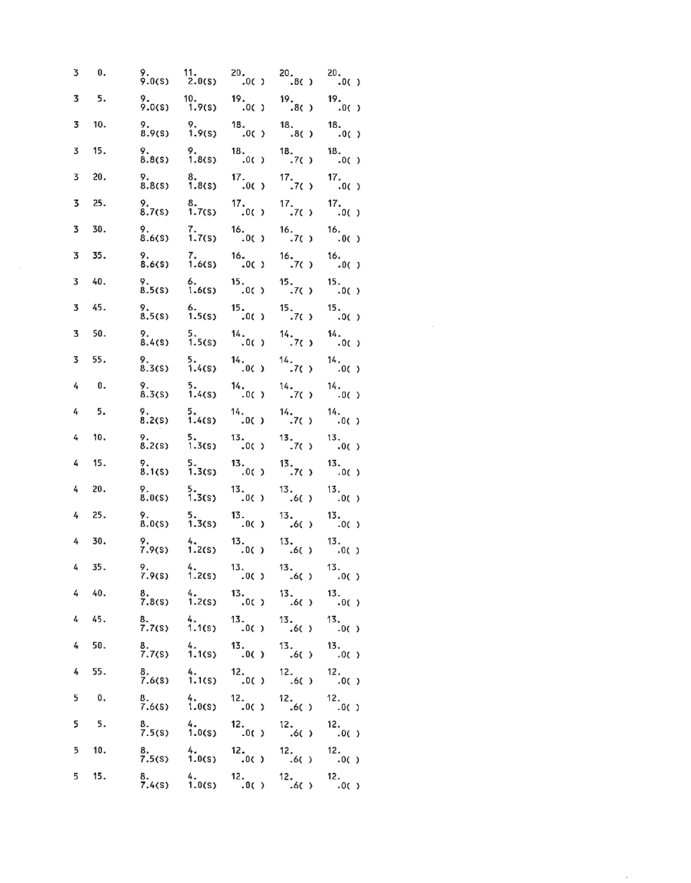| | | | | | | |
|---|---|---|---|---|---|---|
| 3 | 0. | 9.<br>9.0(S) | 11.<br>2.0(S) | 20.<br>.0( ) | 20.<br>.8( ) | 20.<br>.0( ) |
| 3 | 5. | 9.<br>9.0(S) | 10.<br>1.9(S) | 19.<br>.0( ) | 19.<br>.8( ) | 19.<br>.0( ) |
| 3 | 10. | 9.<br>8.9(S) | 9.<br>1.9(S) | 18.<br>.0( ) | 18.<br>.8( ) | 18.<br>.0( ) |
| 3 | 15. | 9.<br>8.8(S) | 9.<br>1.8(S) | 18.<br>.0( ) | 18.<br>.7( ) | 18.<br>.0( ) |
| 3 | 20. | 9.<br>8.8(S) | 8.<br>1.8(S) | 17.<br>.0( ) | 17.<br>.7( ) | 17.<br>.0( ) |
| 3 | 25. | 9.<br>8.7(S) | 8.<br>1.7(S) | 17.<br>.0( ) | 17.<br>.7( ) | 17.<br>.0( ) |
| 3 | 30. | 9.<br>8.6(S) | 7.<br>1.7(S) | 16.<br>.0( ) | 16.<br>.7( ) | 16.<br>.0( ) |
| 3 | 35. | 9.<br>8.6(S) | 7.<br>1.6(S) | 16.<br>.0( ) | 16.<br>.7( ) | 16.<br>.0( ) |
| 3 | 40. | 9.<br>8.5(S) | 6.<br>1.6(S) | 15.<br>.0( ) | 15.<br>.7( ) | 15.<br>.0( ) |
| 3 | 45. | 9.<br>8.5(S) | 6.<br>1.5(S) | 15.<br>.0( ) | 15.<br>.7( ) | 15.<br>.0( ) |
| 3 | 50. | 9.<br>8.4(S) | 5.<br>1.5(S) | 14.<br>.0( ) | 14.<br>.7( ) | 14.<br>.0( ) |
| 3 | 55. | 9.<br>8.3(S) | 5.<br>1.4(S) | 14.<br>.0( ) | 14.<br>.7( ) | 14.<br>.0( ) |
| 4 | 0. | 9.<br>8.3(S) | 5.<br>1.4(S) | 14.<br>.0( ) | 14.<br>.7( ) | 14.<br>.0( ) |
| 4 | 5. | 9.<br>8.2(S) | 5.<br>1.4(S) | 14.<br>.0( ) | 14.<br>.7( ) | 14.<br>.0( ) |
| 4 | 10. | 9.<br>8.2(S) | 5.<br>1.3(S) | 13.<br>.0( ) | 13.<br>.7( ) | 13.<br>.0( ) |
| 4 | 15. | 9.<br>8.1(S) | 5.<br>1.3(S) | 13.<br>.0( ) | 13.<br>.7( ) | 13.<br>.0( ) |
| 4 | 20. | 9.<br>8.0(S) | 5.<br>1.3(S) | 13.<br>.0( ) | 13.<br>.6( ) | 13.<br>.0( ) |
| 4 | 25. | 9.<br>8.0(S) | 5.<br>1.3(S) | 13.<br>.0( ) | 13.<br>.6( ) | 13.<br>.0( ) |
| 4 | 30. | 9.<br>7.9(S) | 4.<br>1.2(S) | 13.<br>.0( ) | 13.<br>.6( ) | 13.<br>.0( ) |
| 4 | 35. | 9.<br>7.9(S) | 4.<br>1.2(S) | 13.<br>.0( ) | 13.<br>.6( ) | 13.<br>.0( ) |
| 4 | 40. | 8.<br>7.8(S) | 4.<br>1.2(S) | 13.<br>.0( ) | 13.<br>.6( ) | 13.<br>.0( ) |
| 4 | 45. | 8.<br>7.7(S) | 4.<br>1.1(S) | 13.<br>.0( ) | 13.<br>.6( ) | 13.<br>.0( ) |
| 4 | 50. | 8.<br>7.7(S) | 4.<br>1.1(S) | 13.<br>.0( ) | 13.<br>.6( ) | 13.<br>.0( ) |
| 4 | 55. | 8.<br>7.6(S) | 4.<br>1.1(S) | 12.<br>.0( ) | 12.<br>.6( ) | 12.<br>.0( ) |
| 5 | 0. | 8.<br>7.6(S) | 4.<br>1.0(S) | 12.<br>.0( ) | 12.<br>.6( ) | 12.<br>.0( ) |
| 5 | 5. | 8.<br>7.5(S) | 4.<br>1.0(S) | 12.<br>.0( ) | 12.<br>.6( ) | 12.<br>.0( ) |
| 5 | 10. | 8.<br>7.5(S) | 4.<br>1.0(S) | 12.<br>.0( ) | 12.<br>.6( ) | 12.<br>.0( ) |
| 5 | 15. | 8.<br>7.4(S) | 4.<br>1.0(S) | 12.<br>.0( ) | 12.<br>.6( ) | 12.<br>.0( ) |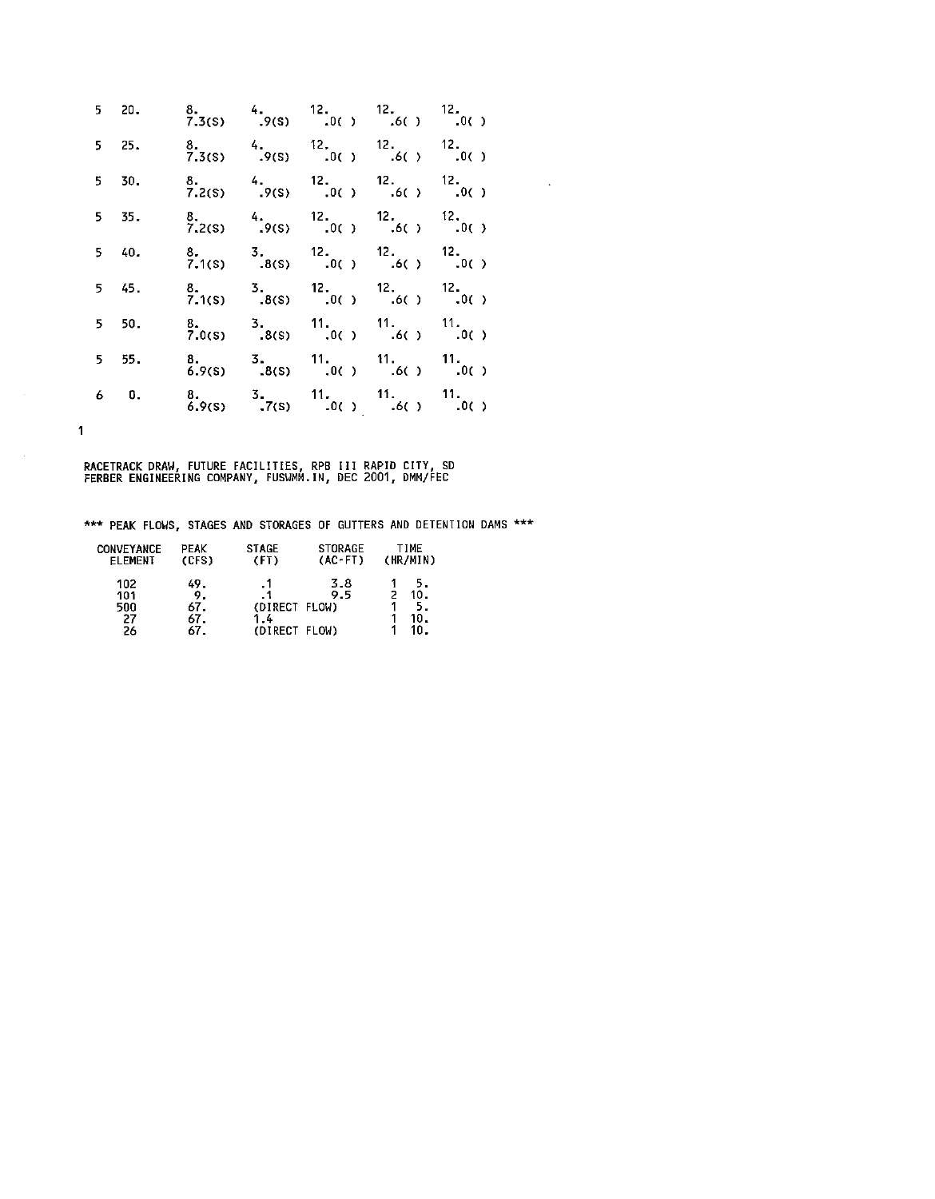```
 5   20.     8.        4.       12.      12.      12.
             7.3(S)     .9(S)     .0( )    .6( )    .0( )

 5   25.     8.        4.       12.      12.      12.
             7.3(S)     .9(S)     .0( )    .6( )    .0( )

 5   30.     8.        4.       12.      12.      12.
             7.2(S)     .9(S)     .0( )    .6( )    .0( )

 5   35.     8.        4.       12.      12.      12.
             7.2(S)     .9(S)     .0( )    .6( )    .0( )

 5   40.     8.        3.       12.      12.      12.
             7.1(S)     .8(S)     .0( )    .6( )    .0( )

 5   45.     8.        3.       12.      12.      12.
             7.1(S)     .8(S)     .0( )    .6( )    .0( )

 5   50.     8.        3.       11.      11.      11.
             7.0(S)     .8(S)     .0( )    .6( )    .0( )

 5   55.     8.        3.       11.      11.      11.
             6.9(S)     .8(S)     .0( )    .6( )    .0( )

 6    0.     8.        3.       11.      11.      11.
             6.9(S)     .7(S)     .0( )    .6( )    .0( )
```

1

RACETRACK DRAW, FUTURE FACILITIES, RPB III RAPID CITY, SD
FERBER ENGINEERING COMPANY, FUSWMM.IN, DEC 2001, DMM/FEC

*** PEAK FLOWS, STAGES AND STORAGES OF GUTTERS AND DETENTION DAMS ***

| CONVEYANCE ELEMENT | PEAK (CFS) | STAGE (FT) | STORAGE (AC-FT) | TIME (HR/MIN) |
|---|---|---|---|---|
| 102 | 49. | .1 | 3.8 | 1 5. |
| 101 | 9. | .1 | 9.5 | 2 10. |
| 500 | 67. | (DIRECT FLOW) | | 1 5. |
| 27 | 67. | 1.4 | | 1 10. |
| 26 | 67. | (DIRECT FLOW) | | 1 10. |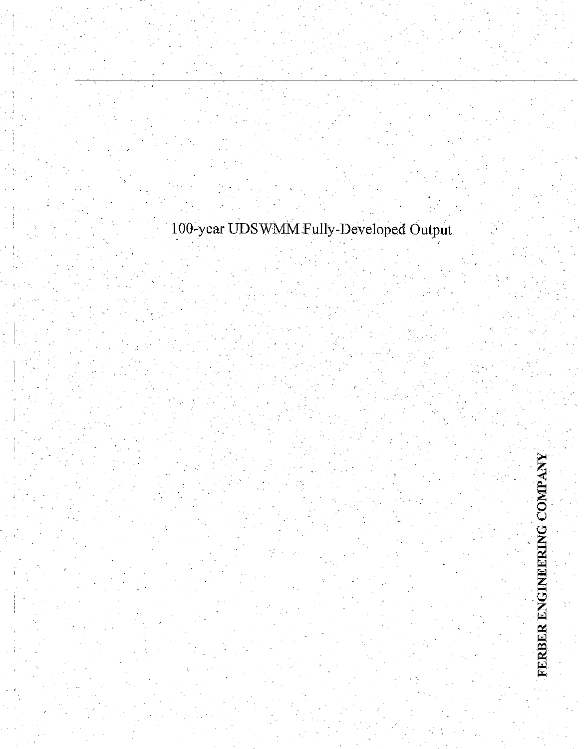# 100-year UDSWMM Fully-Developed Output

FERBER ENGINEERING COMPANY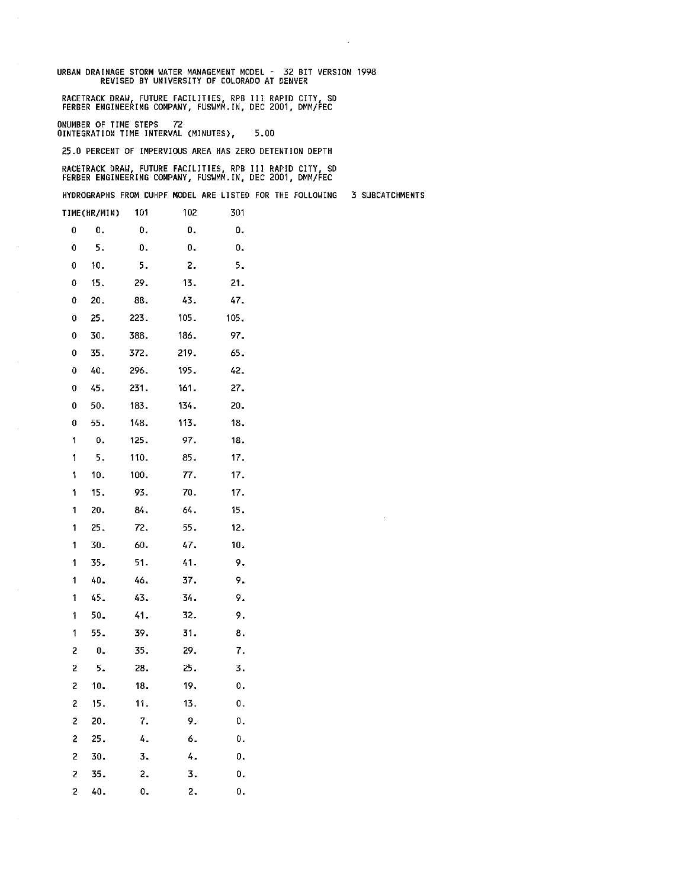URBAN DRAINAGE STORM WATER MANAGEMENT MODEL - 32 BIT VERSION 1998
REVISED BY UNIVERSITY OF COLORADO AT DENVER

RACETRACK DRAW, FUTURE FACILITIES, RPB III RAPID CITY, SD
FERBER ENGINEERING COMPANY, FUSWMM.IN, DEC 2001, DMM/FEC

0NUMBER OF TIME STEPS 72
0INTEGRATION TIME INTERVAL (MINUTES), 5.00

25.0 PERCENT OF IMPERVIOUS AREA HAS ZERO DETENTION DEPTH

RACETRACK DRAW, FUTURE FACILITIES, RPB III RAPID CITY, SD
FERBER ENGINEERING COMPANY, FUSWMM.IN, DEC 2001, DMM/FEC

HYDROGRAPHS FROM CUHPF MODEL ARE LISTED FOR THE FOLLOWING 3 SUBCATCHMENTS

| TIME(HR/MIN) | | 101 | 102 | 301 |
|---|---|---|---|---|
| 0 | 0. | 0. | 0. | 0. |
| 0 | 5. | 0. | 0. | 0. |
| 0 | 10. | 5. | 2. | 5. |
| 0 | 15. | 29. | 13. | 21. |
| 0 | 20. | 88. | 43. | 47. |
| 0 | 25. | 223. | 105. | 105. |
| 0 | 30. | 388. | 186. | 97. |
| 0 | 35. | 372. | 219. | 65. |
| 0 | 40. | 296. | 195. | 42. |
| 0 | 45. | 231. | 161. | 27. |
| 0 | 50. | 183. | 134. | 20. |
| 0 | 55. | 148. | 113. | 18. |
| 1 | 0. | 125. | 97. | 18. |
| 1 | 5. | 110. | 85. | 17. |
| 1 | 10. | 100. | 77. | 17. |
| 1 | 15. | 93. | 70. | 17. |
| 1 | 20. | 84. | 64. | 15. |
| 1 | 25. | 72. | 55. | 12. |
| 1 | 30. | 60. | 47. | 10. |
| 1 | 35. | 51. | 41. | 9. |
| 1 | 40. | 46. | 37. | 9. |
| 1 | 45. | 43. | 34. | 9. |
| 1 | 50. | 41. | 32. | 9. |
| 1 | 55. | 39. | 31. | 8. |
| 2 | 0. | 35. | 29. | 7. |
| 2 | 5. | 28. | 25. | 3. |
| 2 | 10. | 18. | 19. | 0. |
| 2 | 15. | 11. | 13. | 0. |
| 2 | 20. | 7. | 9. | 0. |
| 2 | 25. | 4. | 6. | 0. |
| 2 | 30. | 3. | 4. | 0. |
| 2 | 35. | 2. | 3. | 0. |
| 2 | 40. | 0. | 2. | 0. |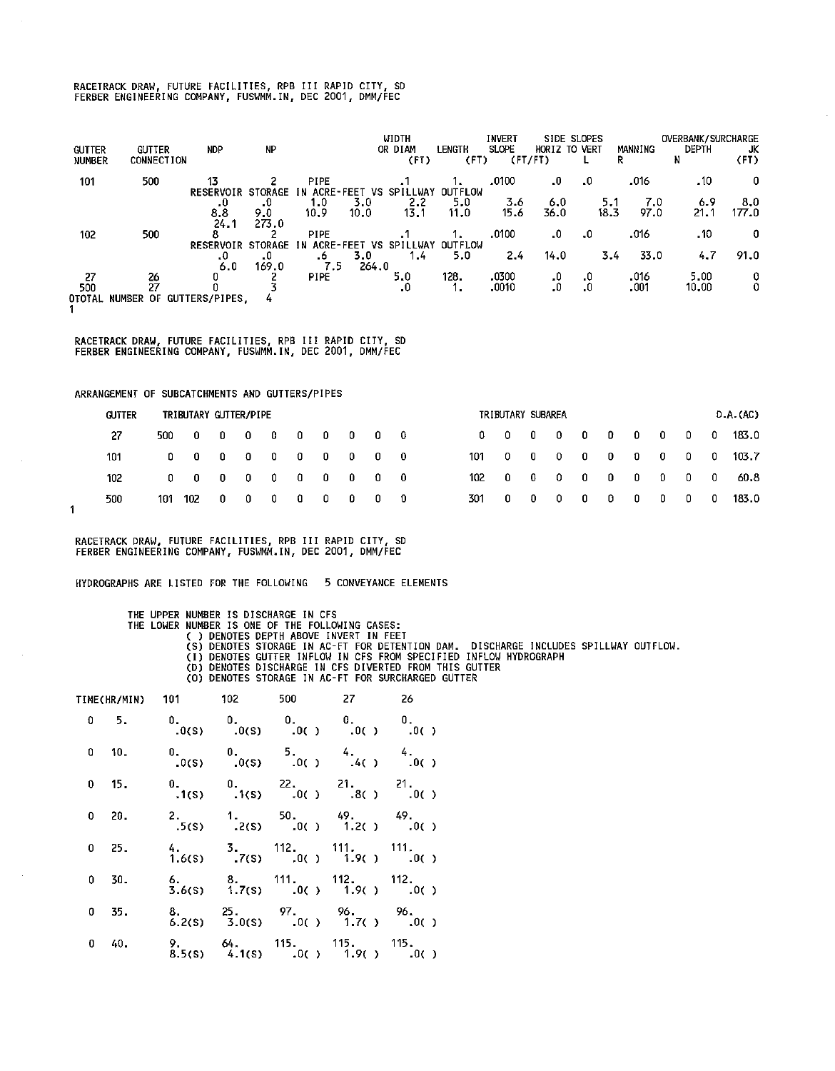RACETRACK DRAW, FUTURE FACILITIES, RPB III RAPID CITY, SD
FERBER ENGINEERING COMPANY, FUSWMM.IN, DEC 2001, DMM/FEC

| GUTTER NUMBER | GUTTER CONNECTION | NDP | NP | | WIDTH OR DIAM (FT) | LENGTH (FT) | INVERT SLOPE (FT/FT) | SIDE SLOPES HORIZ TO VERT L | R | MANNING N | OVERBANK/SURCHARGE DEPTH (FT) | JK |
|---|---|---|---|---|---|---|---|---|---|---|---|---|
| 101 | 500 | 13 | 2 | PIPE | .1 | 1. | .0100 | .0 | .0 | .016 | .10 | 0 |

RESERVOIR STORAGE IN ACRE-FEET VS SPILLWAY OUTFLOW

```
 .0     .0    1.0    3.0    2.2    5.0    3.6    6.0    5.1    7.0    6.9    8.0
 8.8    9.0  10.9   10.0   13.1   11.0   15.6   36.0   18.3   97.0   21.1  177.0
24.1  273.0
```

| GUTTER NUMBER | GUTTER CONNECTION | NDP | NP | | WIDTH OR DIAM (FT) | LENGTH (FT) | INVERT SLOPE (FT/FT) | SIDE SLOPES HORIZ TO VERT L | R | MANNING N | OVERBANK/SURCHARGE DEPTH (FT) | JK |
|---|---|---|---|---|---|---|---|---|---|---|---|---|
| 102 | 500 | 8 | 2 | PIPE | .1 | 1. | .0100 | .0 | .0 | .016 | .10 | 0 |

RESERVOIR STORAGE IN ACRE-FEET VS SPILLWAY OUTFLOW

```
 .0     .0     .6    3.0    1.4    5.0    2.4   14.0    3.4   33.0    4.7   91.0
 6.0  169.0    7.5  264.0
```

| GUTTER NUMBER | GUTTER CONNECTION | NDP | NP | | WIDTH OR DIAM (FT) | LENGTH (FT) | INVERT SLOPE (FT/FT) | SIDE SLOPES HORIZ TO VERT L | R | MANNING N | OVERBANK/SURCHARGE DEPTH (FT) | JK |
|---|---|---|---|---|---|---|---|---|---|---|---|---|
| 27 | 26 | 0 | 2 | PIPE | 5.0 | 128. | .0300 | .0 | .0 | .016 | 5.00 | 0 |
| 500 | 27 | 0 | 3 | | .0 | 1. | .0010 | .0 | .0 | .001 | 10.00 | 0 |

0TOTAL NUMBER OF GUTTERS/PIPES, 4
1

RACETRACK DRAW, FUTURE FACILITIES, RPB III RAPID CITY, SD
FERBER ENGINEERING COMPANY, FUSWMM.IN, DEC 2001, DMM/FEC

ARRANGEMENT OF SUBCATCHMENTS AND GUTTERS/PIPES

| GUTTER | TRIBUTARY GUTTER/PIPE | | | | | | | | | | TRIBUTARY SUBAREA | | | | | | | | | | D.A.(AC) |
|---|---|---|---|---|---|---|---|---|---|---|---|---|---|---|---|---|---|---|---|---|---|
| 27 | 500 | 0 | 0 | 0 | 0 | 0 | 0 | 0 | 0 | 0 | 0 | 0 | 0 | 0 | 0 | 0 | 0 | 0 | 0 | 0 | 183.0 |
| 101 | 0 | 0 | 0 | 0 | 0 | 0 | 0 | 0 | 0 | 0 | 101 | 0 | 0 | 0 | 0 | 0 | 0 | 0 | 0 | 0 | 103.7 |
| 102 | 0 | 0 | 0 | 0 | 0 | 0 | 0 | 0 | 0 | 0 | 102 | 0 | 0 | 0 | 0 | 0 | 0 | 0 | 0 | 0 | 60.8 |
| 500 | 101 | 102 | 0 | 0 | 0 | 0 | 0 | 0 | 0 | 0 | 301 | 0 | 0 | 0 | 0 | 0 | 0 | 0 | 0 | 0 | 183.0 |

1

RACETRACK DRAW, FUTURE FACILITIES, RPB III RAPID CITY, SD
FERBER ENGINEERING COMPANY, FUSWMM.IN, DEC 2001, DMM/FEC

HYDROGRAPHS ARE LISTED FOR THE FOLLOWING 5 CONVEYANCE ELEMENTS

THE UPPER NUMBER IS DISCHARGE IN CFS
THE LOWER NUMBER IS ONE OF THE FOLLOWING CASES:
( ) DENOTES DEPTH ABOVE INVERT IN FEET
(S) DENOTES STORAGE IN AC-FT FOR DETENTION DAM. DISCHARGE INCLUDES SPILLWAY OUTFLOW.
(I) DENOTES GUTTER INFLOW IN CFS FROM SPECIFIED INFLOW HYDROGRAPH
(D) DENOTES DISCHARGE IN CFS DIVERTED FROM THIS GUTTER
(O) DENOTES STORAGE IN AC-FT FOR SURCHARGED GUTTER

| TIME(HR/MIN) | | 101 | 102 | 500 | 27 | 26 |
|---|---|---|---|---|---|---|
| 0 | 5. | 0. <br> .0(S) | 0. <br> .0(S) | 0. <br> .0( ) | 0. <br> .0( ) | 0. <br> .0( ) |
| 0 | 10. | 0. <br> .0(S) | 0. <br> .0(S) | 5. <br> .0( ) | 4. <br> .4( ) | 4. <br> .0( ) |
| 0 | 15. | 0. <br> .1(S) | 0. <br> .1(S) | 22. <br> .0( ) | 21. <br> .8( ) | 21. <br> .0( ) |
| 0 | 20. | 2. <br> .5(S) | 1. <br> .2(S) | 50. <br> .0( ) | 49. <br> 1.2( ) | 49. <br> .0( ) |
| 0 | 25. | 4. <br> 1.6(S) | 3. <br> .7(S) | 112. <br> .0( ) | 111. <br> 1.9( ) | 111. <br> .0( ) |
| 0 | 30. | 6. <br> 3.6(S) | 8. <br> 1.7(S) | 111. <br> .0( ) | 112. <br> 1.9( ) | 112. <br> .0( ) |
| 0 | 35. | 8. <br> 6.2(S) | 25. <br> 3.0(S) | 97. <br> .0( ) | 96. <br> 1.7( ) | 96. <br> .0( ) |
| 0 | 40. | 9. <br> 8.5(S) | 64. <br> 4.1(S) | 115. <br> .0( ) | 115. <br> 1.9( ) | 115. <br> .0( ) |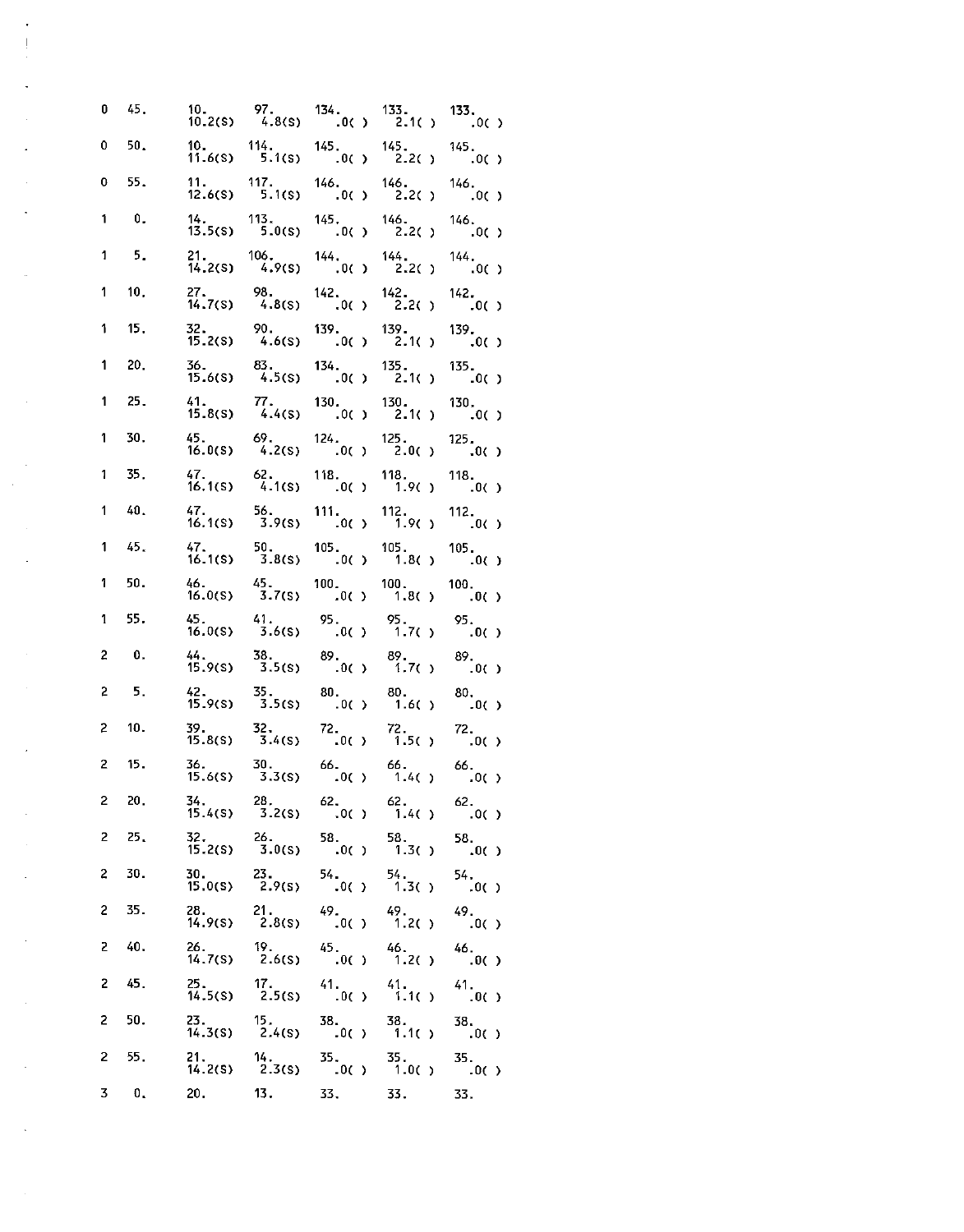| | | | | | | |
|---|---|---|---|---|---|---|
| 0 | 45. | 10.<br>10.2(S) | 97.<br>4.8(S) | 134.<br>.0( ) | 133.<br>2.1( ) | 133.<br>.0( ) |
| 0 | 50. | 10.<br>11.6(S) | 114.<br>5.1(S) | 145.<br>.0( ) | 145.<br>2.2( ) | 145.<br>.0( ) |
| 0 | 55. | 11.<br>12.6(S) | 117.<br>5.1(S) | 146.<br>.0( ) | 146.<br>2.2( ) | 146.<br>.0( ) |
| 1 | 0. | 14.<br>13.5(S) | 113.<br>5.0(S) | 145.<br>.0( ) | 146.<br>2.2( ) | 146.<br>.0( ) |
| 1 | 5. | 21.<br>14.2(S) | 106.<br>4.9(S) | 144.<br>.0( ) | 144.<br>2.2( ) | 144.<br>.0( ) |
| 1 | 10. | 27.<br>14.7(S) | 98.<br>4.8(S) | 142.<br>.0( ) | 142.<br>2.2( ) | 142.<br>.0( ) |
| 1 | 15. | 32.<br>15.2(S) | 90.<br>4.6(S) | 139.<br>.0( ) | 139.<br>2.1( ) | 139.<br>.0( ) |
| 1 | 20. | 36.<br>15.6(S) | 83.<br>4.5(S) | 134.<br>.0( ) | 135.<br>2.1( ) | 135.<br>.0( ) |
| 1 | 25. | 41.<br>15.8(S) | 77.<br>4.4(S) | 130.<br>.0( ) | 130.<br>2.1( ) | 130.<br>.0( ) |
| 1 | 30. | 45.<br>16.0(S) | 69.<br>4.2(S) | 124.<br>.0( ) | 125.<br>2.0( ) | 125.<br>.0( ) |
| 1 | 35. | 47.<br>16.1(S) | 62.<br>4.1(S) | 118.<br>.0( ) | 118.<br>1.9( ) | 118.<br>.0( ) |
| 1 | 40. | 47.<br>16.1(S) | 56.<br>3.9(S) | 111.<br>.0( ) | 112.<br>1.9( ) | 112.<br>.0( ) |
| 1 | 45. | 47.<br>16.1(S) | 50.<br>3.8(S) | 105.<br>.0( ) | 105.<br>1.8( ) | 105.<br>.0( ) |
| 1 | 50. | 46.<br>16.0(S) | 45.<br>3.7(S) | 100.<br>.0( ) | 100.<br>1.8( ) | 100.<br>.0( ) |
| 1 | 55. | 45.<br>16.0(S) | 41.<br>3.6(S) | 95.<br>.0( ) | 95.<br>1.7( ) | 95.<br>.0( ) |
| 2 | 0. | 44.<br>15.9(S) | 38.<br>3.5(S) | 89.<br>.0( ) | 89.<br>1.7( ) | 89.<br>.0( ) |
| 2 | 5. | 42.<br>15.9(S) | 35.<br>3.5(S) | 80.<br>.0( ) | 80.<br>1.6( ) | 80.<br>.0( ) |
| 2 | 10. | 39.<br>15.8(S) | 32.<br>3.4(S) | 72.<br>.0( ) | 72.<br>1.5( ) | 72.<br>.0( ) |
| 2 | 15. | 36.<br>15.6(S) | 30.<br>3.3(S) | 66.<br>.0( ) | 66.<br>1.4( ) | 66.<br>.0( ) |
| 2 | 20. | 34.<br>15.4(S) | 28.<br>3.2(S) | 62.<br>.0( ) | 62.<br>1.4( ) | 62.<br>.0( ) |
| 2 | 25. | 32.<br>15.2(S) | 26.<br>3.0(S) | 58.<br>.0( ) | 58.<br>1.3( ) | 58.<br>.0( ) |
| 2 | 30. | 30.<br>15.0(S) | 23.<br>2.9(S) | 54.<br>.0( ) | 54.<br>1.3( ) | 54.<br>.0( ) |
| 2 | 35. | 28.<br>14.9(S) | 21.<br>2.8(S) | 49.<br>.0( ) | 49.<br>1.2( ) | 49.<br>.0( ) |
| 2 | 40. | 26.<br>14.7(S) | 19.<br>2.6(S) | 45.<br>.0( ) | 46.<br>1.2( ) | 46.<br>.0( ) |
| 2 | 45. | 25.<br>14.5(S) | 17.<br>2.5(S) | 41.<br>.0( ) | 41.<br>1.1( ) | 41.<br>.0( ) |
| 2 | 50. | 23.<br>14.3(S) | 15.<br>2.4(S) | 38.<br>.0( ) | 38.<br>1.1( ) | 38.<br>.0( ) |
| 2 | 55. | 21.<br>14.2(S) | 14.<br>2.3(S) | 35.<br>.0( ) | 35.<br>1.0( ) | 35.<br>.0( ) |
| 3 | 0. | 20. | 13. | 33. | 33. | 33. |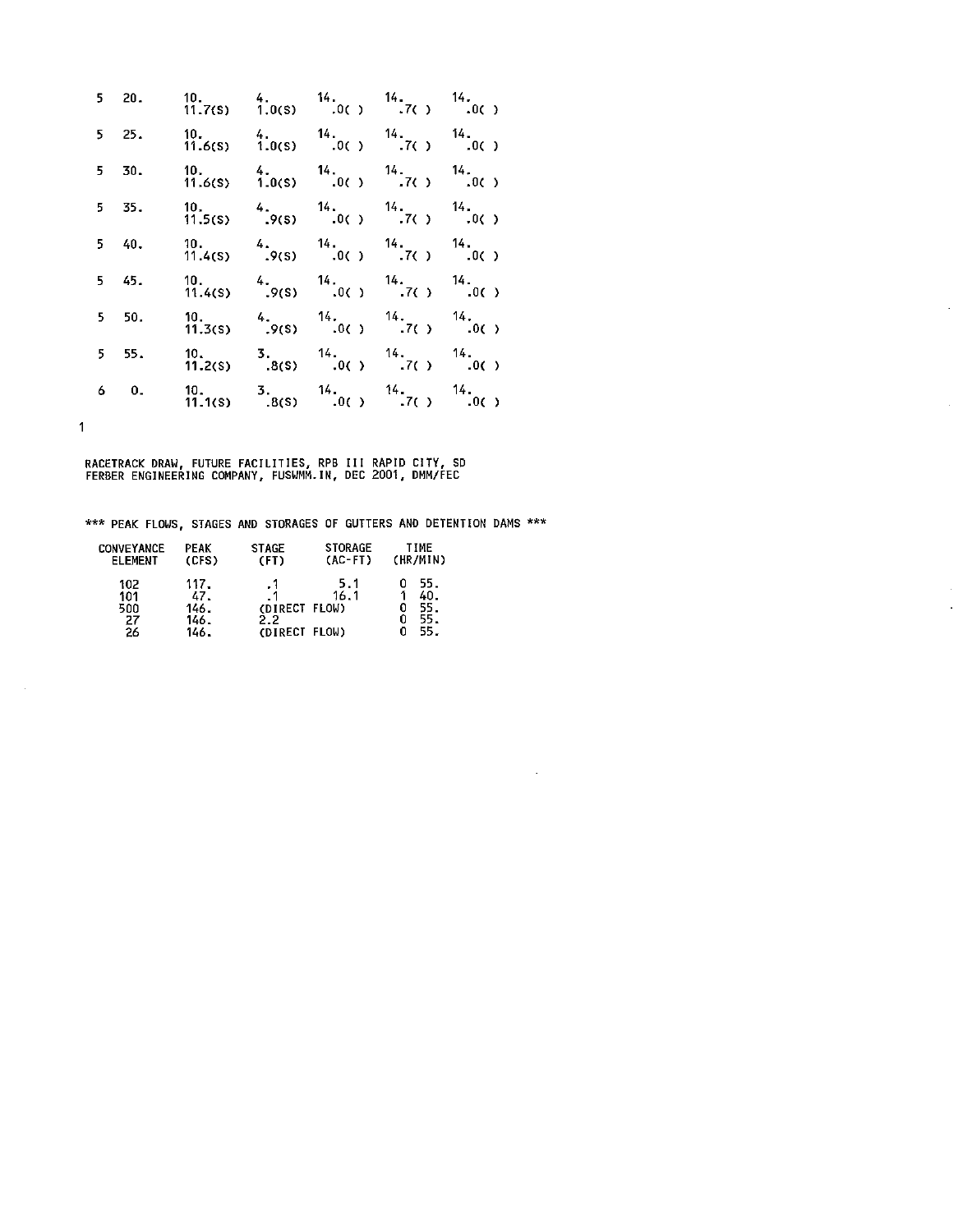| | | | | | | |
|---|---|---|---|---|---|---|
| 5 | 20. | 10.<br>11.7(S) | 4.<br>1.0(S) | 14.<br>.0( ) | 14.<br>.7( ) | 14.<br>.0( ) |
| 5 | 25. | 10.<br>11.6(S) | 4.<br>1.0(S) | 14.<br>.0( ) | 14.<br>.7( ) | 14.<br>.0( ) |
| 5 | 30. | 10.<br>11.6(S) | 4.<br>1.0(S) | 14.<br>.0( ) | 14.<br>.7( ) | 14.<br>.0( ) |
| 5 | 35. | 10.<br>11.5(S) | 4.<br>.9(S) | 14.<br>.0( ) | 14.<br>.7( ) | 14.<br>.0( ) |
| 5 | 40. | 10.<br>11.4(S) | 4.<br>.9(S) | 14.<br>.0( ) | 14.<br>.7( ) | 14.<br>.0( ) |
| 5 | 45. | 10.<br>11.4(S) | 4.<br>.9(S) | 14.<br>.0( ) | 14.<br>.7( ) | 14.<br>.0( ) |
| 5 | 50. | 10.<br>11.3(S) | 4.<br>.9(S) | 14.<br>.0( ) | 14.<br>.7( ) | 14.<br>.0( ) |
| 5 | 55. | 10.<br>11.2(S) | 3.<br>.8(S) | 14.<br>.0( ) | 14.<br>.7( ) | 14.<br>.0( ) |
| 6 | 0. | 10.<br>11.1(S) | 3.<br>.8(S) | 14.<br>.0( ) | 14.<br>.7( ) | 14.<br>.0( ) |

1

RACETRACK DRAW, FUTURE FACILITIES, RPB III RAPID CITY, SD
FERBER ENGINEERING COMPANY, FUSWMM.IN, DEC 2001, DMM/FEC

*** PEAK FLOWS, STAGES AND STORAGES OF GUTTERS AND DETENTION DAMS ***

| CONVEYANCE ELEMENT | PEAK (CFS) | STAGE (FT) | STORAGE (AC-FT) | TIME (HR/MIN) |
|---|---|---|---|---|
| 102 | 117. | .1 | 5.1 | 0 55. |
| 101 | 47. | .1 | 16.1 | 1 40. |
| 500 | 146. | (DIRECT FLOW) | | 0 55. |
| 27 | 146. | 2.2 | | 0 55. |
| 26 | 146. | (DIRECT FLOW) | | 0 55. |